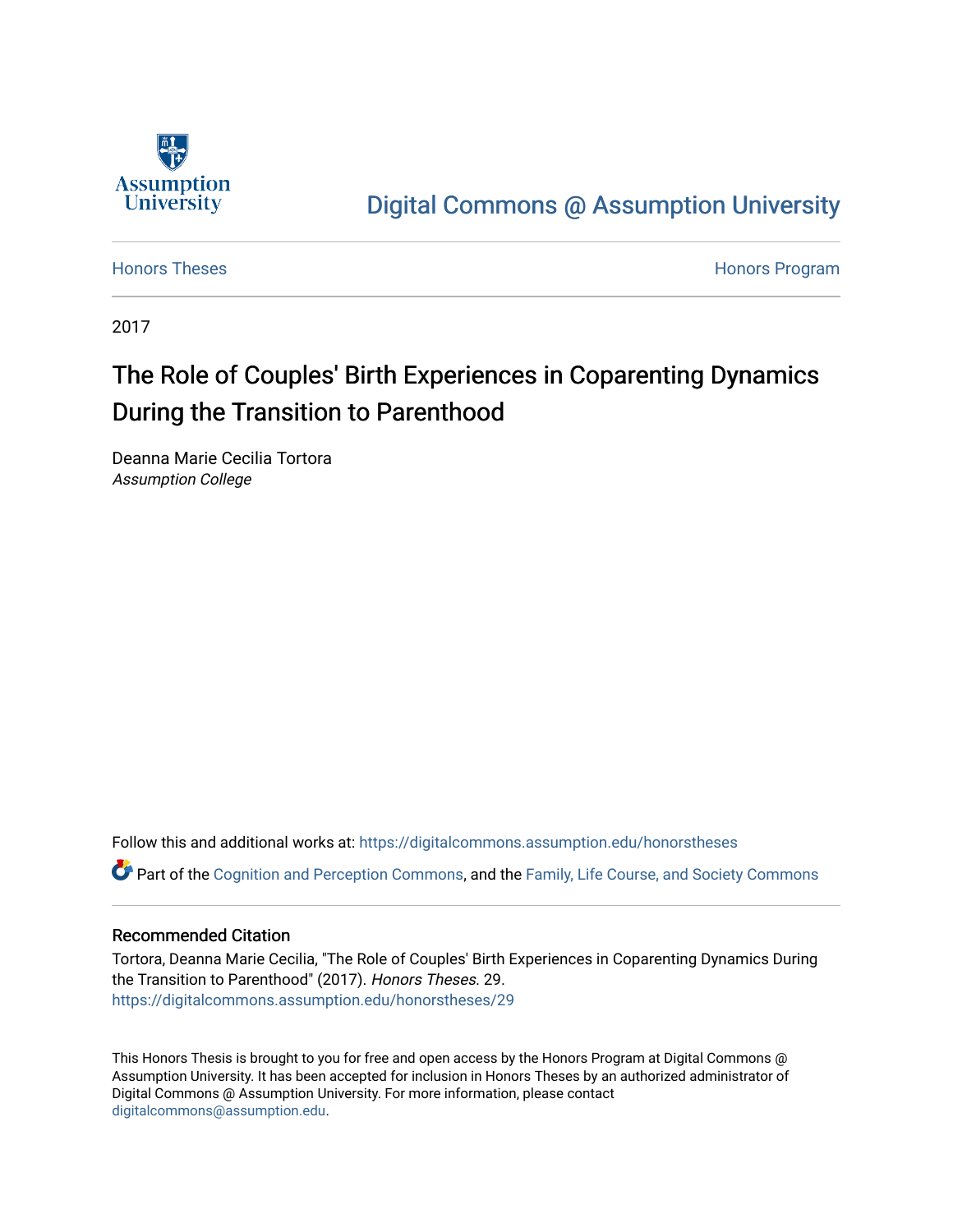Assumption University

Digital Commons @ Assumption University

Honors Theses

Honors Program

2017

# The Role of Couples' Birth Experiences in Coparenting Dynamics During the Transition to Parenthood

Deanna Marie Cecilia Tortora
*Assumption College*

Follow this and additional works at: https://digitalcommons.assumption.edu/honorstheses

Part of the Cognition and Perception Commons, and the Family, Life Course, and Society Commons

### Recommended Citation

Tortora, Deanna Marie Cecilia, "The Role of Couples' Birth Experiences in Coparenting Dynamics During the Transition to Parenthood" (2017). *Honors Theses*. 29.
https://digitalcommons.assumption.edu/honorstheses/29

This Honors Thesis is brought to you for free and open access by the Honors Program at Digital Commons @ Assumption University. It has been accepted for inclusion in Honors Theses by an authorized administrator of Digital Commons @ Assumption University. For more information, please contact digitalcommons@assumption.edu.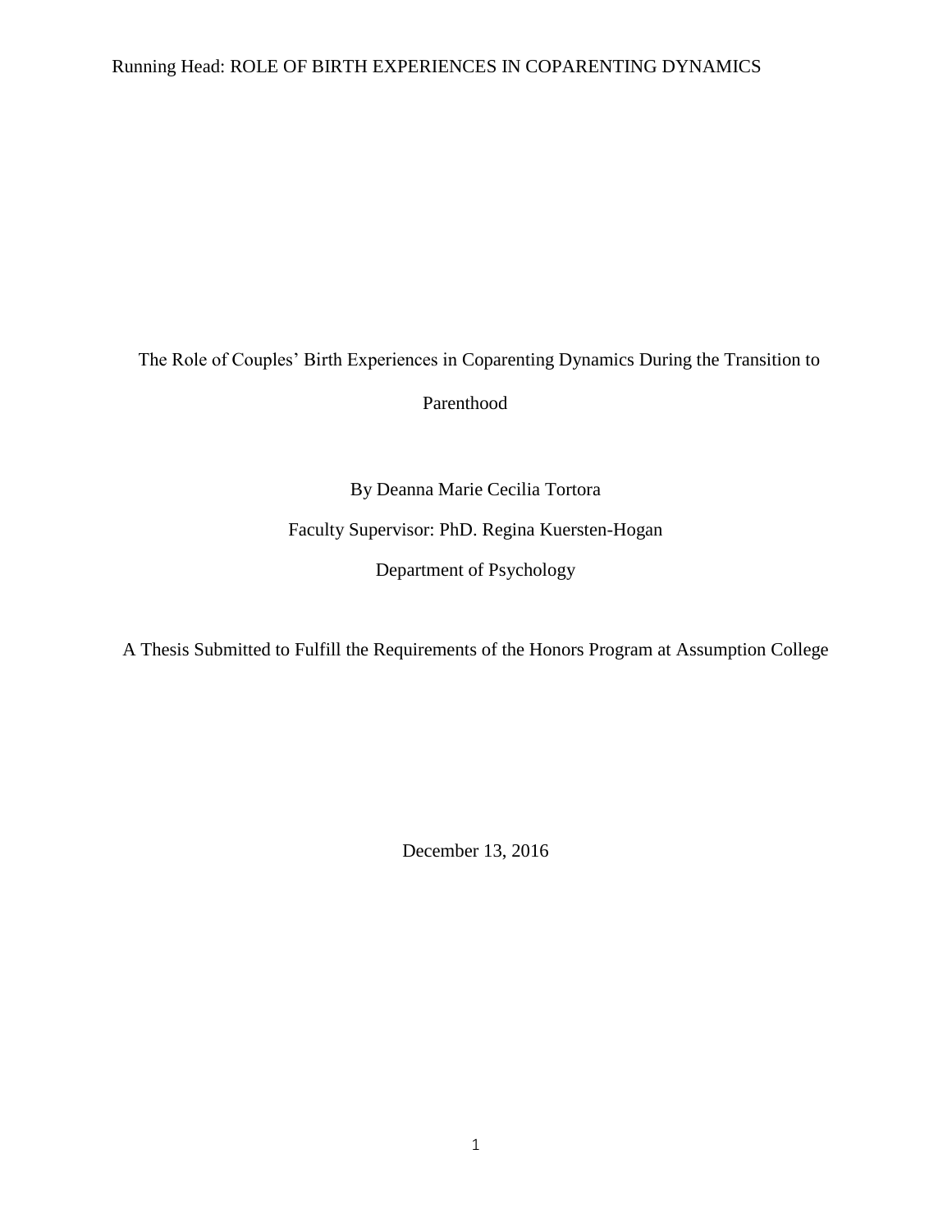# The Role of Couples' Birth Experiences in Coparenting Dynamics During the Transition to Parenthood

By Deanna Marie Cecilia Tortora

Faculty Supervisor: PhD. Regina Kuersten-Hogan

Department of Psychology

A Thesis Submitted to Fulfill the Requirements of the Honors Program at Assumption College

December 13, 2016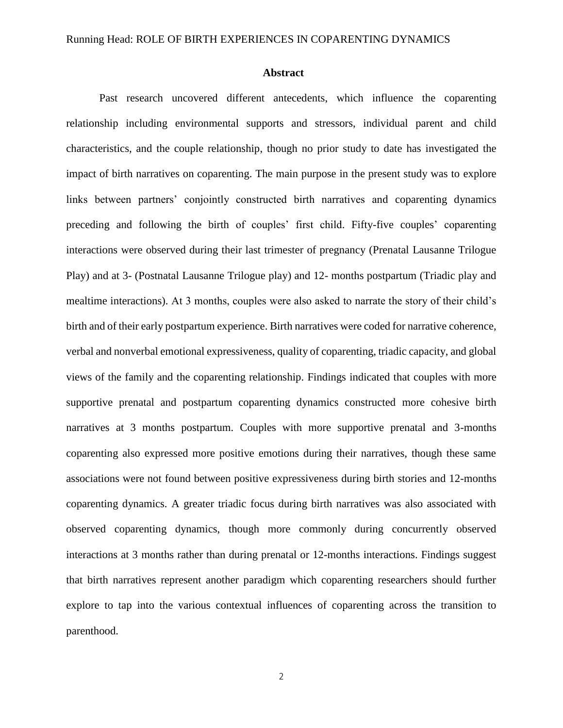## Abstract

Past research uncovered different antecedents, which influence the coparenting relationship including environmental supports and stressors, individual parent and child characteristics, and the couple relationship, though no prior study to date has investigated the impact of birth narratives on coparenting. The main purpose in the present study was to explore links between partners' conjointly constructed birth narratives and coparenting dynamics preceding and following the birth of couples' first child. Fifty-five couples' coparenting interactions were observed during their last trimester of pregnancy (Prenatal Lausanne Trilogue Play) and at 3- (Postnatal Lausanne Trilogue play) and 12- months postpartum (Triadic play and mealtime interactions). At 3 months, couples were also asked to narrate the story of their child's birth and of their early postpartum experience. Birth narratives were coded for narrative coherence, verbal and nonverbal emotional expressiveness, quality of coparenting, triadic capacity, and global views of the family and the coparenting relationship. Findings indicated that couples with more supportive prenatal and postpartum coparenting dynamics constructed more cohesive birth narratives at 3 months postpartum. Couples with more supportive prenatal and 3-months coparenting also expressed more positive emotions during their narratives, though these same associations were not found between positive expressiveness during birth stories and 12-months coparenting dynamics. A greater triadic focus during birth narratives was also associated with observed coparenting dynamics, though more commonly during concurrently observed interactions at 3 months rather than during prenatal or 12-months interactions. Findings suggest that birth narratives represent another paradigm which coparenting researchers should further explore to tap into the various contextual influences of coparenting across the transition to parenthood.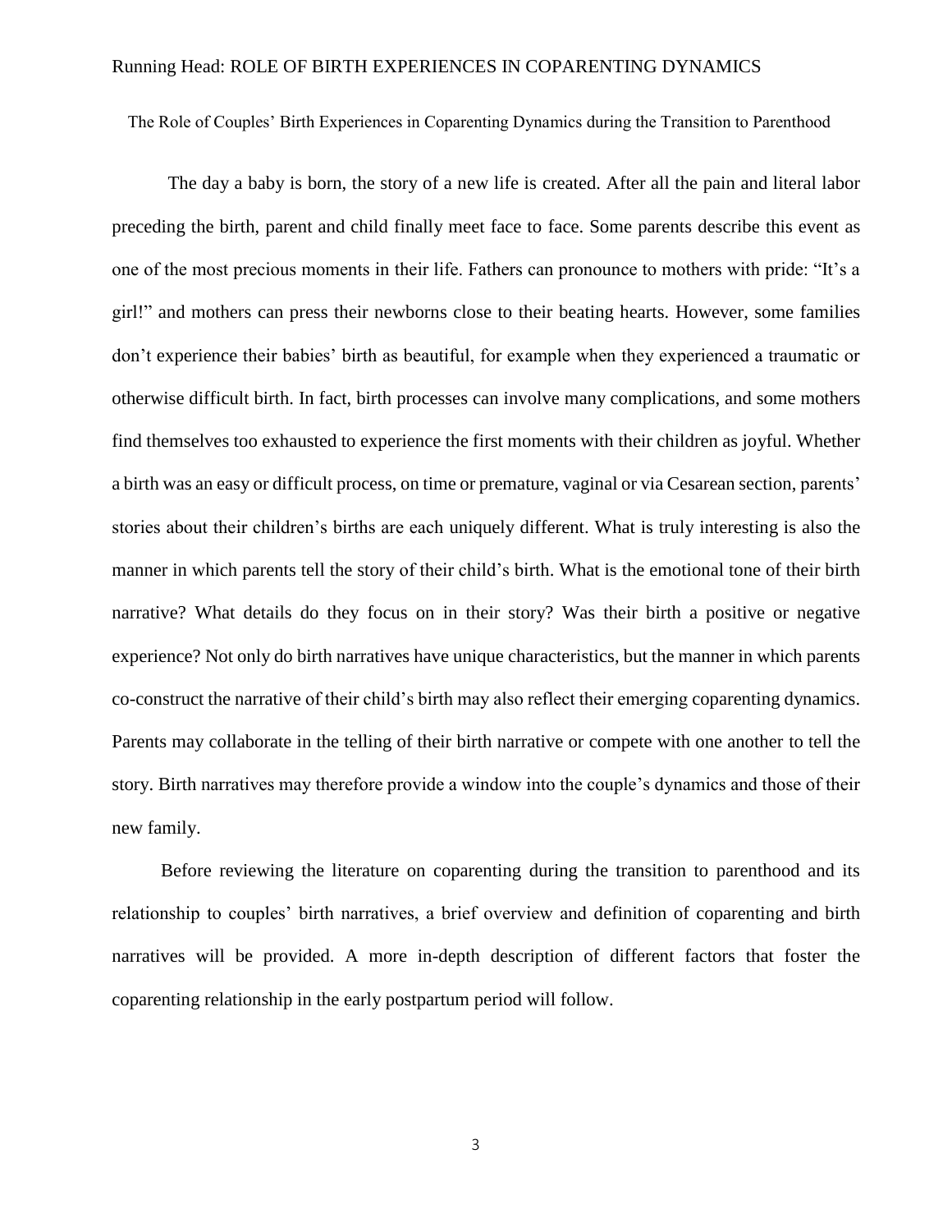The Role of Couples' Birth Experiences in Coparenting Dynamics during the Transition to Parenthood

The day a baby is born, the story of a new life is created. After all the pain and literal labor preceding the birth, parent and child finally meet face to face. Some parents describe this event as one of the most precious moments in their life. Fathers can pronounce to mothers with pride: "It's a girl!" and mothers can press their newborns close to their beating hearts. However, some families don't experience their babies' birth as beautiful, for example when they experienced a traumatic or otherwise difficult birth. In fact, birth processes can involve many complications, and some mothers find themselves too exhausted to experience the first moments with their children as joyful. Whether a birth was an easy or difficult process, on time or premature, vaginal or via Cesarean section, parents' stories about their children's births are each uniquely different. What is truly interesting is also the manner in which parents tell the story of their child's birth. What is the emotional tone of their birth narrative? What details do they focus on in their story? Was their birth a positive or negative experience? Not only do birth narratives have unique characteristics, but the manner in which parents co-construct the narrative of their child's birth may also reflect their emerging coparenting dynamics. Parents may collaborate in the telling of their birth narrative or compete with one another to tell the story. Birth narratives may therefore provide a window into the couple's dynamics and those of their new family.

Before reviewing the literature on coparenting during the transition to parenthood and its relationship to couples' birth narratives, a brief overview and definition of coparenting and birth narratives will be provided. A more in-depth description of different factors that foster the coparenting relationship in the early postpartum period will follow.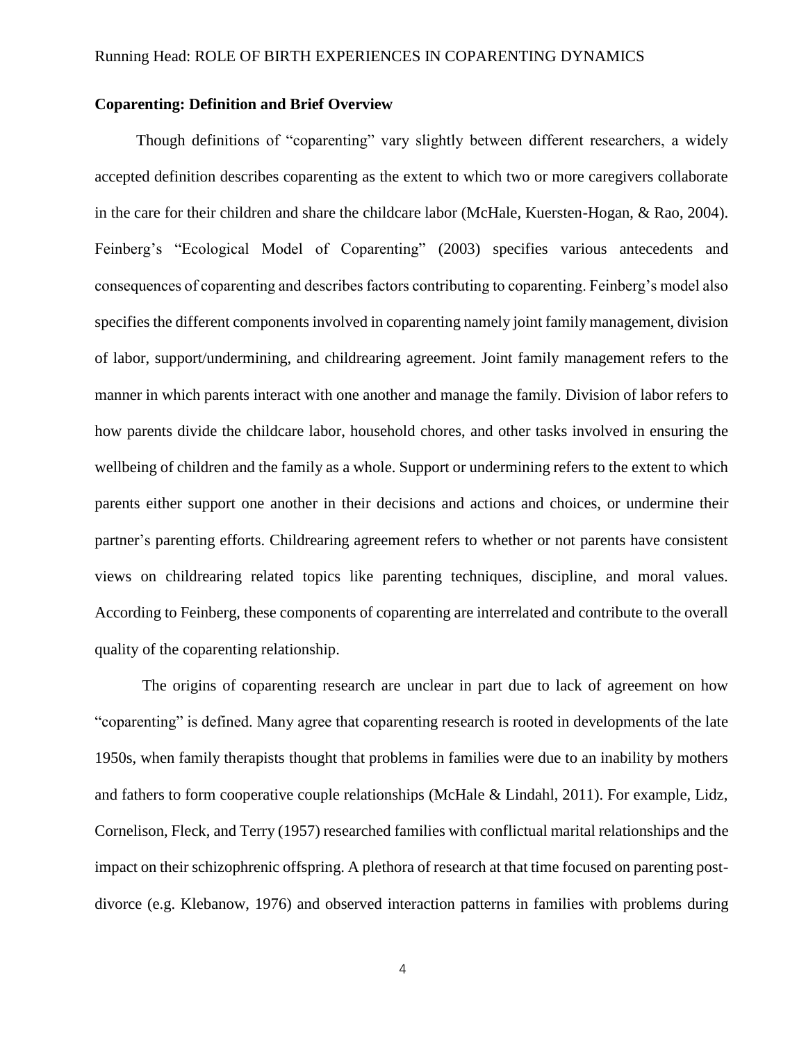**Coparenting: Definition and Brief Overview**

Though definitions of "coparenting" vary slightly between different researchers, a widely accepted definition describes coparenting as the extent to which two or more caregivers collaborate in the care for their children and share the childcare labor (McHale, Kuersten-Hogan, & Rao, 2004). Feinberg's "Ecological Model of Coparenting" (2003) specifies various antecedents and consequences of coparenting and describes factors contributing to coparenting. Feinberg's model also specifies the different components involved in coparenting namely joint family management, division of labor, support/undermining, and childrearing agreement. Joint family management refers to the manner in which parents interact with one another and manage the family. Division of labor refers to how parents divide the childcare labor, household chores, and other tasks involved in ensuring the wellbeing of children and the family as a whole. Support or undermining refers to the extent to which parents either support one another in their decisions and actions and choices, or undermine their partner's parenting efforts. Childrearing agreement refers to whether or not parents have consistent views on childrearing related topics like parenting techniques, discipline, and moral values. According to Feinberg, these components of coparenting are interrelated and contribute to the overall quality of the coparenting relationship.

The origins of coparenting research are unclear in part due to lack of agreement on how "coparenting" is defined. Many agree that coparenting research is rooted in developments of the late 1950s, when family therapists thought that problems in families were due to an inability by mothers and fathers to form cooperative couple relationships (McHale & Lindahl, 2011). For example, Lidz, Cornelison, Fleck, and Terry (1957) researched families with conflictual marital relationships and the impact on their schizophrenic offspring. A plethora of research at that time focused on parenting post-divorce (e.g. Klebanow, 1976) and observed interaction patterns in families with problems during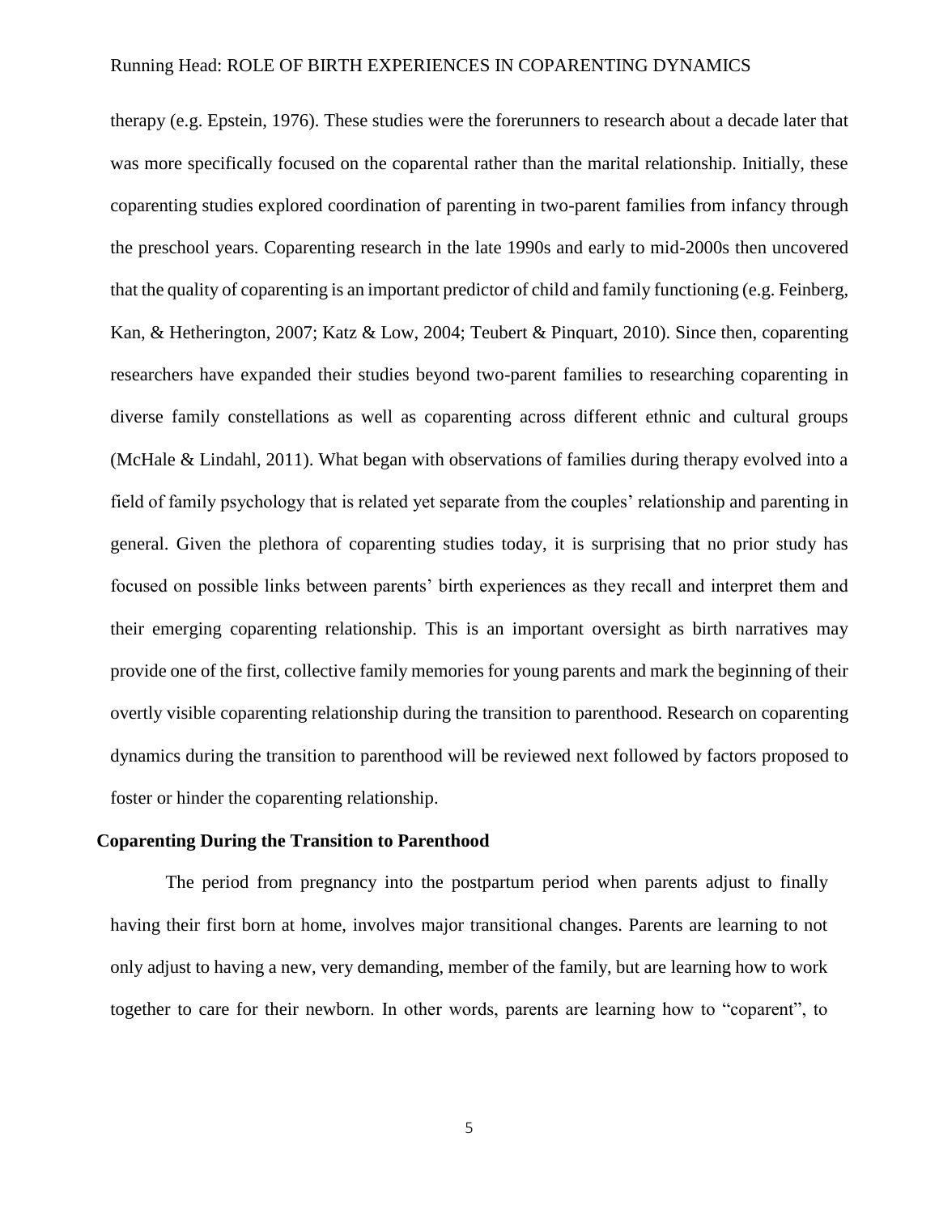therapy (e.g. Epstein, 1976). These studies were the forerunners to research about a decade later that was more specifically focused on the coparental rather than the marital relationship. Initially, these coparenting studies explored coordination of parenting in two-parent families from infancy through the preschool years. Coparenting research in the late 1990s and early to mid-2000s then uncovered that the quality of coparenting is an important predictor of child and family functioning (e.g. Feinberg, Kan, & Hetherington, 2007; Katz & Low, 2004; Teubert & Pinquart, 2010). Since then, coparenting researchers have expanded their studies beyond two-parent families to researching coparenting in diverse family constellations as well as coparenting across different ethnic and cultural groups (McHale & Lindahl, 2011). What began with observations of families during therapy evolved into a field of family psychology that is related yet separate from the couples' relationship and parenting in general. Given the plethora of coparenting studies today, it is surprising that no prior study has focused on possible links between parents' birth experiences as they recall and interpret them and their emerging coparenting relationship. This is an important oversight as birth narratives may provide one of the first, collective family memories for young parents and mark the beginning of their overtly visible coparenting relationship during the transition to parenthood. Research on coparenting dynamics during the transition to parenthood will be reviewed next followed by factors proposed to foster or hinder the coparenting relationship.

## Coparenting During the Transition to Parenthood

The period from pregnancy into the postpartum period when parents adjust to finally having their first born at home, involves major transitional changes. Parents are learning to not only adjust to having a new, very demanding, member of the family, but are learning how to work together to care for their newborn. In other words, parents are learning how to "coparent", to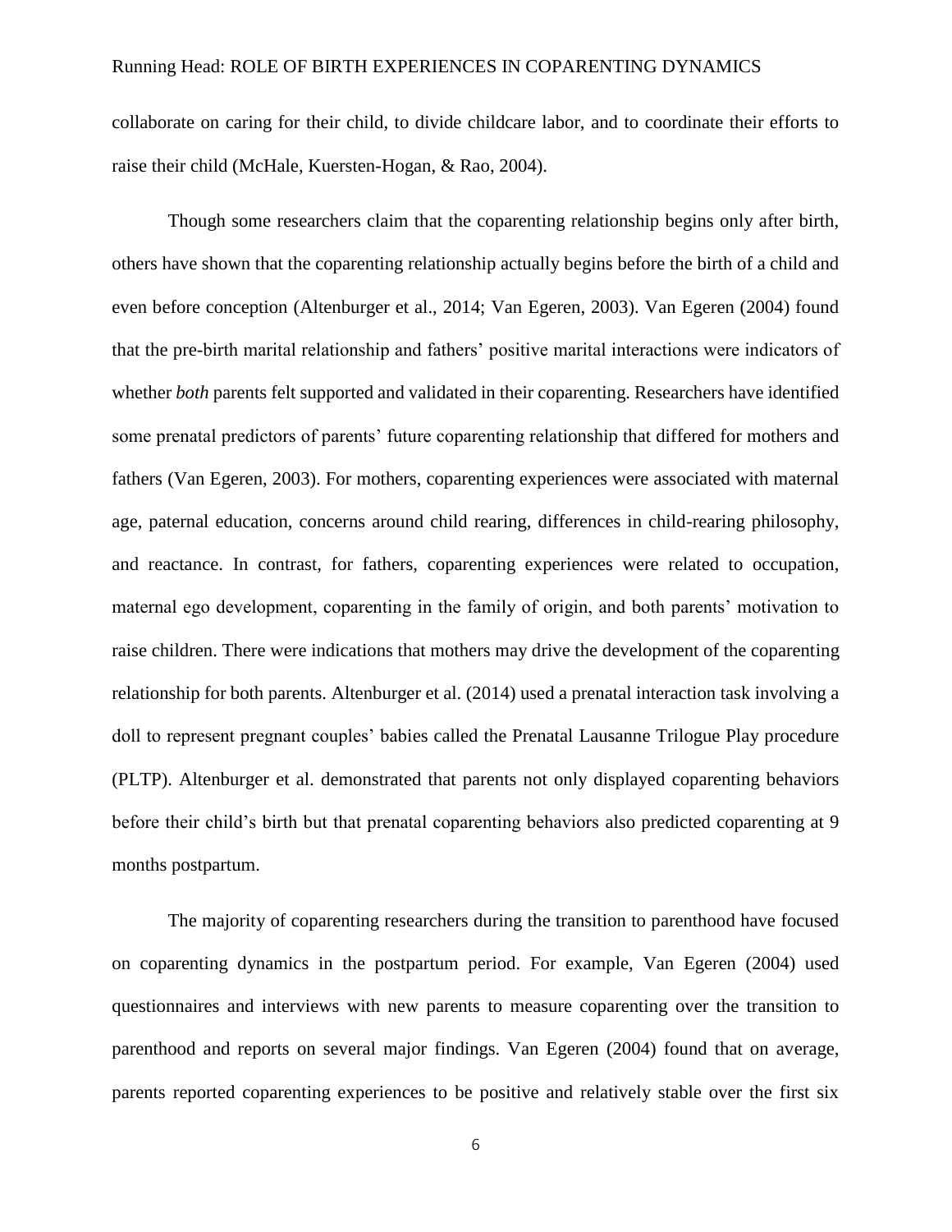collaborate on caring for their child, to divide childcare labor, and to coordinate their efforts to raise their child (McHale, Kuersten-Hogan, & Rao, 2004).

Though some researchers claim that the coparenting relationship begins only after birth, others have shown that the coparenting relationship actually begins before the birth of a child and even before conception (Altenburger et al., 2014; Van Egeren, 2003). Van Egeren (2004) found that the pre-birth marital relationship and fathers' positive marital interactions were indicators of whether *both* parents felt supported and validated in their coparenting. Researchers have identified some prenatal predictors of parents' future coparenting relationship that differed for mothers and fathers (Van Egeren, 2003). For mothers, coparenting experiences were associated with maternal age, paternal education, concerns around child rearing, differences in child-rearing philosophy, and reactance. In contrast, for fathers, coparenting experiences were related to occupation, maternal ego development, coparenting in the family of origin, and both parents' motivation to raise children. There were indications that mothers may drive the development of the coparenting relationship for both parents. Altenburger et al. (2014) used a prenatal interaction task involving a doll to represent pregnant couples' babies called the Prenatal Lausanne Trilogue Play procedure (PLTP). Altenburger et al. demonstrated that parents not only displayed coparenting behaviors before their child's birth but that prenatal coparenting behaviors also predicted coparenting at 9 months postpartum.

The majority of coparenting researchers during the transition to parenthood have focused on coparenting dynamics in the postpartum period. For example, Van Egeren (2004) used questionnaires and interviews with new parents to measure coparenting over the transition to parenthood and reports on several major findings. Van Egeren (2004) found that on average, parents reported coparenting experiences to be positive and relatively stable over the first six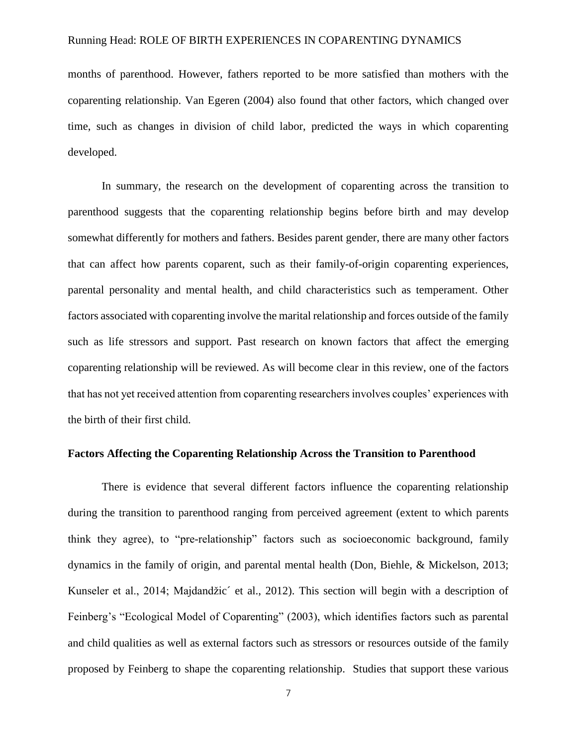months of parenthood. However, fathers reported to be more satisfied than mothers with the coparenting relationship. Van Egeren (2004) also found that other factors, which changed over time, such as changes in division of child labor, predicted the ways in which coparenting developed.

In summary, the research on the development of coparenting across the transition to parenthood suggests that the coparenting relationship begins before birth and may develop somewhat differently for mothers and fathers. Besides parent gender, there are many other factors that can affect how parents coparent, such as their family-of-origin coparenting experiences, parental personality and mental health, and child characteristics such as temperament. Other factors associated with coparenting involve the marital relationship and forces outside of the family such as life stressors and support. Past research on known factors that affect the emerging coparenting relationship will be reviewed. As will become clear in this review, one of the factors that has not yet received attention from coparenting researchers involves couples' experiences with the birth of their first child.

**Factors Affecting the Coparenting Relationship Across the Transition to Parenthood**

There is evidence that several different factors influence the coparenting relationship during the transition to parenthood ranging from perceived agreement (extent to which parents think they agree), to "pre-relationship" factors such as socioeconomic background, family dynamics in the family of origin, and parental mental health (Don, Biehle, & Mickelson, 2013; Kunseler et al., 2014; Majdandžic´ et al., 2012). This section will begin with a description of Feinberg's "Ecological Model of Coparenting" (2003), which identifies factors such as parental and child qualities as well as external factors such as stressors or resources outside of the family proposed by Feinberg to shape the coparenting relationship. Studies that support these various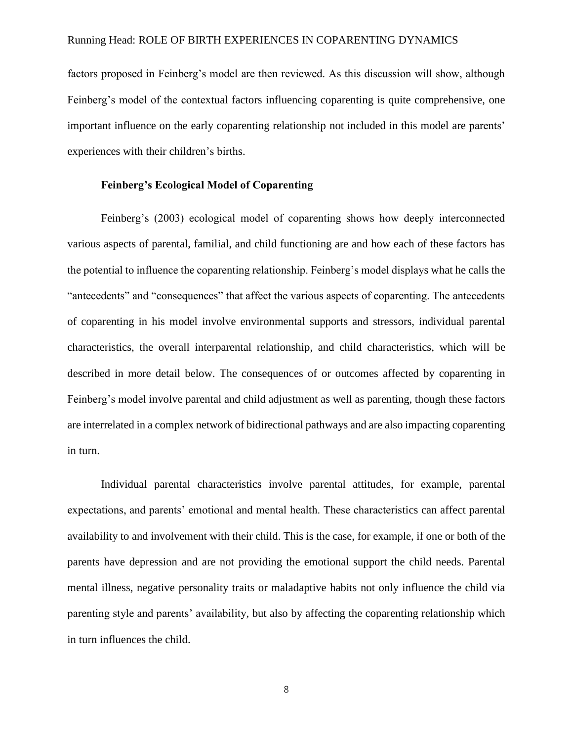factors proposed in Feinberg's model are then reviewed. As this discussion will show, although Feinberg's model of the contextual factors influencing coparenting is quite comprehensive, one important influence on the early coparenting relationship not included in this model are parents' experiences with their children's births.

### Feinberg's Ecological Model of Coparenting

Feinberg's (2003) ecological model of coparenting shows how deeply interconnected various aspects of parental, familial, and child functioning are and how each of these factors has the potential to influence the coparenting relationship. Feinberg's model displays what he calls the "antecedents" and "consequences" that affect the various aspects of coparenting. The antecedents of coparenting in his model involve environmental supports and stressors, individual parental characteristics, the overall interparental relationship, and child characteristics, which will be described in more detail below. The consequences of or outcomes affected by coparenting in Feinberg's model involve parental and child adjustment as well as parenting, though these factors are interrelated in a complex network of bidirectional pathways and are also impacting coparenting in turn.

Individual parental characteristics involve parental attitudes, for example, parental expectations, and parents' emotional and mental health. These characteristics can affect parental availability to and involvement with their child. This is the case, for example, if one or both of the parents have depression and are not providing the emotional support the child needs. Parental mental illness, negative personality traits or maladaptive habits not only influence the child via parenting style and parents' availability, but also by affecting the coparenting relationship which in turn influences the child.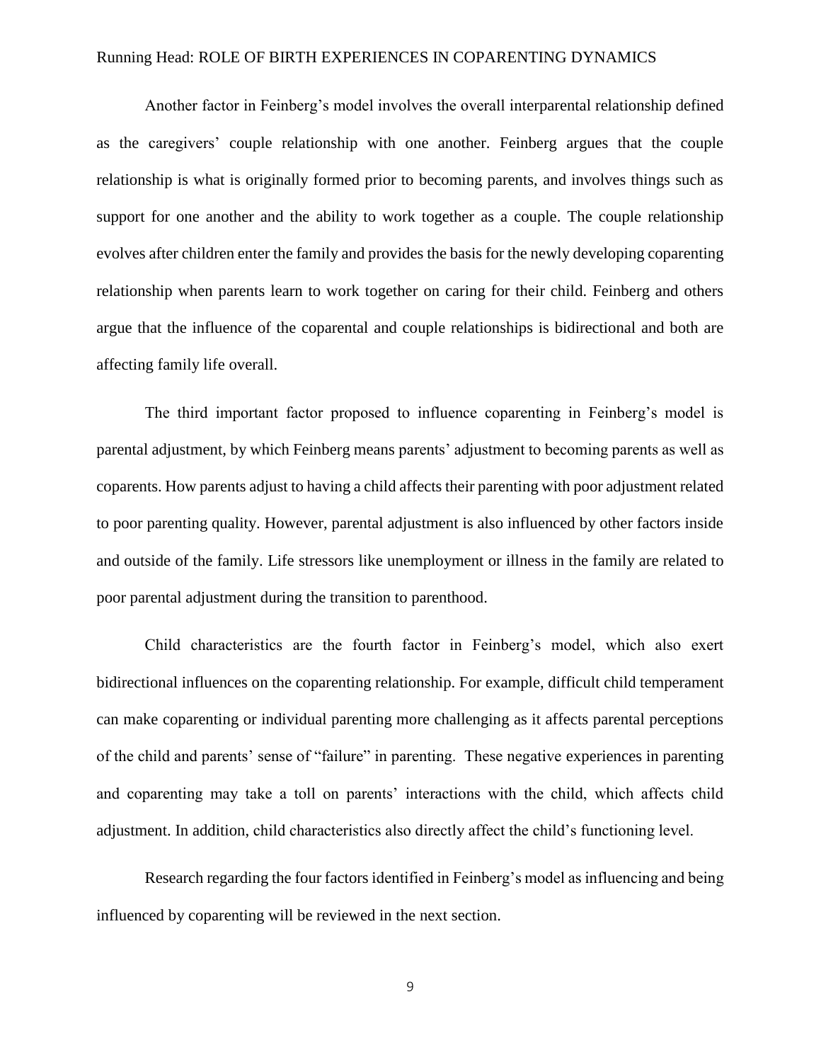Another factor in Feinberg's model involves the overall interparental relationship defined as the caregivers' couple relationship with one another. Feinberg argues that the couple relationship is what is originally formed prior to becoming parents, and involves things such as support for one another and the ability to work together as a couple. The couple relationship evolves after children enter the family and provides the basis for the newly developing coparenting relationship when parents learn to work together on caring for their child. Feinberg and others argue that the influence of the coparental and couple relationships is bidirectional and both are affecting family life overall.

The third important factor proposed to influence coparenting in Feinberg's model is parental adjustment, by which Feinberg means parents' adjustment to becoming parents as well as coparents. How parents adjust to having a child affects their parenting with poor adjustment related to poor parenting quality. However, parental adjustment is also influenced by other factors inside and outside of the family. Life stressors like unemployment or illness in the family are related to poor parental adjustment during the transition to parenthood.

Child characteristics are the fourth factor in Feinberg's model, which also exert bidirectional influences on the coparenting relationship. For example, difficult child temperament can make coparenting or individual parenting more challenging as it affects parental perceptions of the child and parents' sense of "failure" in parenting. These negative experiences in parenting and coparenting may take a toll on parents' interactions with the child, which affects child adjustment. In addition, child characteristics also directly affect the child's functioning level.

Research regarding the four factors identified in Feinberg's model as influencing and being influenced by coparenting will be reviewed in the next section.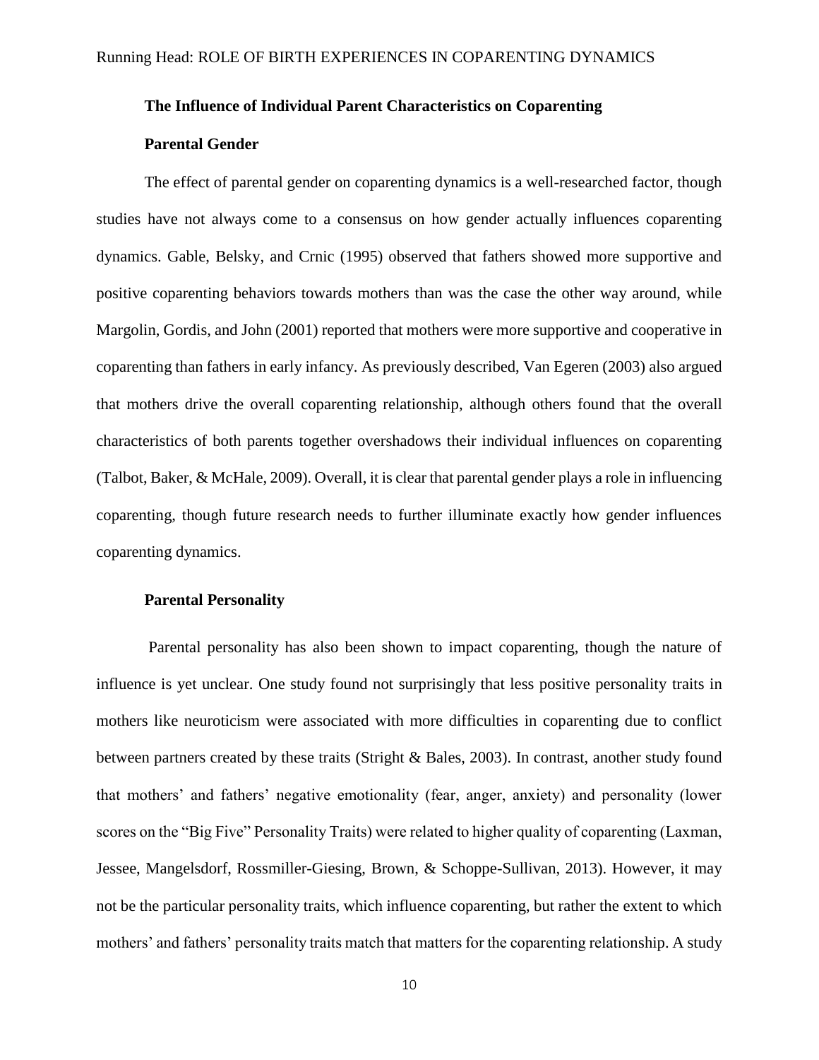### The Influence of Individual Parent Characteristics on Coparenting

#### Parental Gender

The effect of parental gender on coparenting dynamics is a well-researched factor, though studies have not always come to a consensus on how gender actually influences coparenting dynamics. Gable, Belsky, and Crnic (1995) observed that fathers showed more supportive and positive coparenting behaviors towards mothers than was the case the other way around, while Margolin, Gordis, and John (2001) reported that mothers were more supportive and cooperative in coparenting than fathers in early infancy. As previously described, Van Egeren (2003) also argued that mothers drive the overall coparenting relationship, although others found that the overall characteristics of both parents together overshadows their individual influences on coparenting (Talbot, Baker, & McHale, 2009). Overall, it is clear that parental gender plays a role in influencing coparenting, though future research needs to further illuminate exactly how gender influences coparenting dynamics.

#### Parental Personality

Parental personality has also been shown to impact coparenting, though the nature of influence is yet unclear. One study found not surprisingly that less positive personality traits in mothers like neuroticism were associated with more difficulties in coparenting due to conflict between partners created by these traits (Stright & Bales, 2003). In contrast, another study found that mothers' and fathers' negative emotionality (fear, anger, anxiety) and personality (lower scores on the "Big Five" Personality Traits) were related to higher quality of coparenting (Laxman, Jessee, Mangelsdorf, Rossmiller-Giesing, Brown, & Schoppe-Sullivan, 2013). However, it may not be the particular personality traits, which influence coparenting, but rather the extent to which mothers' and fathers' personality traits match that matters for the coparenting relationship. A study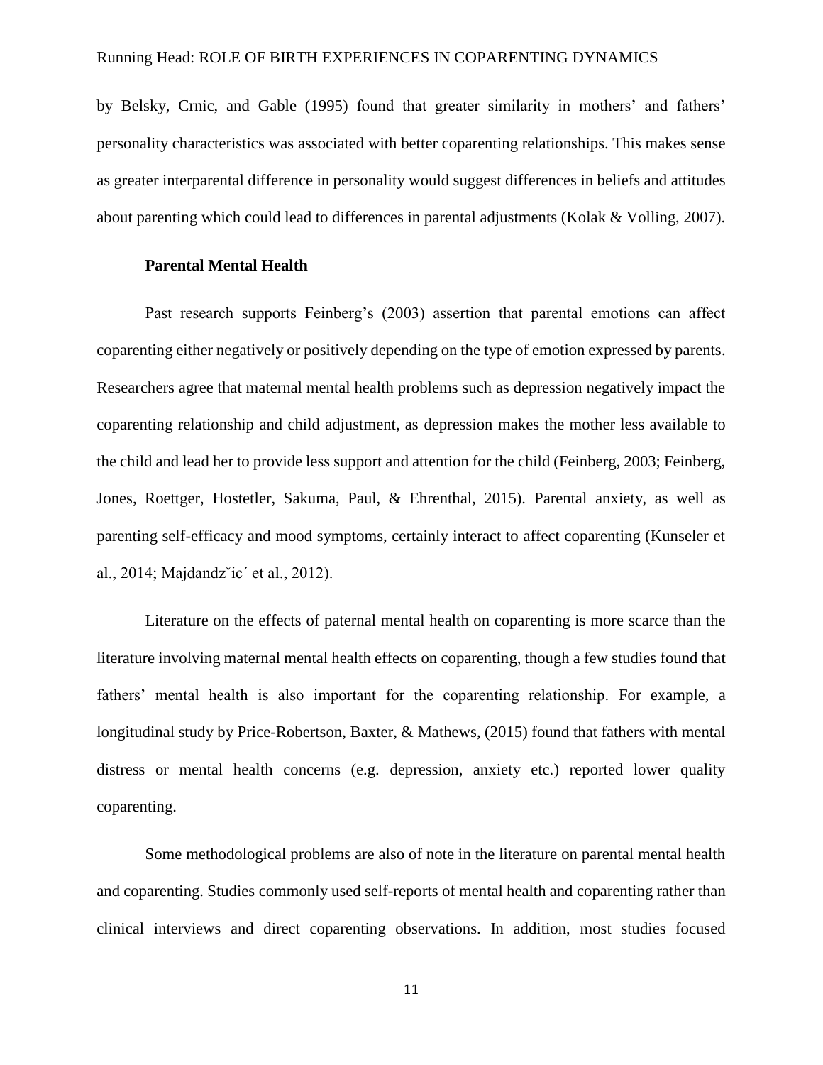by Belsky, Crnic, and Gable (1995) found that greater similarity in mothers' and fathers' personality characteristics was associated with better coparenting relationships. This makes sense as greater interparental difference in personality would suggest differences in beliefs and attitudes about parenting which could lead to differences in parental adjustments (Kolak & Volling, 2007).

### Parental Mental Health

Past research supports Feinberg's (2003) assertion that parental emotions can affect coparenting either negatively or positively depending on the type of emotion expressed by parents. Researchers agree that maternal mental health problems such as depression negatively impact the coparenting relationship and child adjustment, as depression makes the mother less available to the child and lead her to provide less support and attention for the child (Feinberg, 2003; Feinberg, Jones, Roettger, Hostetler, Sakuma, Paul, & Ehrenthal, 2015). Parental anxiety, as well as parenting self-efficacy and mood symptoms, certainly interact to affect coparenting (Kunseler et al., 2014; Majdandzˇic´ et al., 2012).

Literature on the effects of paternal mental health on coparenting is more scarce than the literature involving maternal mental health effects on coparenting, though a few studies found that fathers' mental health is also important for the coparenting relationship. For example, a longitudinal study by Price-Robertson, Baxter, & Mathews, (2015) found that fathers with mental distress or mental health concerns (e.g. depression, anxiety etc.) reported lower quality coparenting.

Some methodological problems are also of note in the literature on parental mental health and coparenting. Studies commonly used self-reports of mental health and coparenting rather than clinical interviews and direct coparenting observations. In addition, most studies focused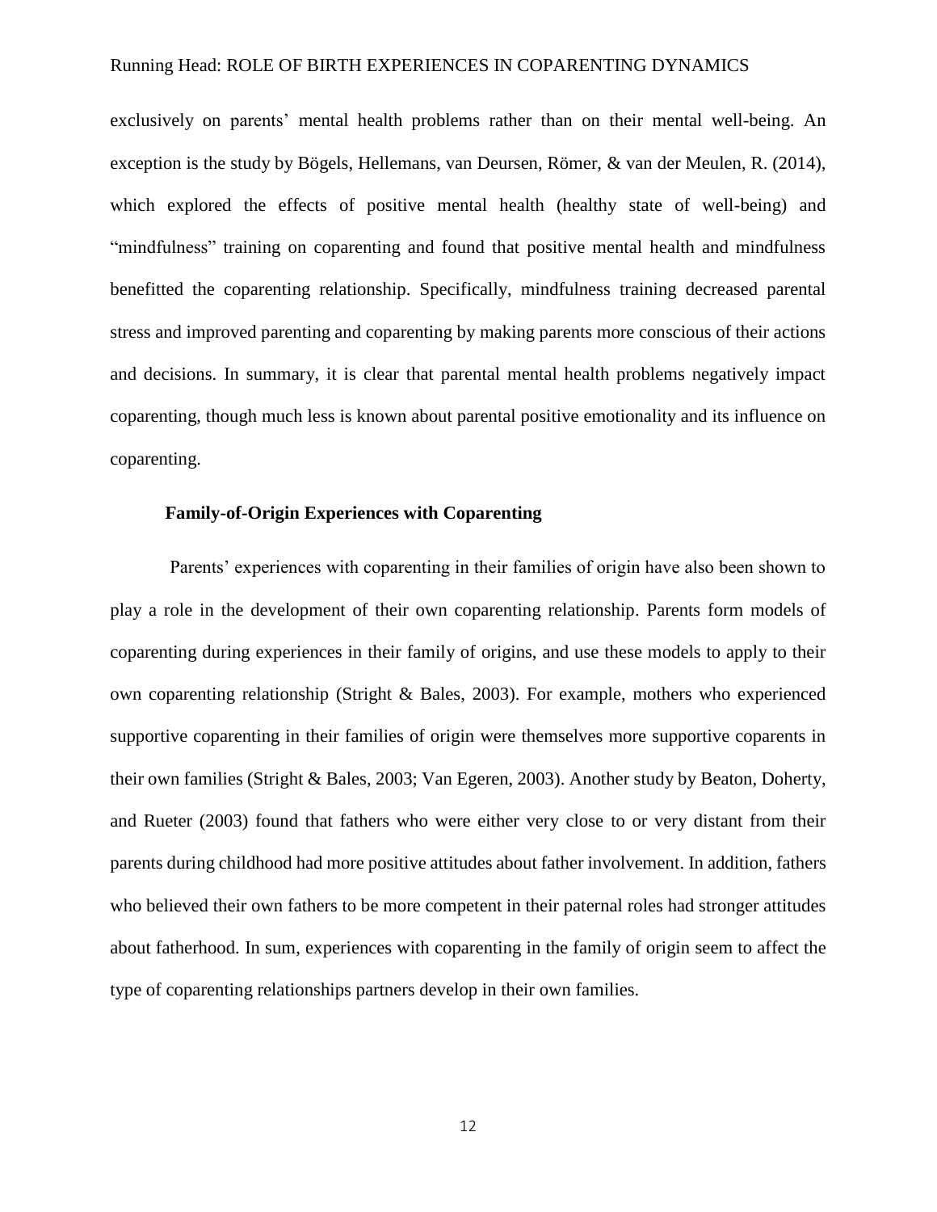exclusively on parents' mental health problems rather than on their mental well-being. An exception is the study by Bögels, Hellemans, van Deursen, Römer, & van der Meulen, R. (2014), which explored the effects of positive mental health (healthy state of well-being) and "mindfulness" training on coparenting and found that positive mental health and mindfulness benefitted the coparenting relationship. Specifically, mindfulness training decreased parental stress and improved parenting and coparenting by making parents more conscious of their actions and decisions. In summary, it is clear that parental mental health problems negatively impact coparenting, though much less is known about parental positive emotionality and its influence on coparenting.

### Family-of-Origin Experiences with Coparenting

Parents' experiences with coparenting in their families of origin have also been shown to play a role in the development of their own coparenting relationship. Parents form models of coparenting during experiences in their family of origins, and use these models to apply to their own coparenting relationship (Stright & Bales, 2003). For example, mothers who experienced supportive coparenting in their families of origin were themselves more supportive coparents in their own families (Stright & Bales, 2003; Van Egeren, 2003). Another study by Beaton, Doherty, and Rueter (2003) found that fathers who were either very close to or very distant from their parents during childhood had more positive attitudes about father involvement. In addition, fathers who believed their own fathers to be more competent in their paternal roles had stronger attitudes about fatherhood. In sum, experiences with coparenting in the family of origin seem to affect the type of coparenting relationships partners develop in their own families.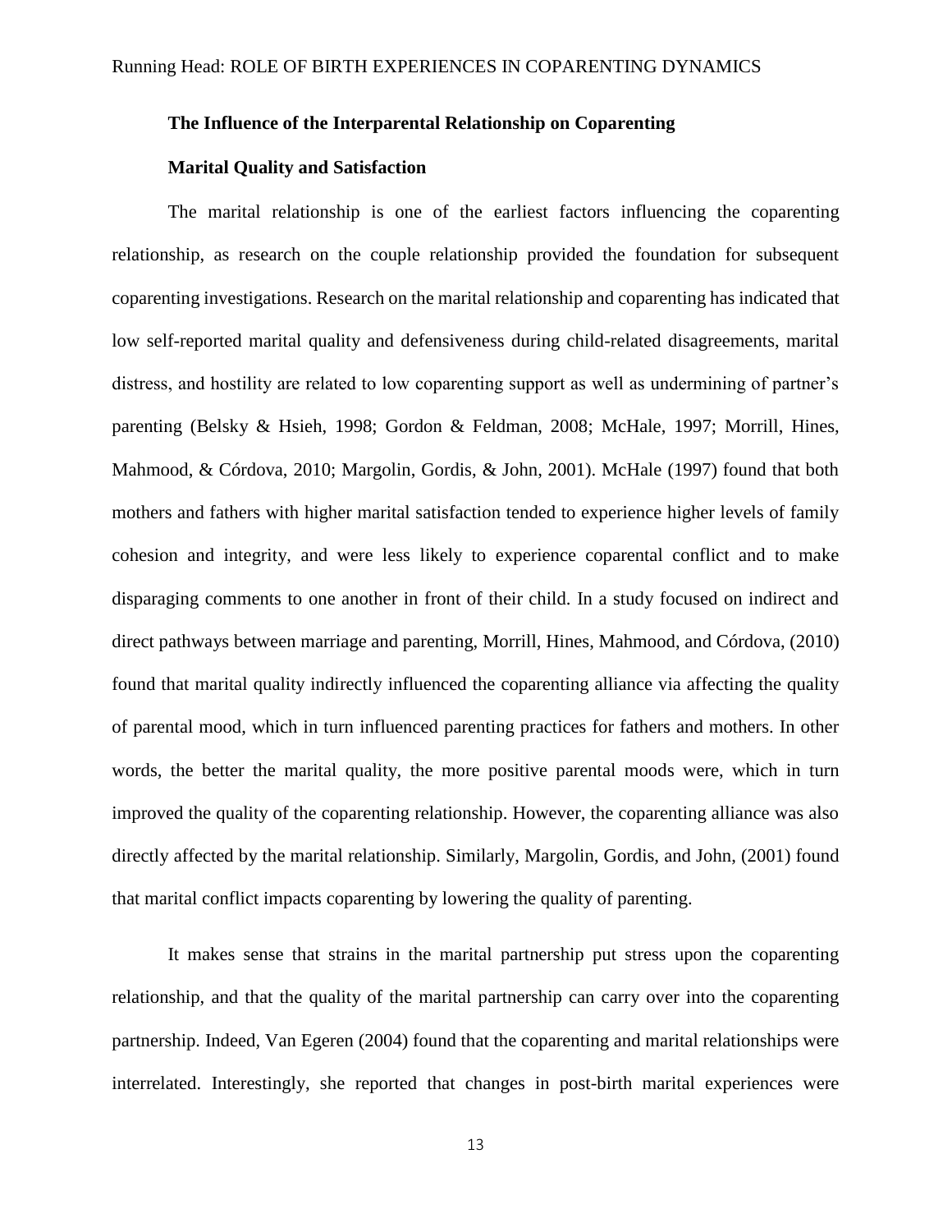### The Influence of the Interparental Relationship on Coparenting

#### Marital Quality and Satisfaction

The marital relationship is one of the earliest factors influencing the coparenting relationship, as research on the couple relationship provided the foundation for subsequent coparenting investigations. Research on the marital relationship and coparenting has indicated that low self-reported marital quality and defensiveness during child-related disagreements, marital distress, and hostility are related to low coparenting support as well as undermining of partner's parenting (Belsky & Hsieh, 1998; Gordon & Feldman, 2008; McHale, 1997; Morrill, Hines, Mahmood, & Córdova, 2010; Margolin, Gordis, & John, 2001). McHale (1997) found that both mothers and fathers with higher marital satisfaction tended to experience higher levels of family cohesion and integrity, and were less likely to experience coparental conflict and to make disparaging comments to one another in front of their child. In a study focused on indirect and direct pathways between marriage and parenting, Morrill, Hines, Mahmood, and Córdova, (2010) found that marital quality indirectly influenced the coparenting alliance via affecting the quality of parental mood, which in turn influenced parenting practices for fathers and mothers. In other words, the better the marital quality, the more positive parental moods were, which in turn improved the quality of the coparenting relationship. However, the coparenting alliance was also directly affected by the marital relationship. Similarly, Margolin, Gordis, and John, (2001) found that marital conflict impacts coparenting by lowering the quality of parenting.

It makes sense that strains in the marital partnership put stress upon the coparenting relationship, and that the quality of the marital partnership can carry over into the coparenting partnership. Indeed, Van Egeren (2004) found that the coparenting and marital relationships were interrelated. Interestingly, she reported that changes in post-birth marital experiences were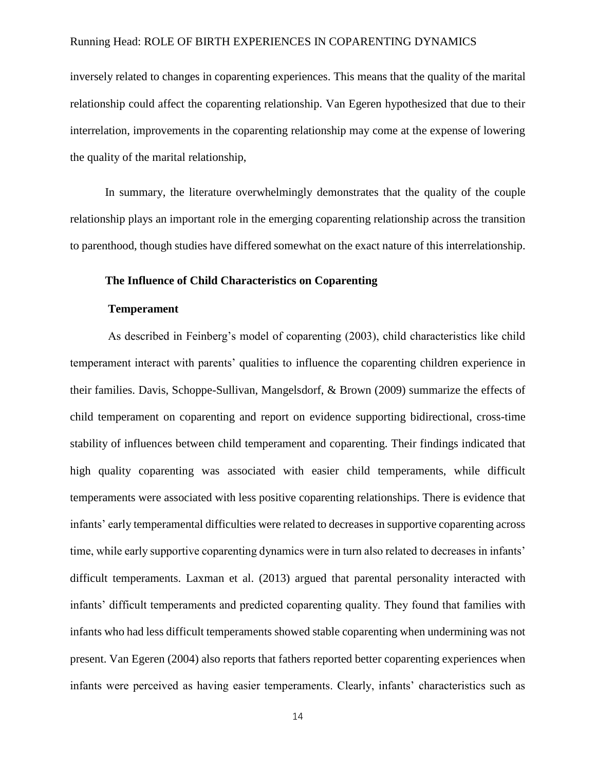inversely related to changes in coparenting experiences. This means that the quality of the marital relationship could affect the coparenting relationship. Van Egeren hypothesized that due to their interrelation, improvements in the coparenting relationship may come at the expense of lowering the quality of the marital relationship,

In summary, the literature overwhelmingly demonstrates that the quality of the couple relationship plays an important role in the emerging coparenting relationship across the transition to parenthood, though studies have differed somewhat on the exact nature of this interrelationship.

## The Influence of Child Characteristics on Coparenting

### Temperament

As described in Feinberg's model of coparenting (2003), child characteristics like child temperament interact with parents' qualities to influence the coparenting children experience in their families. Davis, Schoppe-Sullivan, Mangelsdorf, & Brown (2009) summarize the effects of child temperament on coparenting and report on evidence supporting bidirectional, cross-time stability of influences between child temperament and coparenting. Their findings indicated that high quality coparenting was associated with easier child temperaments, while difficult temperaments were associated with less positive coparenting relationships. There is evidence that infants' early temperamental difficulties were related to decreases in supportive coparenting across time, while early supportive coparenting dynamics were in turn also related to decreases in infants' difficult temperaments. Laxman et al. (2013) argued that parental personality interacted with infants' difficult temperaments and predicted coparenting quality. They found that families with infants who had less difficult temperaments showed stable coparenting when undermining was not present. Van Egeren (2004) also reports that fathers reported better coparenting experiences when infants were perceived as having easier temperaments. Clearly, infants' characteristics such as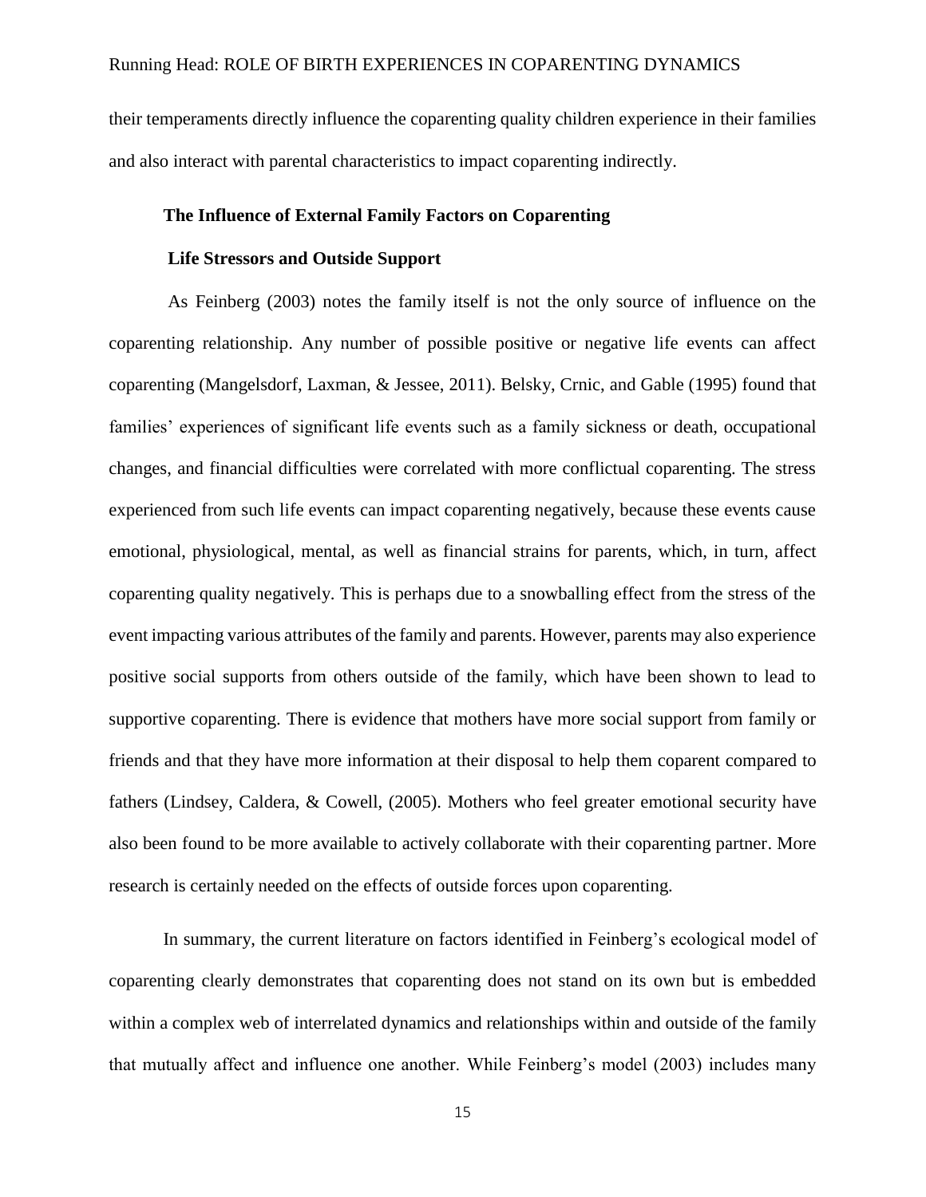their temperaments directly influence the coparenting quality children experience in their families and also interact with parental characteristics to impact coparenting indirectly.

## The Influence of External Family Factors on Coparenting

### Life Stressors and Outside Support

As Feinberg (2003) notes the family itself is not the only source of influence on the coparenting relationship. Any number of possible positive or negative life events can affect coparenting (Mangelsdorf, Laxman, & Jessee, 2011). Belsky, Crnic, and Gable (1995) found that families' experiences of significant life events such as a family sickness or death, occupational changes, and financial difficulties were correlated with more conflictual coparenting. The stress experienced from such life events can impact coparenting negatively, because these events cause emotional, physiological, mental, as well as financial strains for parents, which, in turn, affect coparenting quality negatively. This is perhaps due to a snowballing effect from the stress of the event impacting various attributes of the family and parents. However, parents may also experience positive social supports from others outside of the family, which have been shown to lead to supportive coparenting. There is evidence that mothers have more social support from family or friends and that they have more information at their disposal to help them coparent compared to fathers (Lindsey, Caldera, & Cowell, (2005). Mothers who feel greater emotional security have also been found to be more available to actively collaborate with their coparenting partner. More research is certainly needed on the effects of outside forces upon coparenting.

In summary, the current literature on factors identified in Feinberg's ecological model of coparenting clearly demonstrates that coparenting does not stand on its own but is embedded within a complex web of interrelated dynamics and relationships within and outside of the family that mutually affect and influence one another. While Feinberg's model (2003) includes many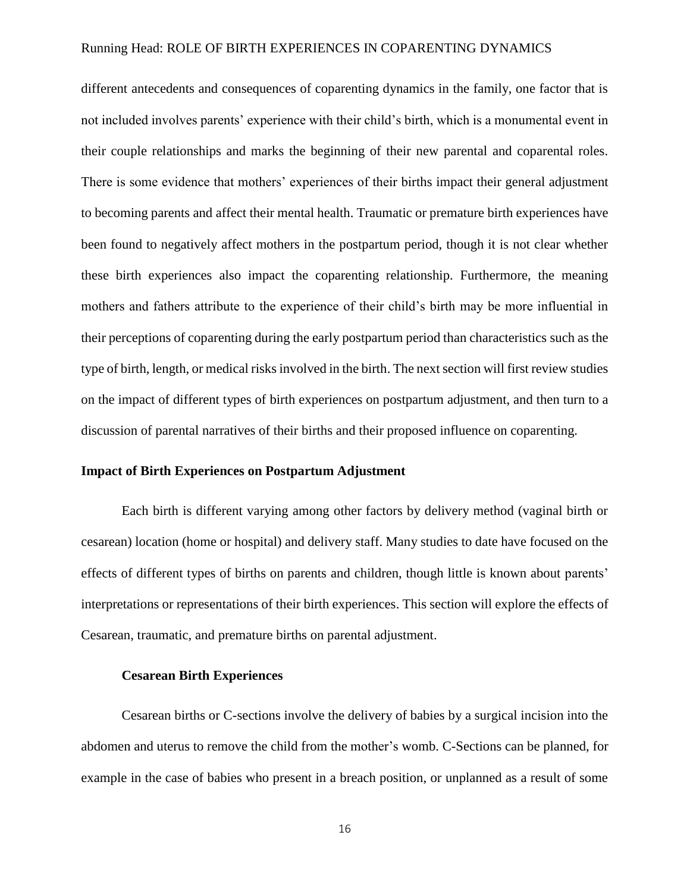different antecedents and consequences of coparenting dynamics in the family, one factor that is not included involves parents' experience with their child's birth, which is a monumental event in their couple relationships and marks the beginning of their new parental and coparental roles. There is some evidence that mothers' experiences of their births impact their general adjustment to becoming parents and affect their mental health. Traumatic or premature birth experiences have been found to negatively affect mothers in the postpartum period, though it is not clear whether these birth experiences also impact the coparenting relationship. Furthermore, the meaning mothers and fathers attribute to the experience of their child's birth may be more influential in their perceptions of coparenting during the early postpartum period than characteristics such as the type of birth, length, or medical risks involved in the birth. The next section will first review studies on the impact of different types of birth experiences on postpartum adjustment, and then turn to a discussion of parental narratives of their births and their proposed influence on coparenting.

## Impact of Birth Experiences on Postpartum Adjustment

Each birth is different varying among other factors by delivery method (vaginal birth or cesarean) location (home or hospital) and delivery staff. Many studies to date have focused on the effects of different types of births on parents and children, though little is known about parents' interpretations or representations of their birth experiences. This section will explore the effects of Cesarean, traumatic, and premature births on parental adjustment.

### Cesarean Birth Experiences

Cesarean births or C-sections involve the delivery of babies by a surgical incision into the abdomen and uterus to remove the child from the mother's womb. C-Sections can be planned, for example in the case of babies who present in a breach position, or unplanned as a result of some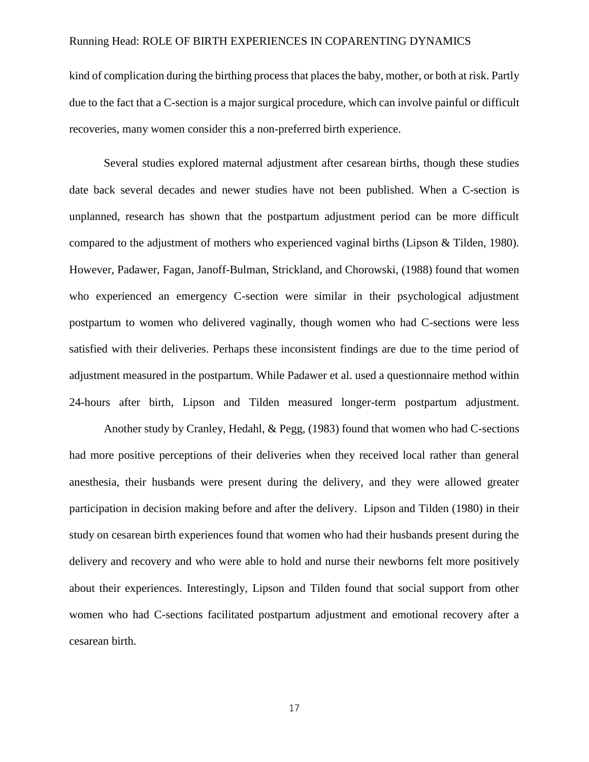kind of complication during the birthing process that places the baby, mother, or both at risk. Partly due to the fact that a C-section is a major surgical procedure, which can involve painful or difficult recoveries, many women consider this a non-preferred birth experience.

Several studies explored maternal adjustment after cesarean births, though these studies date back several decades and newer studies have not been published. When a C-section is unplanned, research has shown that the postpartum adjustment period can be more difficult compared to the adjustment of mothers who experienced vaginal births (Lipson & Tilden, 1980). However, Padawer, Fagan, Janoff-Bulman, Strickland, and Chorowski, (1988) found that women who experienced an emergency C-section were similar in their psychological adjustment postpartum to women who delivered vaginally, though women who had C-sections were less satisfied with their deliveries. Perhaps these inconsistent findings are due to the time period of adjustment measured in the postpartum. While Padawer et al. used a questionnaire method within 24-hours after birth, Lipson and Tilden measured longer-term postpartum adjustment.

Another study by Cranley, Hedahl, & Pegg, (1983) found that women who had C-sections had more positive perceptions of their deliveries when they received local rather than general anesthesia, their husbands were present during the delivery, and they were allowed greater participation in decision making before and after the delivery. Lipson and Tilden (1980) in their study on cesarean birth experiences found that women who had their husbands present during the delivery and recovery and who were able to hold and nurse their newborns felt more positively about their experiences. Interestingly, Lipson and Tilden found that social support from other women who had C-sections facilitated postpartum adjustment and emotional recovery after a cesarean birth.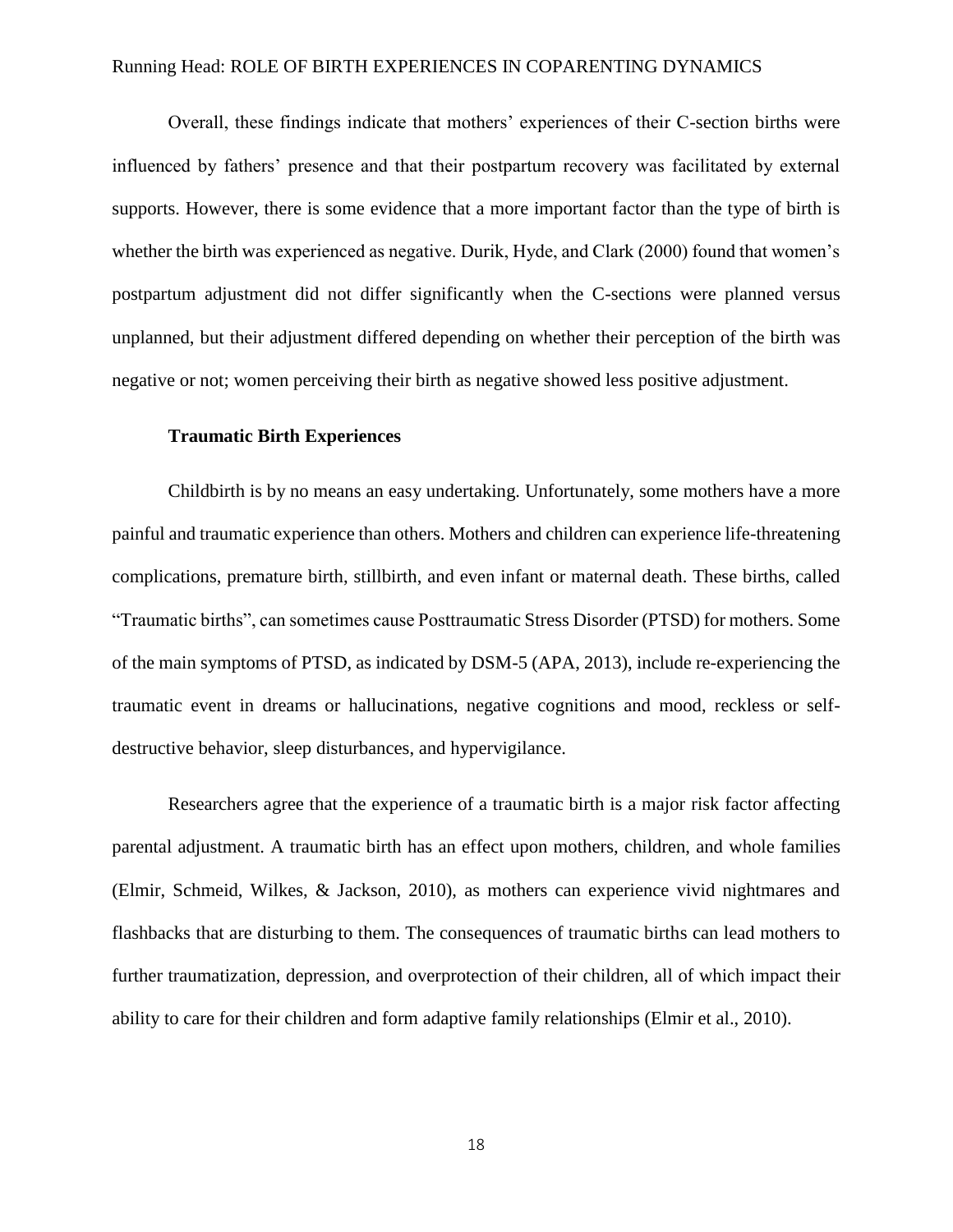Overall, these findings indicate that mothers' experiences of their C-section births were influenced by fathers' presence and that their postpartum recovery was facilitated by external supports. However, there is some evidence that a more important factor than the type of birth is whether the birth was experienced as negative. Durik, Hyde, and Clark (2000) found that women's postpartum adjustment did not differ significantly when the C-sections were planned versus unplanned, but their adjustment differed depending on whether their perception of the birth was negative or not; women perceiving their birth as negative showed less positive adjustment.

### Traumatic Birth Experiences

Childbirth is by no means an easy undertaking. Unfortunately, some mothers have a more painful and traumatic experience than others. Mothers and children can experience life-threatening complications, premature birth, stillbirth, and even infant or maternal death. These births, called "Traumatic births", can sometimes cause Posttraumatic Stress Disorder (PTSD) for mothers. Some of the main symptoms of PTSD, as indicated by DSM-5 (APA, 2013), include re-experiencing the traumatic event in dreams or hallucinations, negative cognitions and mood, reckless or self-destructive behavior, sleep disturbances, and hypervigilance.

Researchers agree that the experience of a traumatic birth is a major risk factor affecting parental adjustment. A traumatic birth has an effect upon mothers, children, and whole families (Elmir, Schmeid, Wilkes, & Jackson, 2010), as mothers can experience vivid nightmares and flashbacks that are disturbing to them. The consequences of traumatic births can lead mothers to further traumatization, depression, and overprotection of their children, all of which impact their ability to care for their children and form adaptive family relationships (Elmir et al., 2010).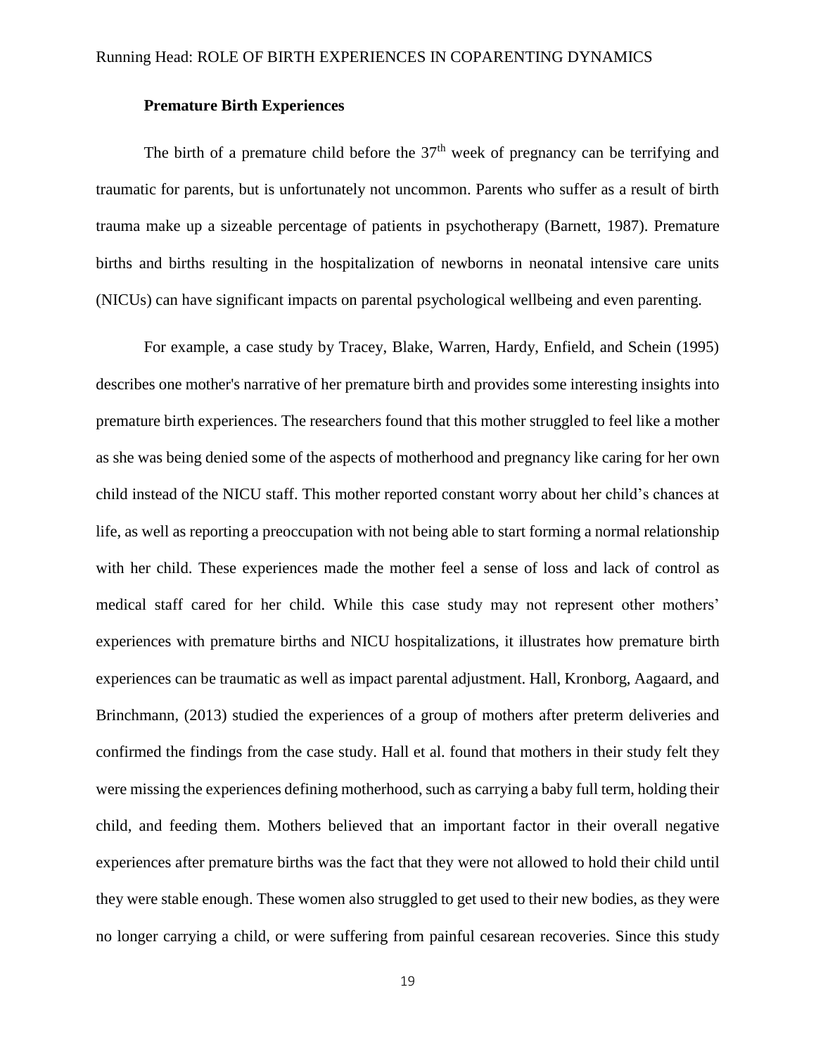### Premature Birth Experiences

The birth of a premature child before the 37th week of pregnancy can be terrifying and traumatic for parents, but is unfortunately not uncommon. Parents who suffer as a result of birth trauma make up a sizeable percentage of patients in psychotherapy (Barnett, 1987). Premature births and births resulting in the hospitalization of newborns in neonatal intensive care units (NICUs) can have significant impacts on parental psychological wellbeing and even parenting.

For example, a case study by Tracey, Blake, Warren, Hardy, Enfield, and Schein (1995) describes one mother's narrative of her premature birth and provides some interesting insights into premature birth experiences. The researchers found that this mother struggled to feel like a mother as she was being denied some of the aspects of motherhood and pregnancy like caring for her own child instead of the NICU staff. This mother reported constant worry about her child's chances at life, as well as reporting a preoccupation with not being able to start forming a normal relationship with her child. These experiences made the mother feel a sense of loss and lack of control as medical staff cared for her child. While this case study may not represent other mothers' experiences with premature births and NICU hospitalizations, it illustrates how premature birth experiences can be traumatic as well as impact parental adjustment. Hall, Kronborg, Aagaard, and Brinchmann, (2013) studied the experiences of a group of mothers after preterm deliveries and confirmed the findings from the case study. Hall et al. found that mothers in their study felt they were missing the experiences defining motherhood, such as carrying a baby full term, holding their child, and feeding them. Mothers believed that an important factor in their overall negative experiences after premature births was the fact that they were not allowed to hold their child until they were stable enough. These women also struggled to get used to their new bodies, as they were no longer carrying a child, or were suffering from painful cesarean recoveries. Since this study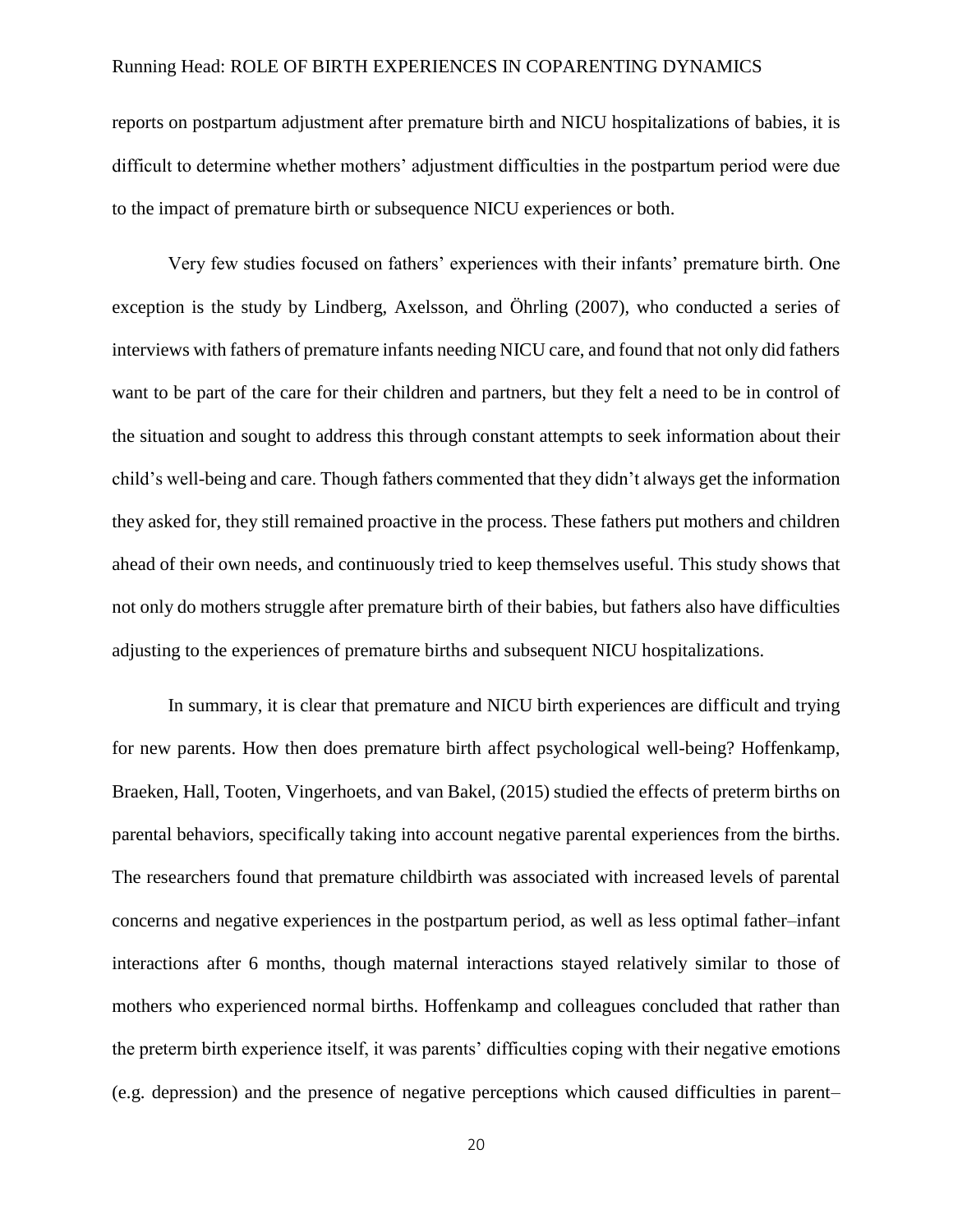reports on postpartum adjustment after premature birth and NICU hospitalizations of babies, it is difficult to determine whether mothers' adjustment difficulties in the postpartum period were due to the impact of premature birth or subsequence NICU experiences or both.

Very few studies focused on fathers' experiences with their infants' premature birth. One exception is the study by Lindberg, Axelsson, and Öhrling (2007), who conducted a series of interviews with fathers of premature infants needing NICU care, and found that not only did fathers want to be part of the care for their children and partners, but they felt a need to be in control of the situation and sought to address this through constant attempts to seek information about their child's well-being and care. Though fathers commented that they didn't always get the information they asked for, they still remained proactive in the process. These fathers put mothers and children ahead of their own needs, and continuously tried to keep themselves useful. This study shows that not only do mothers struggle after premature birth of their babies, but fathers also have difficulties adjusting to the experiences of premature births and subsequent NICU hospitalizations.

In summary, it is clear that premature and NICU birth experiences are difficult and trying for new parents. How then does premature birth affect psychological well-being? Hoffenkamp, Braeken, Hall, Tooten, Vingerhoets, and van Bakel, (2015) studied the effects of preterm births on parental behaviors, specifically taking into account negative parental experiences from the births. The researchers found that premature childbirth was associated with increased levels of parental concerns and negative experiences in the postpartum period, as well as less optimal father–infant interactions after 6 months, though maternal interactions stayed relatively similar to those of mothers who experienced normal births. Hoffenkamp and colleagues concluded that rather than the preterm birth experience itself, it was parents' difficulties coping with their negative emotions (e.g. depression) and the presence of negative perceptions which caused difficulties in parent–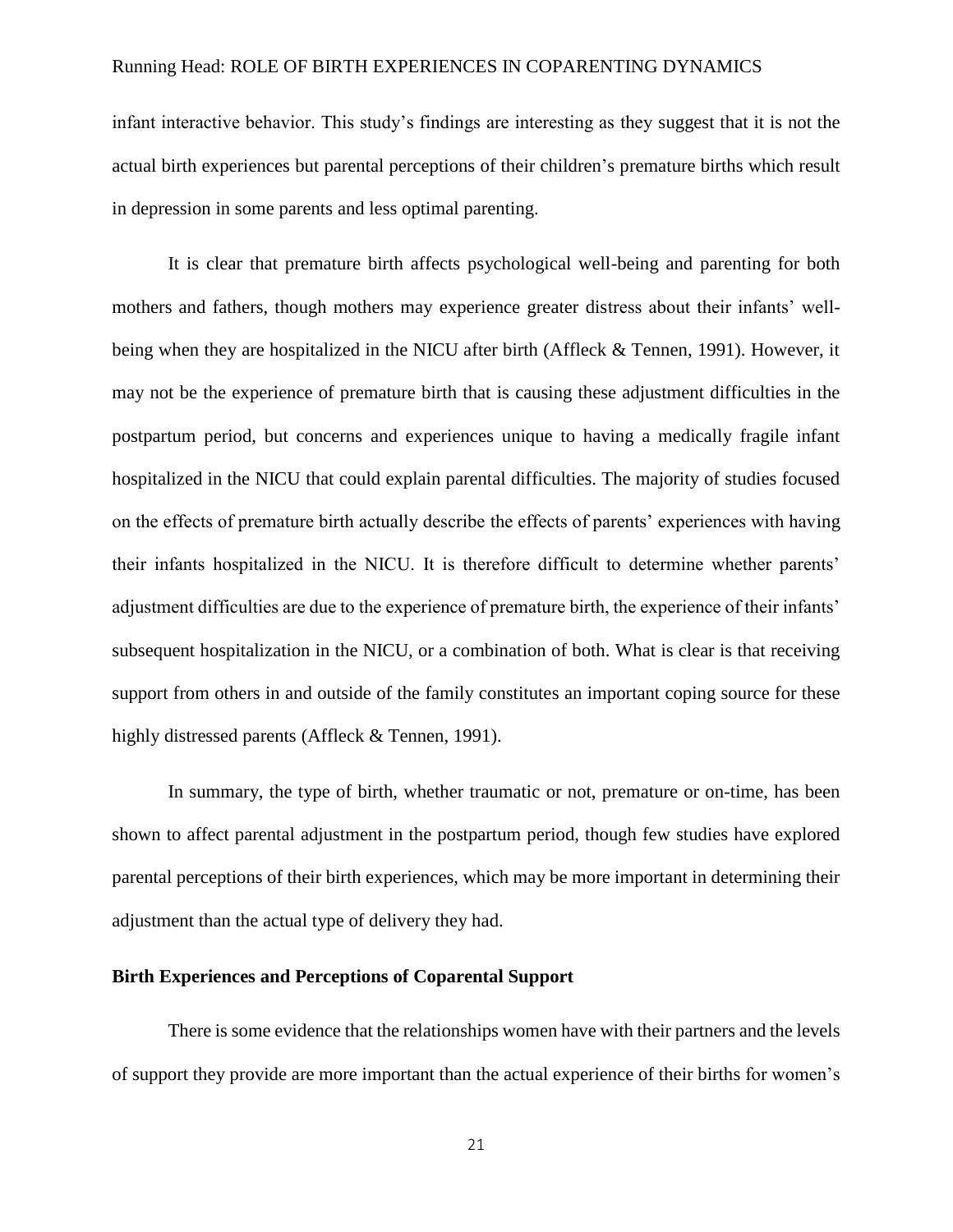infant interactive behavior. This study's findings are interesting as they suggest that it is not the actual birth experiences but parental perceptions of their children's premature births which result in depression in some parents and less optimal parenting.

It is clear that premature birth affects psychological well-being and parenting for both mothers and fathers, though mothers may experience greater distress about their infants' well-being when they are hospitalized in the NICU after birth (Affleck & Tennen, 1991). However, it may not be the experience of premature birth that is causing these adjustment difficulties in the postpartum period, but concerns and experiences unique to having a medically fragile infant hospitalized in the NICU that could explain parental difficulties. The majority of studies focused on the effects of premature birth actually describe the effects of parents' experiences with having their infants hospitalized in the NICU. It is therefore difficult to determine whether parents' adjustment difficulties are due to the experience of premature birth, the experience of their infants' subsequent hospitalization in the NICU, or a combination of both. What is clear is that receiving support from others in and outside of the family constitutes an important coping source for these highly distressed parents (Affleck & Tennen, 1991).

In summary, the type of birth, whether traumatic or not, premature or on-time, has been shown to affect parental adjustment in the postpartum period, though few studies have explored parental perceptions of their birth experiences, which may be more important in determining their adjustment than the actual type of delivery they had.

**Birth Experiences and Perceptions of Coparental Support**

There is some evidence that the relationships women have with their partners and the levels of support they provide are more important than the actual experience of their births for women's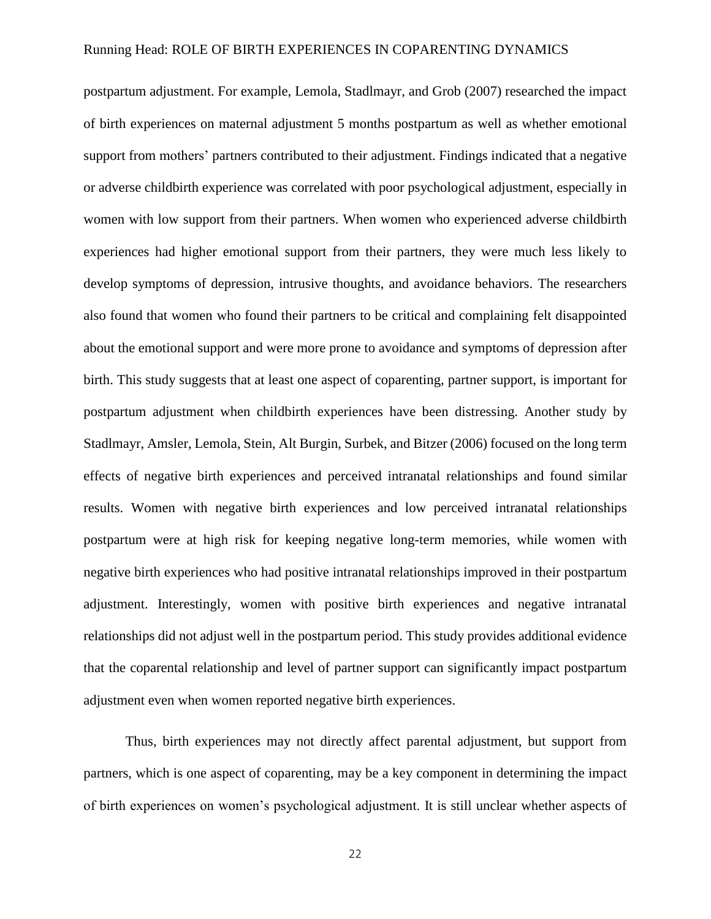postpartum adjustment. For example, Lemola, Stadlmayr, and Grob (2007) researched the impact of birth experiences on maternal adjustment 5 months postpartum as well as whether emotional support from mothers' partners contributed to their adjustment. Findings indicated that a negative or adverse childbirth experience was correlated with poor psychological adjustment, especially in women with low support from their partners. When women who experienced adverse childbirth experiences had higher emotional support from their partners, they were much less likely to develop symptoms of depression, intrusive thoughts, and avoidance behaviors. The researchers also found that women who found their partners to be critical and complaining felt disappointed about the emotional support and were more prone to avoidance and symptoms of depression after birth. This study suggests that at least one aspect of coparenting, partner support, is important for postpartum adjustment when childbirth experiences have been distressing. Another study by Stadlmayr, Amsler, Lemola, Stein, Alt Burgin, Surbek, and Bitzer (2006) focused on the long term effects of negative birth experiences and perceived intranatal relationships and found similar results. Women with negative birth experiences and low perceived intranatal relationships postpartum were at high risk for keeping negative long-term memories, while women with negative birth experiences who had positive intranatal relationships improved in their postpartum adjustment. Interestingly, women with positive birth experiences and negative intranatal relationships did not adjust well in the postpartum period. This study provides additional evidence that the coparental relationship and level of partner support can significantly impact postpartum adjustment even when women reported negative birth experiences.

Thus, birth experiences may not directly affect parental adjustment, but support from partners, which is one aspect of coparenting, may be a key component in determining the impact of birth experiences on women's psychological adjustment. It is still unclear whether aspects of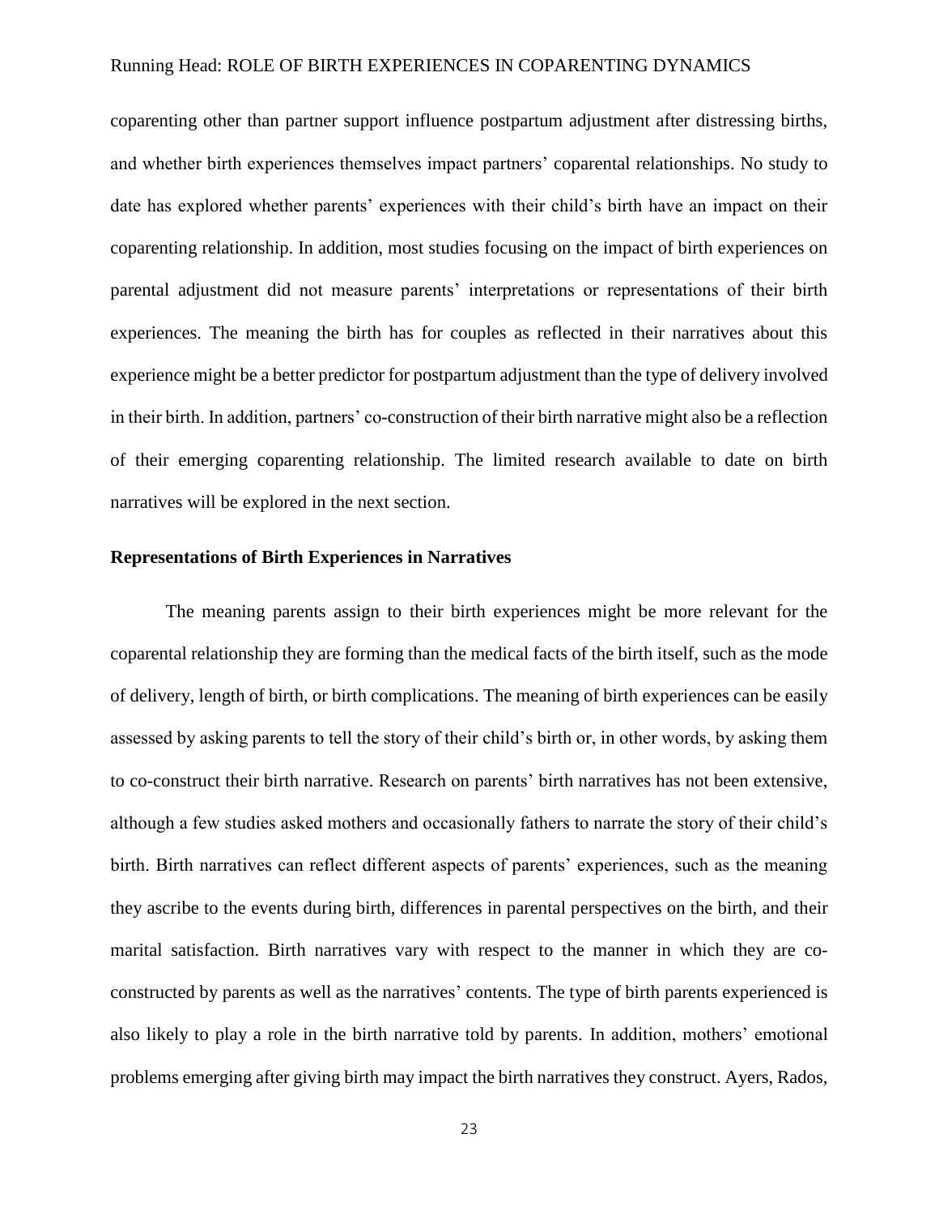coparenting other than partner support influence postpartum adjustment after distressing births, and whether birth experiences themselves impact partners' coparental relationships. No study to date has explored whether parents' experiences with their child's birth have an impact on their coparenting relationship. In addition, most studies focusing on the impact of birth experiences on parental adjustment did not measure parents' interpretations or representations of their birth experiences. The meaning the birth has for couples as reflected in their narratives about this experience might be a better predictor for postpartum adjustment than the type of delivery involved in their birth. In addition, partners' co-construction of their birth narrative might also be a reflection of their emerging coparenting relationship. The limited research available to date on birth narratives will be explored in the next section.

### Representations of Birth Experiences in Narratives

The meaning parents assign to their birth experiences might be more relevant for the coparental relationship they are forming than the medical facts of the birth itself, such as the mode of delivery, length of birth, or birth complications. The meaning of birth experiences can be easily assessed by asking parents to tell the story of their child's birth or, in other words, by asking them to co-construct their birth narrative. Research on parents' birth narratives has not been extensive, although a few studies asked mothers and occasionally fathers to narrate the story of their child's birth. Birth narratives can reflect different aspects of parents' experiences, such as the meaning they ascribe to the events during birth, differences in parental perspectives on the birth, and their marital satisfaction. Birth narratives vary with respect to the manner in which they are co-constructed by parents as well as the narratives' contents. The type of birth parents experienced is also likely to play a role in the birth narrative told by parents. In addition, mothers' emotional problems emerging after giving birth may impact the birth narratives they construct. Ayers, Rados,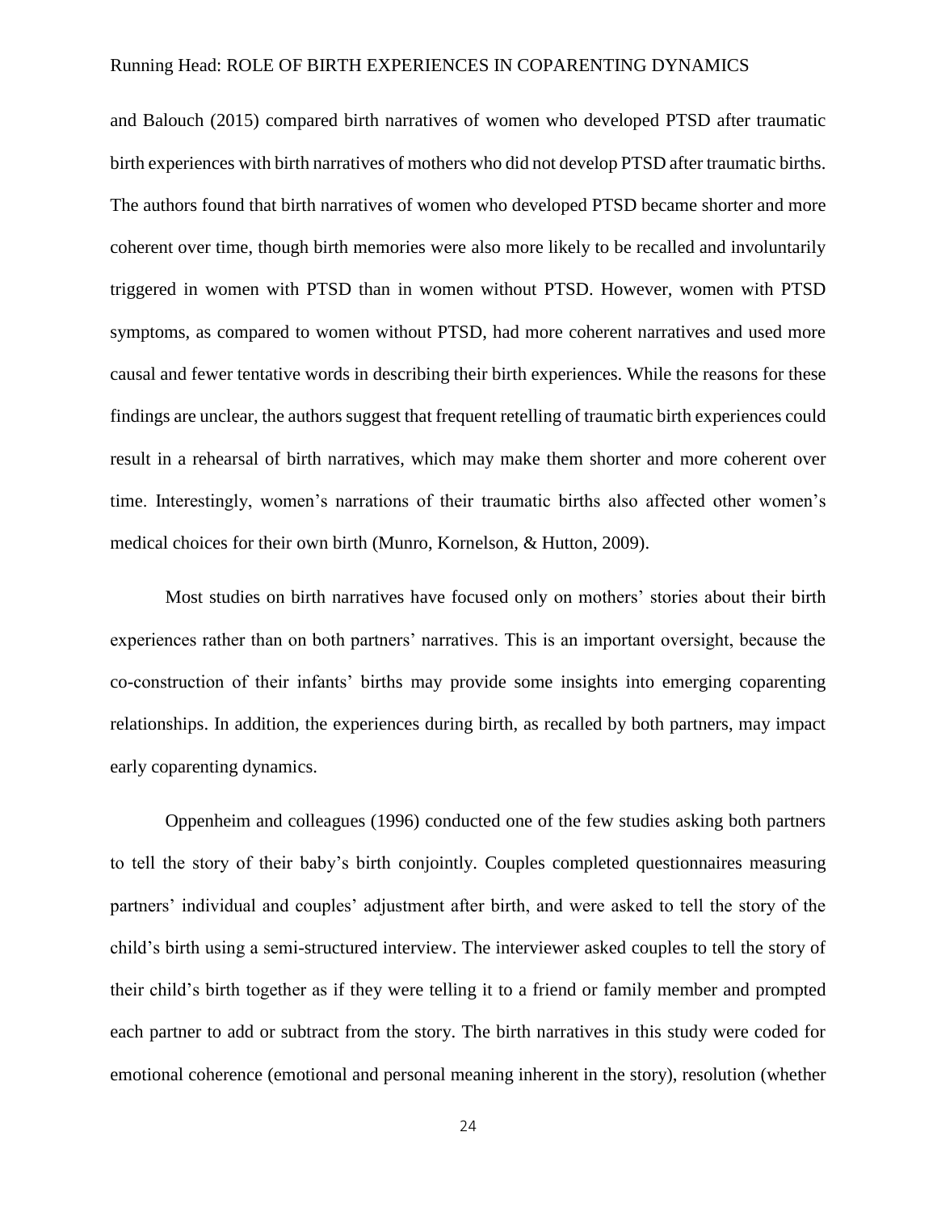and Balouch (2015) compared birth narratives of women who developed PTSD after traumatic birth experiences with birth narratives of mothers who did not develop PTSD after traumatic births. The authors found that birth narratives of women who developed PTSD became shorter and more coherent over time, though birth memories were also more likely to be recalled and involuntarily triggered in women with PTSD than in women without PTSD. However, women with PTSD symptoms, as compared to women without PTSD, had more coherent narratives and used more causal and fewer tentative words in describing their birth experiences. While the reasons for these findings are unclear, the authors suggest that frequent retelling of traumatic birth experiences could result in a rehearsal of birth narratives, which may make them shorter and more coherent over time. Interestingly, women's narrations of their traumatic births also affected other women's medical choices for their own birth (Munro, Kornelson, & Hutton, 2009).

Most studies on birth narratives have focused only on mothers' stories about their birth experiences rather than on both partners' narratives. This is an important oversight, because the co-construction of their infants' births may provide some insights into emerging coparenting relationships. In addition, the experiences during birth, as recalled by both partners, may impact early coparenting dynamics.

Oppenheim and colleagues (1996) conducted one of the few studies asking both partners to tell the story of their baby's birth conjointly. Couples completed questionnaires measuring partners' individual and couples' adjustment after birth, and were asked to tell the story of the child's birth using a semi-structured interview. The interviewer asked couples to tell the story of their child's birth together as if they were telling it to a friend or family member and prompted each partner to add or subtract from the story. The birth narratives in this study were coded for emotional coherence (emotional and personal meaning inherent in the story), resolution (whether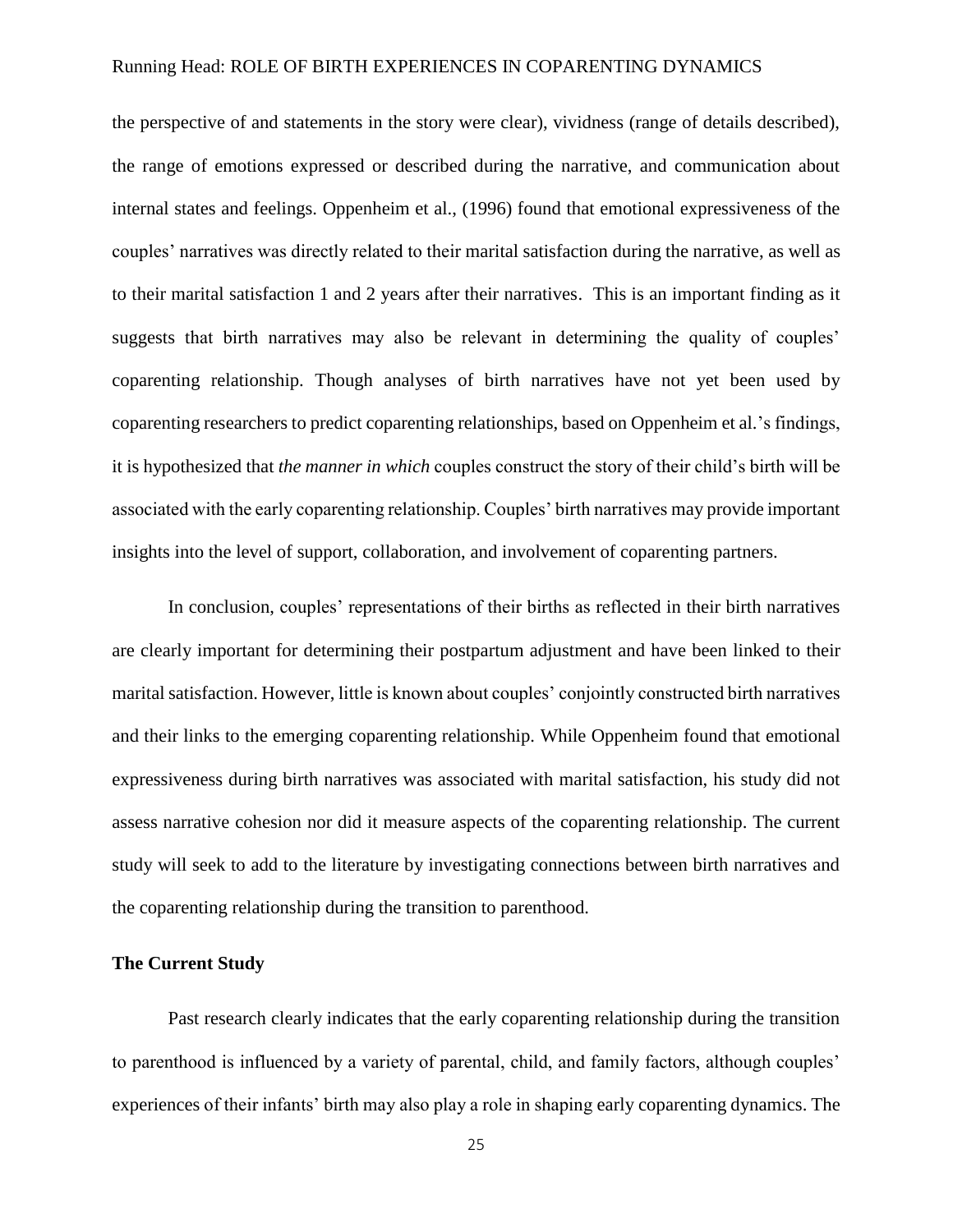the perspective of and statements in the story were clear), vividness (range of details described), the range of emotions expressed or described during the narrative, and communication about internal states and feelings. Oppenheim et al., (1996) found that emotional expressiveness of the couples' narratives was directly related to their marital satisfaction during the narrative, as well as to their marital satisfaction 1 and 2 years after their narratives. This is an important finding as it suggests that birth narratives may also be relevant in determining the quality of couples' coparenting relationship. Though analyses of birth narratives have not yet been used by coparenting researchers to predict coparenting relationships, based on Oppenheim et al.'s findings, it is hypothesized that *the manner in which* couples construct the story of their child's birth will be associated with the early coparenting relationship. Couples' birth narratives may provide important insights into the level of support, collaboration, and involvement of coparenting partners.

In conclusion, couples' representations of their births as reflected in their birth narratives are clearly important for determining their postpartum adjustment and have been linked to their marital satisfaction. However, little is known about couples' conjointly constructed birth narratives and their links to the emerging coparenting relationship. While Oppenheim found that emotional expressiveness during birth narratives was associated with marital satisfaction, his study did not assess narrative cohesion nor did it measure aspects of the coparenting relationship. The current study will seek to add to the literature by investigating connections between birth narratives and the coparenting relationship during the transition to parenthood.

**The Current Study**

Past research clearly indicates that the early coparenting relationship during the transition to parenthood is influenced by a variety of parental, child, and family factors, although couples' experiences of their infants' birth may also play a role in shaping early coparenting dynamics. The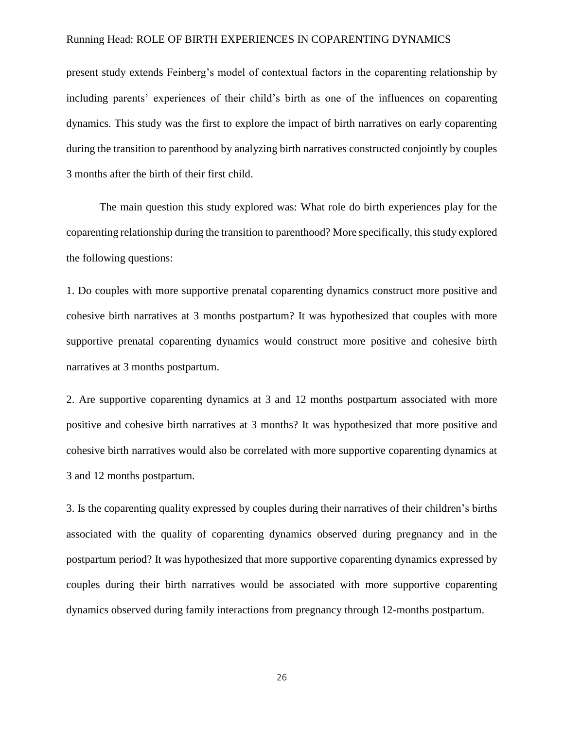present study extends Feinberg's model of contextual factors in the coparenting relationship by including parents' experiences of their child's birth as one of the influences on coparenting dynamics. This study was the first to explore the impact of birth narratives on early coparenting during the transition to parenthood by analyzing birth narratives constructed conjointly by couples 3 months after the birth of their first child.

The main question this study explored was: What role do birth experiences play for the coparenting relationship during the transition to parenthood? More specifically, this study explored the following questions:

1. Do couples with more supportive prenatal coparenting dynamics construct more positive and cohesive birth narratives at 3 months postpartum? It was hypothesized that couples with more supportive prenatal coparenting dynamics would construct more positive and cohesive birth narratives at 3 months postpartum.

2. Are supportive coparenting dynamics at 3 and 12 months postpartum associated with more positive and cohesive birth narratives at 3 months? It was hypothesized that more positive and cohesive birth narratives would also be correlated with more supportive coparenting dynamics at 3 and 12 months postpartum.

3. Is the coparenting quality expressed by couples during their narratives of their children's births associated with the quality of coparenting dynamics observed during pregnancy and in the postpartum period? It was hypothesized that more supportive coparenting dynamics expressed by couples during their birth narratives would be associated with more supportive coparenting dynamics observed during family interactions from pregnancy through 12-months postpartum.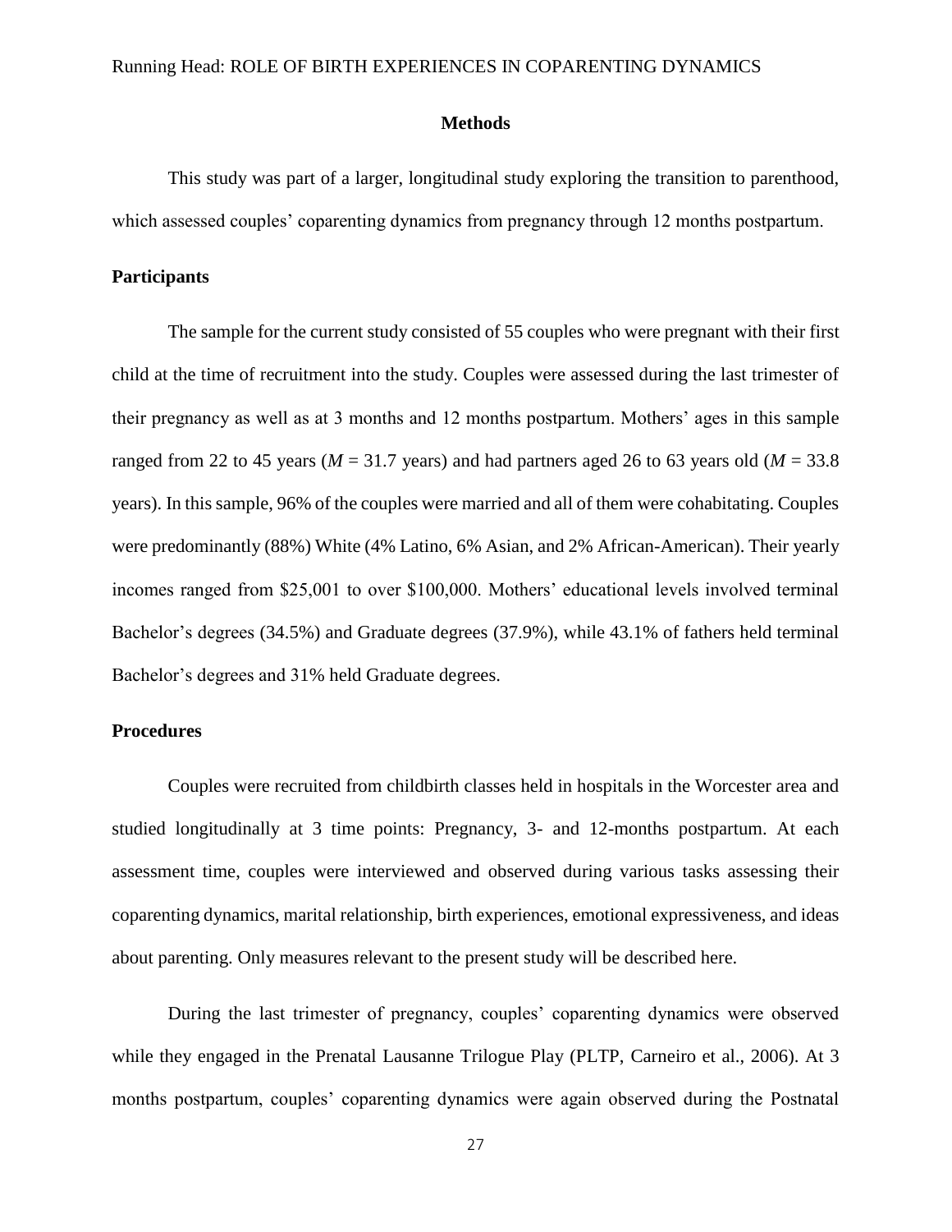## Methods

This study was part of a larger, longitudinal study exploring the transition to parenthood, which assessed couples' coparenting dynamics from pregnancy through 12 months postpartum.

### Participants

The sample for the current study consisted of 55 couples who were pregnant with their first child at the time of recruitment into the study. Couples were assessed during the last trimester of their pregnancy as well as at 3 months and 12 months postpartum. Mothers' ages in this sample ranged from 22 to 45 years ($M$ = 31.7 years) and had partners aged 26 to 63 years old ($M$ = 33.8 years). In this sample, 96% of the couples were married and all of them were cohabitating. Couples were predominantly (88%) White (4% Latino, 6% Asian, and 2% African-American). Their yearly incomes ranged from \$25,001 to over \$100,000. Mothers' educational levels involved terminal Bachelor's degrees (34.5%) and Graduate degrees (37.9%), while 43.1% of fathers held terminal Bachelor's degrees and 31% held Graduate degrees.

### Procedures

Couples were recruited from childbirth classes held in hospitals in the Worcester area and studied longitudinally at 3 time points: Pregnancy, 3- and 12-months postpartum. At each assessment time, couples were interviewed and observed during various tasks assessing their coparenting dynamics, marital relationship, birth experiences, emotional expressiveness, and ideas about parenting. Only measures relevant to the present study will be described here.

During the last trimester of pregnancy, couples' coparenting dynamics were observed while they engaged in the Prenatal Lausanne Trilogue Play (PLTP, Carneiro et al., 2006). At 3 months postpartum, couples' coparenting dynamics were again observed during the Postnatal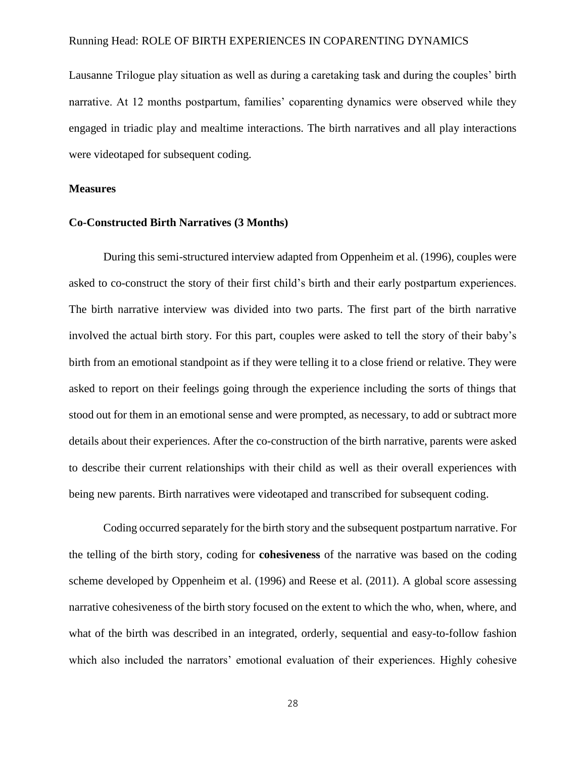Lausanne Trilogue play situation as well as during a caretaking task and during the couples' birth narrative. At 12 months postpartum, families' coparenting dynamics were observed while they engaged in triadic play and mealtime interactions. The birth narratives and all play interactions were videotaped for subsequent coding.

## Measures

### Co-Constructed Birth Narratives (3 Months)

During this semi-structured interview adapted from Oppenheim et al. (1996), couples were asked to co-construct the story of their first child's birth and their early postpartum experiences. The birth narrative interview was divided into two parts. The first part of the birth narrative involved the actual birth story. For this part, couples were asked to tell the story of their baby's birth from an emotional standpoint as if they were telling it to a close friend or relative. They were asked to report on their feelings going through the experience including the sorts of things that stood out for them in an emotional sense and were prompted, as necessary, to add or subtract more details about their experiences. After the co-construction of the birth narrative, parents were asked to describe their current relationships with their child as well as their overall experiences with being new parents. Birth narratives were videotaped and transcribed for subsequent coding.

Coding occurred separately for the birth story and the subsequent postpartum narrative. For the telling of the birth story, coding for **cohesiveness** of the narrative was based on the coding scheme developed by Oppenheim et al. (1996) and Reese et al. (2011). A global score assessing narrative cohesiveness of the birth story focused on the extent to which the who, when, where, and what of the birth was described in an integrated, orderly, sequential and easy-to-follow fashion which also included the narrators' emotional evaluation of their experiences. Highly cohesive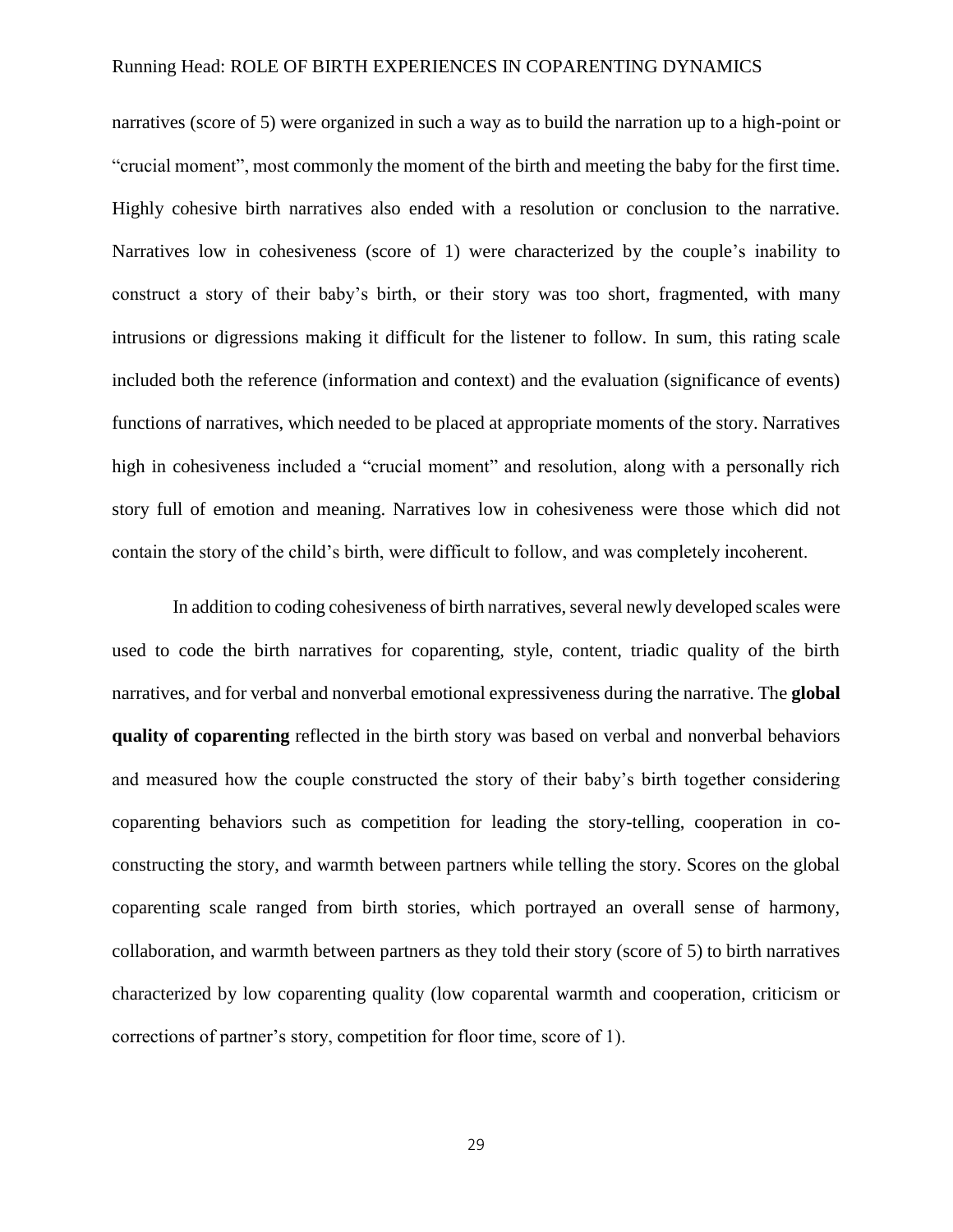narratives (score of 5) were organized in such a way as to build the narration up to a high-point or "crucial moment", most commonly the moment of the birth and meeting the baby for the first time. Highly cohesive birth narratives also ended with a resolution or conclusion to the narrative. Narratives low in cohesiveness (score of 1) were characterized by the couple's inability to construct a story of their baby's birth, or their story was too short, fragmented, with many intrusions or digressions making it difficult for the listener to follow. In sum, this rating scale included both the reference (information and context) and the evaluation (significance of events) functions of narratives, which needed to be placed at appropriate moments of the story. Narratives high in cohesiveness included a "crucial moment" and resolution, along with a personally rich story full of emotion and meaning. Narratives low in cohesiveness were those which did not contain the story of the child's birth, were difficult to follow, and was completely incoherent.

In addition to coding cohesiveness of birth narratives, several newly developed scales were used to code the birth narratives for coparenting, style, content, triadic quality of the birth narratives, and for verbal and nonverbal emotional expressiveness during the narrative. The **global quality of coparenting** reflected in the birth story was based on verbal and nonverbal behaviors and measured how the couple constructed the story of their baby's birth together considering coparenting behaviors such as competition for leading the story-telling, cooperation in co-constructing the story, and warmth between partners while telling the story. Scores on the global coparenting scale ranged from birth stories, which portrayed an overall sense of harmony, collaboration, and warmth between partners as they told their story (score of 5) to birth narratives characterized by low coparenting quality (low coparental warmth and cooperation, criticism or corrections of partner's story, competition for floor time, score of 1).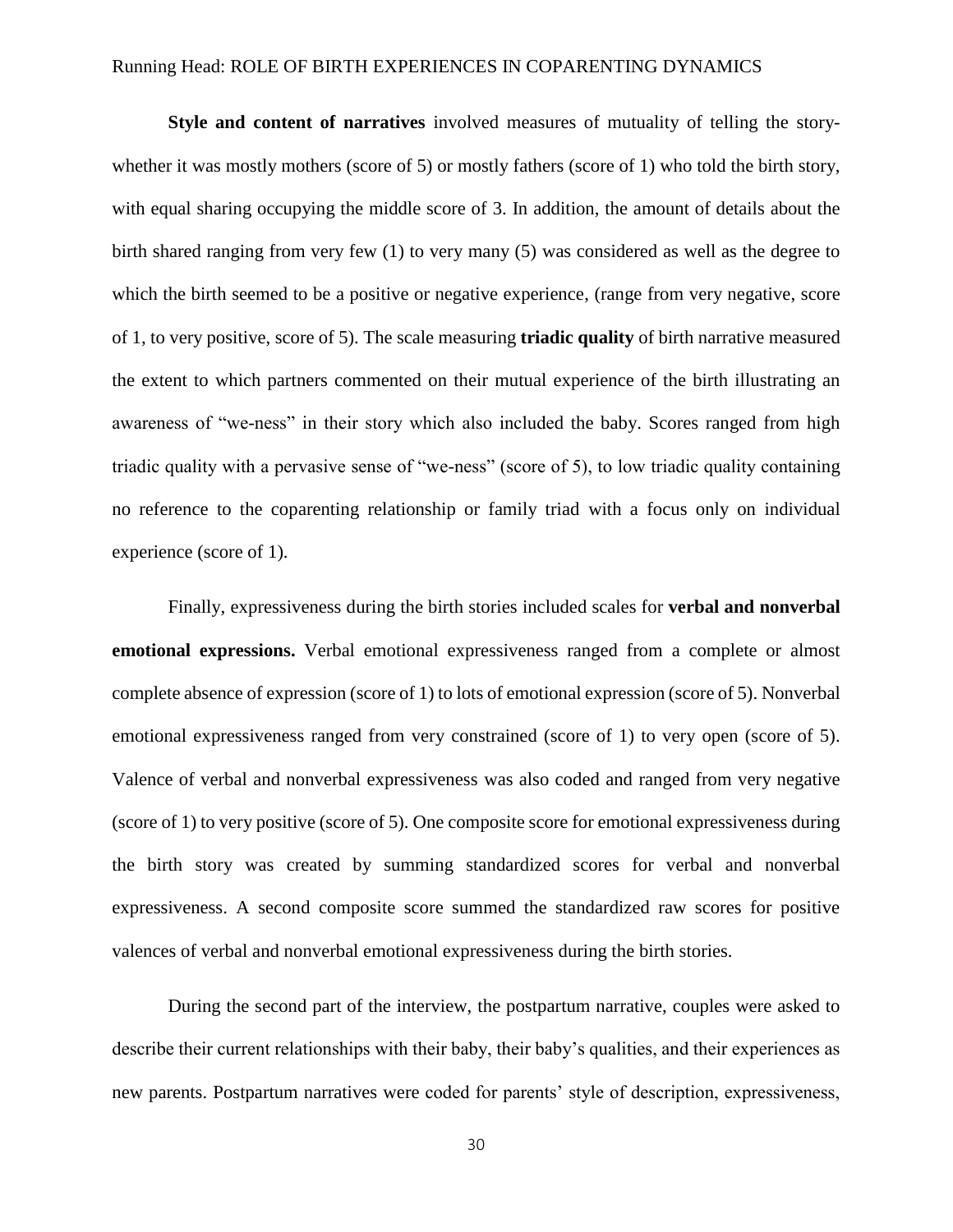**Style and content of narratives** involved measures of mutuality of telling the story-whether it was mostly mothers (score of 5) or mostly fathers (score of 1) who told the birth story, with equal sharing occupying the middle score of 3. In addition, the amount of details about the birth shared ranging from very few (1) to very many (5) was considered as well as the degree to which the birth seemed to be a positive or negative experience, (range from very negative, score of 1, to very positive, score of 5). The scale measuring **triadic quality** of birth narrative measured the extent to which partners commented on their mutual experience of the birth illustrating an awareness of "we-ness" in their story which also included the baby. Scores ranged from high triadic quality with a pervasive sense of "we-ness" (score of 5), to low triadic quality containing no reference to the coparenting relationship or family triad with a focus only on individual experience (score of 1).

Finally, expressiveness during the birth stories included scales for **verbal and nonverbal emotional expressions.** Verbal emotional expressiveness ranged from a complete or almost complete absence of expression (score of 1) to lots of emotional expression (score of 5). Nonverbal emotional expressiveness ranged from very constrained (score of 1) to very open (score of 5). Valence of verbal and nonverbal expressiveness was also coded and ranged from very negative (score of 1) to very positive (score of 5). One composite score for emotional expressiveness during the birth story was created by summing standardized scores for verbal and nonverbal expressiveness. A second composite score summed the standardized raw scores for positive valences of verbal and nonverbal emotional expressiveness during the birth stories.

During the second part of the interview, the postpartum narrative, couples were asked to describe their current relationships with their baby, their baby's qualities, and their experiences as new parents. Postpartum narratives were coded for parents' style of description, expressiveness,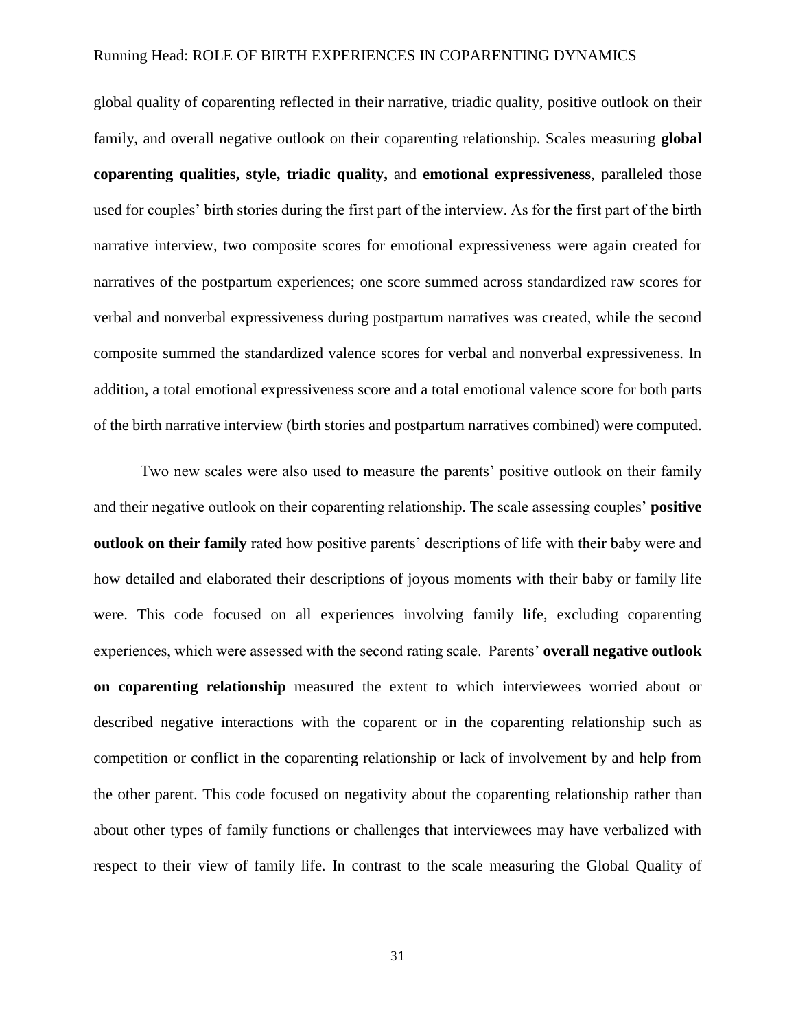global quality of coparenting reflected in their narrative, triadic quality, positive outlook on their family, and overall negative outlook on their coparenting relationship. Scales measuring **global coparenting qualities, style, triadic quality,** and **emotional expressiveness**, paralleled those used for couples' birth stories during the first part of the interview. As for the first part of the birth narrative interview, two composite scores for emotional expressiveness were again created for narratives of the postpartum experiences; one score summed across standardized raw scores for verbal and nonverbal expressiveness during postpartum narratives was created, while the second composite summed the standardized valence scores for verbal and nonverbal expressiveness. In addition, a total emotional expressiveness score and a total emotional valence score for both parts of the birth narrative interview (birth stories and postpartum narratives combined) were computed.

Two new scales were also used to measure the parents' positive outlook on their family and their negative outlook on their coparenting relationship. The scale assessing couples' **positive outlook on their family** rated how positive parents' descriptions of life with their baby were and how detailed and elaborated their descriptions of joyous moments with their baby or family life were. This code focused on all experiences involving family life, excluding coparenting experiences, which were assessed with the second rating scale. Parents' **overall negative outlook on coparenting relationship** measured the extent to which interviewees worried about or described negative interactions with the coparent or in the coparenting relationship such as competition or conflict in the coparenting relationship or lack of involvement by and help from the other parent. This code focused on negativity about the coparenting relationship rather than about other types of family functions or challenges that interviewees may have verbalized with respect to their view of family life. In contrast to the scale measuring the Global Quality of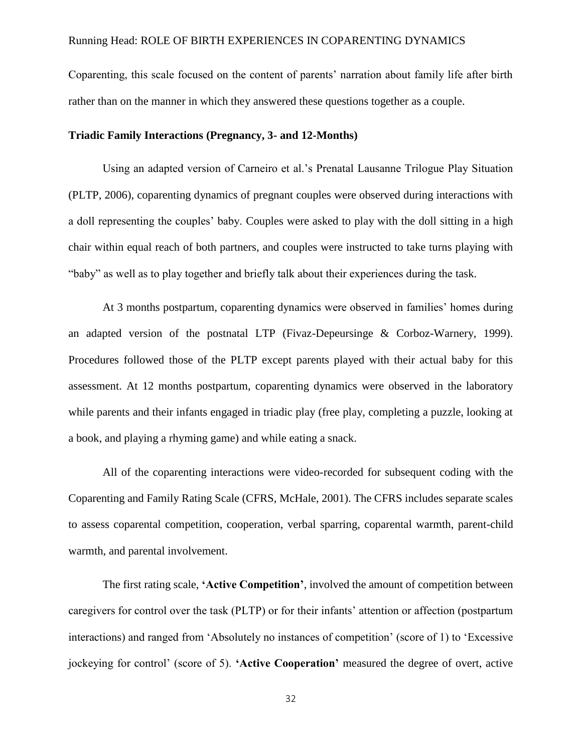Coparenting, this scale focused on the content of parents' narration about family life after birth rather than on the manner in which they answered these questions together as a couple.

### Triadic Family Interactions (Pregnancy, 3- and 12-Months)

Using an adapted version of Carneiro et al.'s Prenatal Lausanne Trilogue Play Situation (PLTP, 2006), coparenting dynamics of pregnant couples were observed during interactions with a doll representing the couples' baby. Couples were asked to play with the doll sitting in a high chair within equal reach of both partners, and couples were instructed to take turns playing with "baby" as well as to play together and briefly talk about their experiences during the task.

At 3 months postpartum, coparenting dynamics were observed in families' homes during an adapted version of the postnatal LTP (Fivaz-Depeursinge & Corboz-Warnery, 1999). Procedures followed those of the PLTP except parents played with their actual baby for this assessment. At 12 months postpartum, coparenting dynamics were observed in the laboratory while parents and their infants engaged in triadic play (free play, completing a puzzle, looking at a book, and playing a rhyming game) and while eating a snack.

All of the coparenting interactions were video-recorded for subsequent coding with the Coparenting and Family Rating Scale (CFRS, McHale, 2001). The CFRS includes separate scales to assess coparental competition, cooperation, verbal sparring, coparental warmth, parent-child warmth, and parental involvement.

The first rating scale, **'Active Competition'**, involved the amount of competition between caregivers for control over the task (PLTP) or for their infants' attention or affection (postpartum interactions) and ranged from 'Absolutely no instances of competition' (score of 1) to 'Excessive jockeying for control' (score of 5). **'Active Cooperation'** measured the degree of overt, active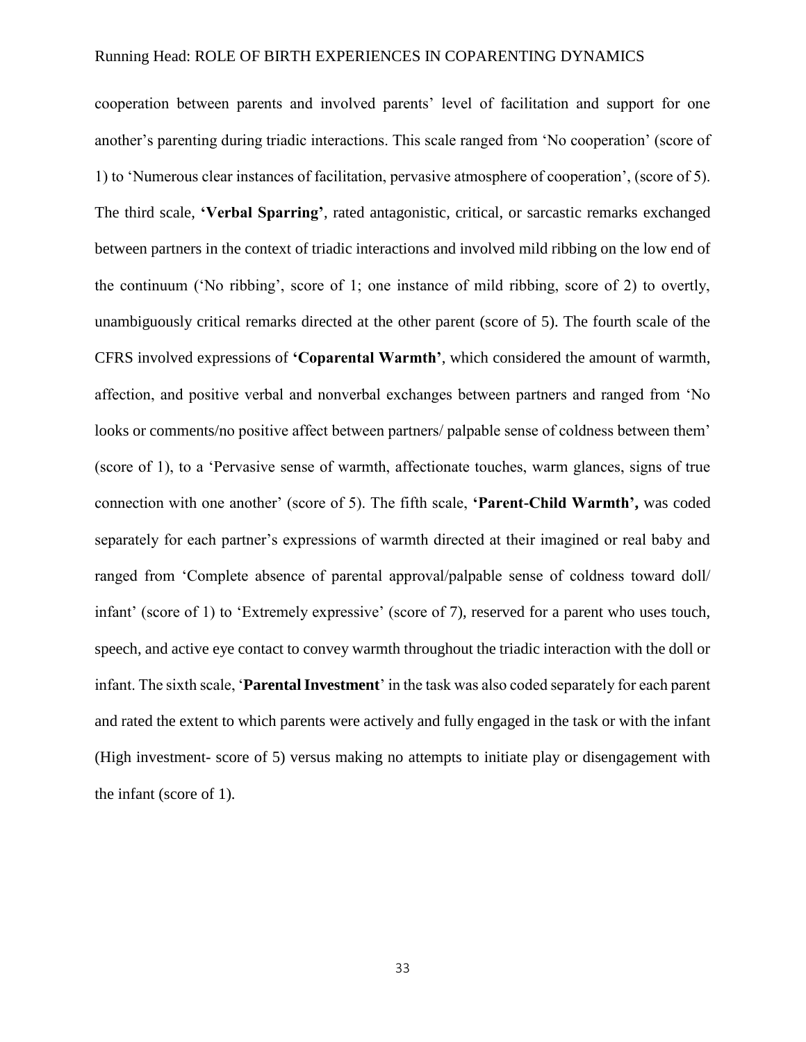cooperation between parents and involved parents' level of facilitation and support for one another's parenting during triadic interactions. This scale ranged from 'No cooperation' (score of 1) to 'Numerous clear instances of facilitation, pervasive atmosphere of cooperation', (score of 5). The third scale, **'Verbal Sparring'**, rated antagonistic, critical, or sarcastic remarks exchanged between partners in the context of triadic interactions and involved mild ribbing on the low end of the continuum ('No ribbing', score of 1; one instance of mild ribbing, score of 2) to overtly, unambiguously critical remarks directed at the other parent (score of 5). The fourth scale of the CFRS involved expressions of **'Coparental Warmth'**, which considered the amount of warmth, affection, and positive verbal and nonverbal exchanges between partners and ranged from 'No looks or comments/no positive affect between partners/ palpable sense of coldness between them' (score of 1), to a 'Pervasive sense of warmth, affectionate touches, warm glances, signs of true connection with one another' (score of 5). The fifth scale, **'Parent-Child Warmth',** was coded separately for each partner's expressions of warmth directed at their imagined or real baby and ranged from 'Complete absence of parental approval/palpable sense of coldness toward doll/ infant' (score of 1) to 'Extremely expressive' (score of 7), reserved for a parent who uses touch, speech, and active eye contact to convey warmth throughout the triadic interaction with the doll or infant. The sixth scale, '**Parental Investment**' in the task was also coded separately for each parent and rated the extent to which parents were actively and fully engaged in the task or with the infant (High investment- score of 5) versus making no attempts to initiate play or disengagement with the infant (score of 1).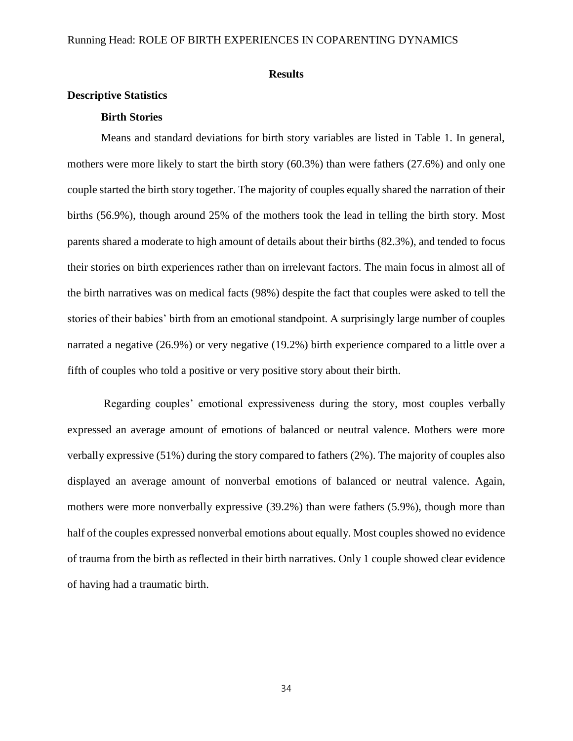## Results

### Descriptive Statistics

#### Birth Stories

Means and standard deviations for birth story variables are listed in Table 1. In general, mothers were more likely to start the birth story (60.3%) than were fathers (27.6%) and only one couple started the birth story together. The majority of couples equally shared the narration of their births (56.9%), though around 25% of the mothers took the lead in telling the birth story. Most parents shared a moderate to high amount of details about their births (82.3%), and tended to focus their stories on birth experiences rather than on irrelevant factors. The main focus in almost all of the birth narratives was on medical facts (98%) despite the fact that couples were asked to tell the stories of their babies' birth from an emotional standpoint. A surprisingly large number of couples narrated a negative (26.9%) or very negative (19.2%) birth experience compared to a little over a fifth of couples who told a positive or very positive story about their birth.

Regarding couples' emotional expressiveness during the story, most couples verbally expressed an average amount of emotions of balanced or neutral valence. Mothers were more verbally expressive (51%) during the story compared to fathers (2%). The majority of couples also displayed an average amount of nonverbal emotions of balanced or neutral valence. Again, mothers were more nonverbally expressive (39.2%) than were fathers (5.9%), though more than half of the couples expressed nonverbal emotions about equally. Most couples showed no evidence of trauma from the birth as reflected in their birth narratives. Only 1 couple showed clear evidence of having had a traumatic birth.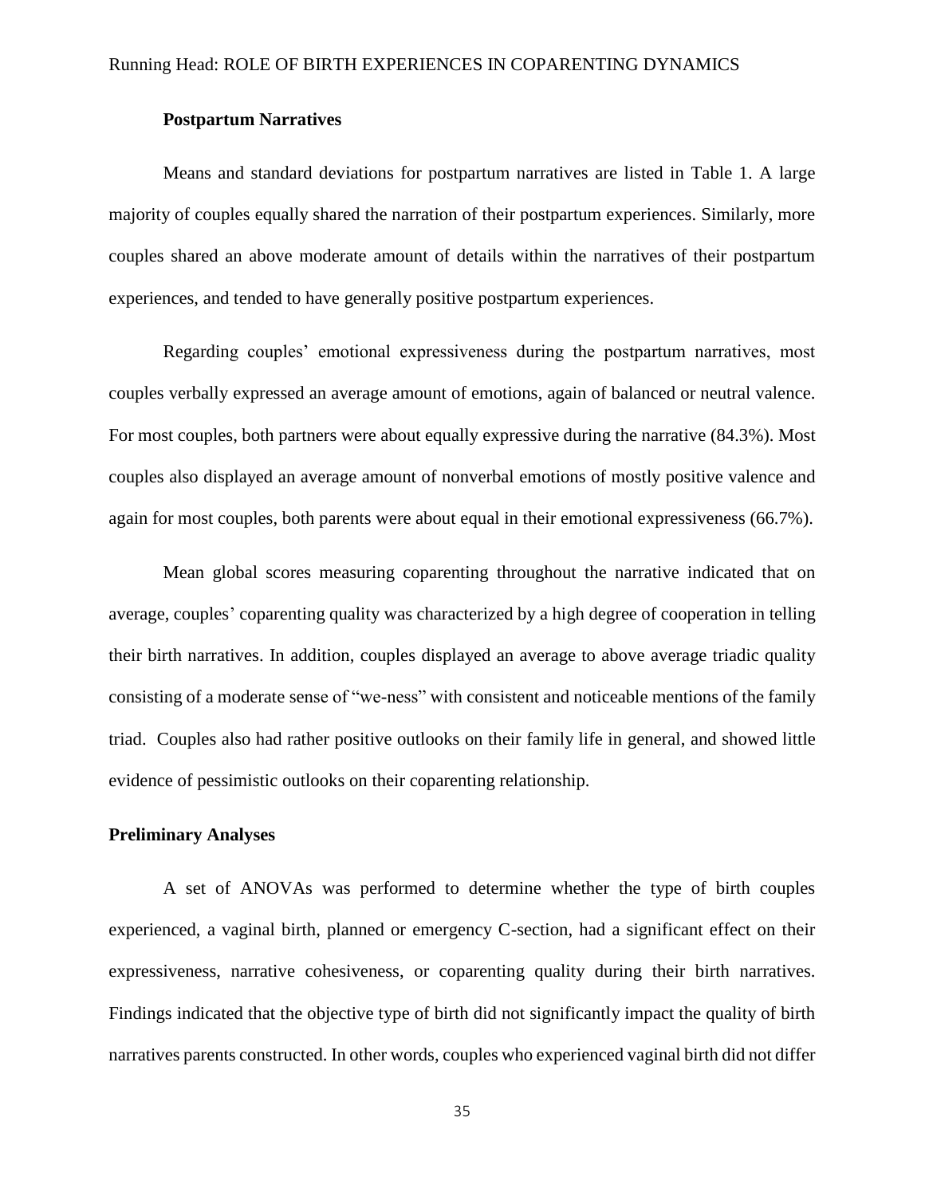### Postpartum Narratives

Means and standard deviations for postpartum narratives are listed in Table 1. A large majority of couples equally shared the narration of their postpartum experiences. Similarly, more couples shared an above moderate amount of details within the narratives of their postpartum experiences, and tended to have generally positive postpartum experiences.

Regarding couples' emotional expressiveness during the postpartum narratives, most couples verbally expressed an average amount of emotions, again of balanced or neutral valence. For most couples, both partners were about equally expressive during the narrative (84.3%). Most couples also displayed an average amount of nonverbal emotions of mostly positive valence and again for most couples, both parents were about equal in their emotional expressiveness (66.7%).

Mean global scores measuring coparenting throughout the narrative indicated that on average, couples' coparenting quality was characterized by a high degree of cooperation in telling their birth narratives. In addition, couples displayed an average to above average triadic quality consisting of a moderate sense of "we-ness" with consistent and noticeable mentions of the family triad. Couples also had rather positive outlooks on their family life in general, and showed little evidence of pessimistic outlooks on their coparenting relationship.

## Preliminary Analyses

A set of ANOVAs was performed to determine whether the type of birth couples experienced, a vaginal birth, planned or emergency C-section, had a significant effect on their expressiveness, narrative cohesiveness, or coparenting quality during their birth narratives. Findings indicated that the objective type of birth did not significantly impact the quality of birth narratives parents constructed. In other words, couples who experienced vaginal birth did not differ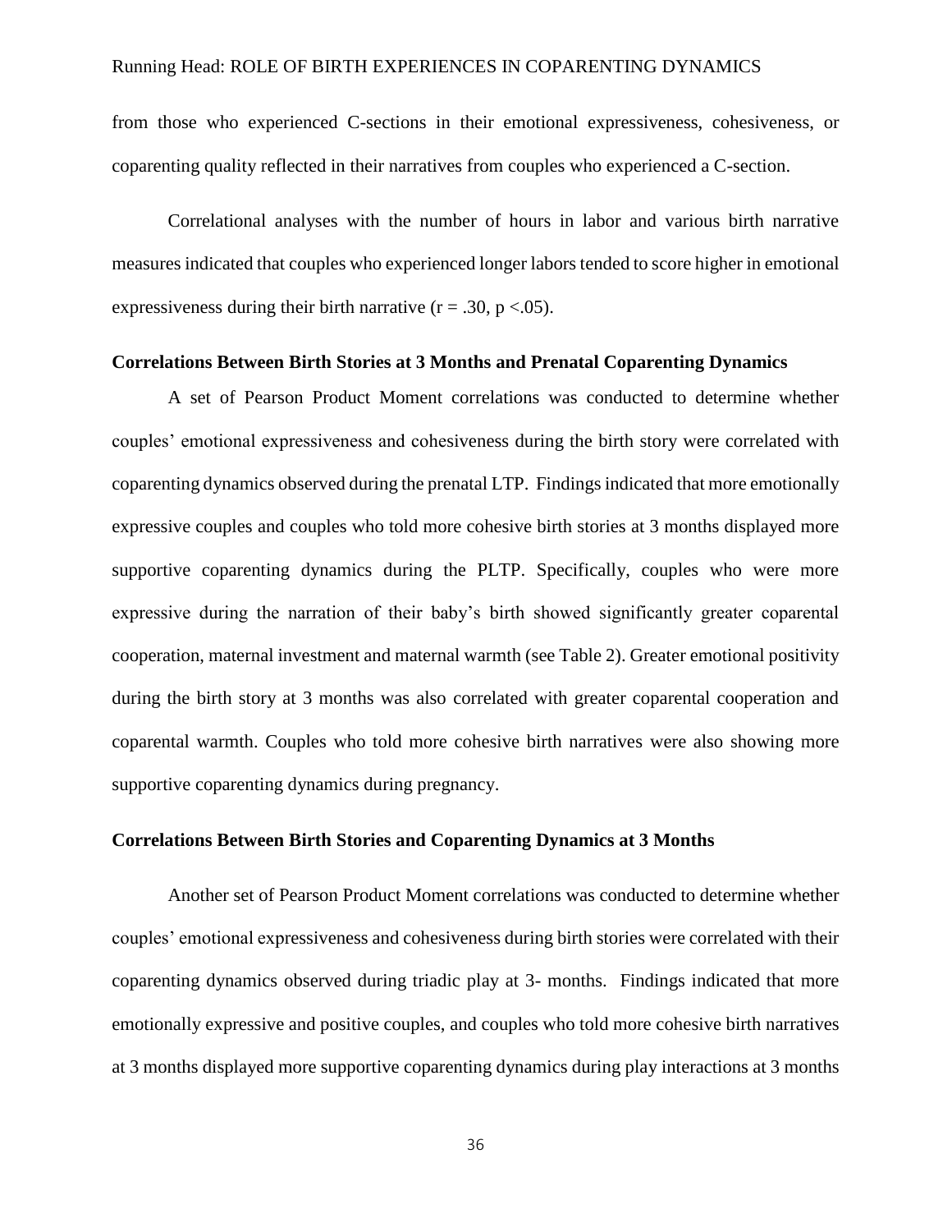from those who experienced C-sections in their emotional expressiveness, cohesiveness, or coparenting quality reflected in their narratives from couples who experienced a C-section.

Correlational analyses with the number of hours in labor and various birth narrative measures indicated that couples who experienced longer labors tended to score higher in emotional expressiveness during their birth narrative ($r = .30$, $p < .05$).

**Correlations Between Birth Stories at 3 Months and Prenatal Coparenting Dynamics**

A set of Pearson Product Moment correlations was conducted to determine whether couples' emotional expressiveness and cohesiveness during the birth story were correlated with coparenting dynamics observed during the prenatal LTP. Findings indicated that more emotionally expressive couples and couples who told more cohesive birth stories at 3 months displayed more supportive coparenting dynamics during the PLTP. Specifically, couples who were more expressive during the narration of their baby's birth showed significantly greater coparental cooperation, maternal investment and maternal warmth (see Table 2). Greater emotional positivity during the birth story at 3 months was also correlated with greater coparental cooperation and coparental warmth. Couples who told more cohesive birth narratives were also showing more supportive coparenting dynamics during pregnancy.

**Correlations Between Birth Stories and Coparenting Dynamics at 3 Months**

Another set of Pearson Product Moment correlations was conducted to determine whether couples' emotional expressiveness and cohesiveness during birth stories were correlated with their coparenting dynamics observed during triadic play at 3- months. Findings indicated that more emotionally expressive and positive couples, and couples who told more cohesive birth narratives at 3 months displayed more supportive coparenting dynamics during play interactions at 3 months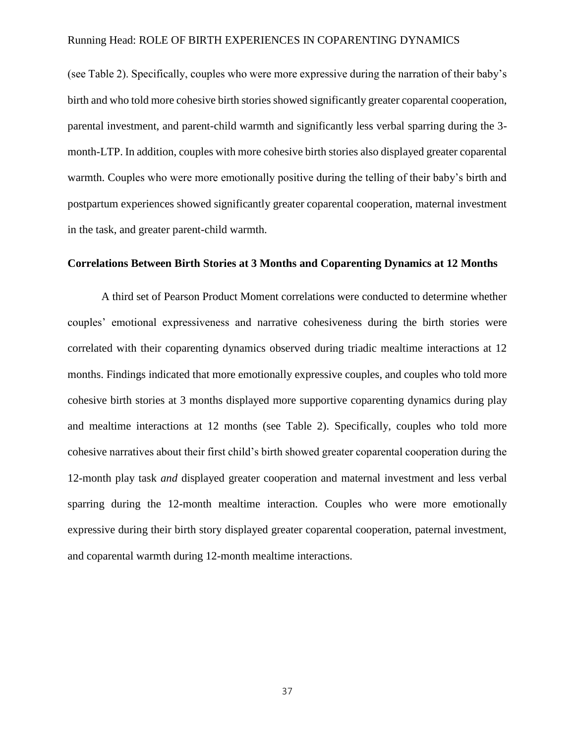(see Table 2). Specifically, couples who were more expressive during the narration of their baby's birth and who told more cohesive birth stories showed significantly greater coparental cooperation, parental investment, and parent-child warmth and significantly less verbal sparring during the 3-month-LTP. In addition, couples with more cohesive birth stories also displayed greater coparental warmth. Couples who were more emotionally positive during the telling of their baby's birth and postpartum experiences showed significantly greater coparental cooperation, maternal investment in the task, and greater parent-child warmth.

## Correlations Between Birth Stories at 3 Months and Coparenting Dynamics at 12 Months

A third set of Pearson Product Moment correlations were conducted to determine whether couples' emotional expressiveness and narrative cohesiveness during the birth stories were correlated with their coparenting dynamics observed during triadic mealtime interactions at 12 months. Findings indicated that more emotionally expressive couples, and couples who told more cohesive birth stories at 3 months displayed more supportive coparenting dynamics during play and mealtime interactions at 12 months (see Table 2). Specifically, couples who told more cohesive narratives about their first child's birth showed greater coparental cooperation during the 12-month play task *and* displayed greater cooperation and maternal investment and less verbal sparring during the 12-month mealtime interaction. Couples who were more emotionally expressive during their birth story displayed greater coparental cooperation, paternal investment, and coparental warmth during 12-month mealtime interactions.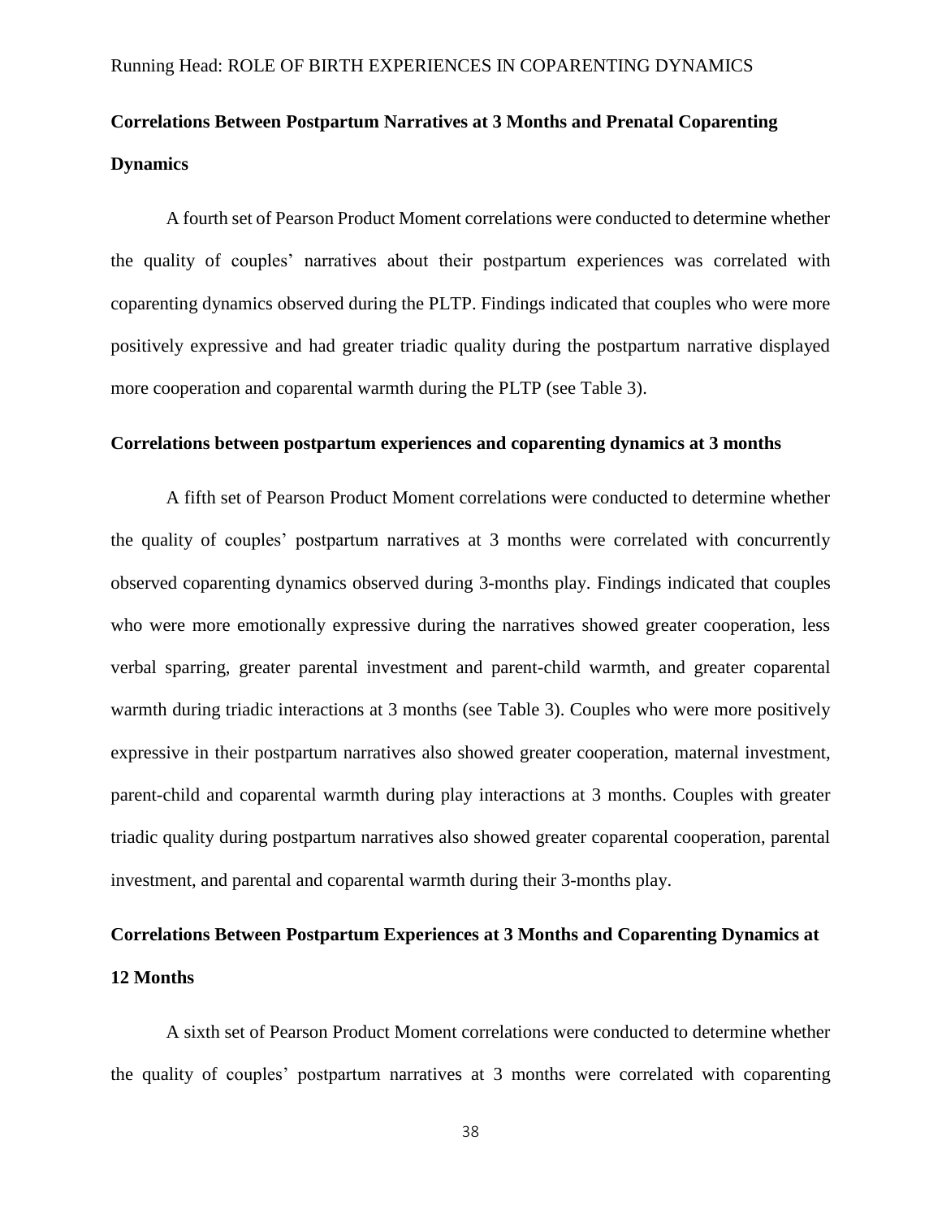**Correlations Between Postpartum Narratives at 3 Months and Prenatal Coparenting Dynamics**

A fourth set of Pearson Product Moment correlations were conducted to determine whether the quality of couples' narratives about their postpartum experiences was correlated with coparenting dynamics observed during the PLTP. Findings indicated that couples who were more positively expressive and had greater triadic quality during the postpartum narrative displayed more cooperation and coparental warmth during the PLTP (see Table 3).

**Correlations between postpartum experiences and coparenting dynamics at 3 months**

A fifth set of Pearson Product Moment correlations were conducted to determine whether the quality of couples' postpartum narratives at 3 months were correlated with concurrently observed coparenting dynamics observed during 3-months play. Findings indicated that couples who were more emotionally expressive during the narratives showed greater cooperation, less verbal sparring, greater parental investment and parent-child warmth, and greater coparental warmth during triadic interactions at 3 months (see Table 3). Couples who were more positively expressive in their postpartum narratives also showed greater cooperation, maternal investment, parent-child and coparental warmth during play interactions at 3 months. Couples with greater triadic quality during postpartum narratives also showed greater coparental cooperation, parental investment, and parental and coparental warmth during their 3-months play.

**Correlations Between Postpartum Experiences at 3 Months and Coparenting Dynamics at 12 Months**

A sixth set of Pearson Product Moment correlations were conducted to determine whether the quality of couples' postpartum narratives at 3 months were correlated with coparenting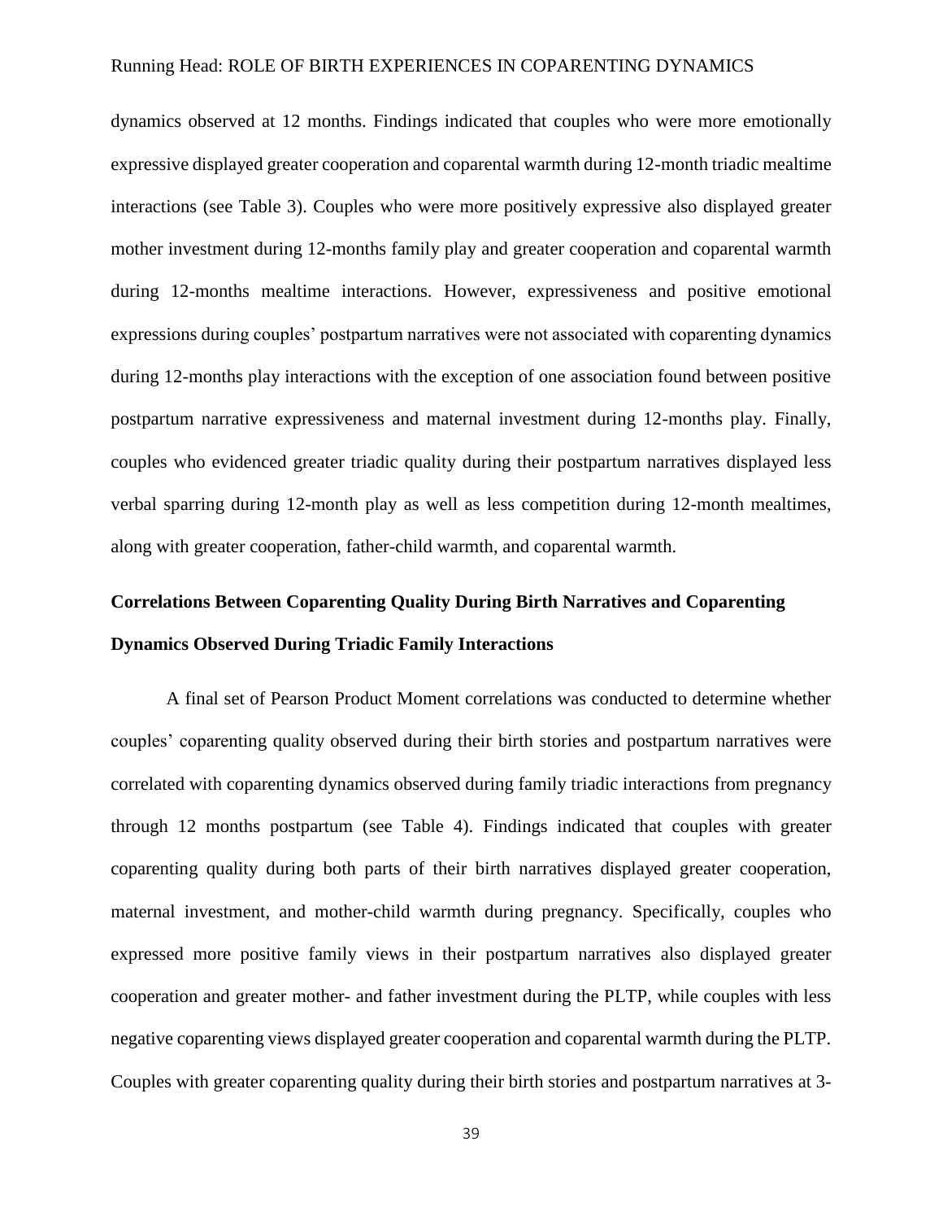dynamics observed at 12 months. Findings indicated that couples who were more emotionally expressive displayed greater cooperation and coparental warmth during 12-month triadic mealtime interactions (see Table 3). Couples who were more positively expressive also displayed greater mother investment during 12-months family play and greater cooperation and coparental warmth during 12-months mealtime interactions. However, expressiveness and positive emotional expressions during couples' postpartum narratives were not associated with coparenting dynamics during 12-months play interactions with the exception of one association found between positive postpartum narrative expressiveness and maternal investment during 12-months play. Finally, couples who evidenced greater triadic quality during their postpartum narratives displayed less verbal sparring during 12-month play as well as less competition during 12-month mealtimes, along with greater cooperation, father-child warmth, and coparental warmth.

## Correlations Between Coparenting Quality During Birth Narratives and Coparenting Dynamics Observed During Triadic Family Interactions

A final set of Pearson Product Moment correlations was conducted to determine whether couples' coparenting quality observed during their birth stories and postpartum narratives were correlated with coparenting dynamics observed during family triadic interactions from pregnancy through 12 months postpartum (see Table 4). Findings indicated that couples with greater coparenting quality during both parts of their birth narratives displayed greater cooperation, maternal investment, and mother-child warmth during pregnancy. Specifically, couples who expressed more positive family views in their postpartum narratives also displayed greater cooperation and greater mother- and father investment during the PLTP, while couples with less negative coparenting views displayed greater cooperation and coparental warmth during the PLTP. Couples with greater coparenting quality during their birth stories and postpartum narratives at 3-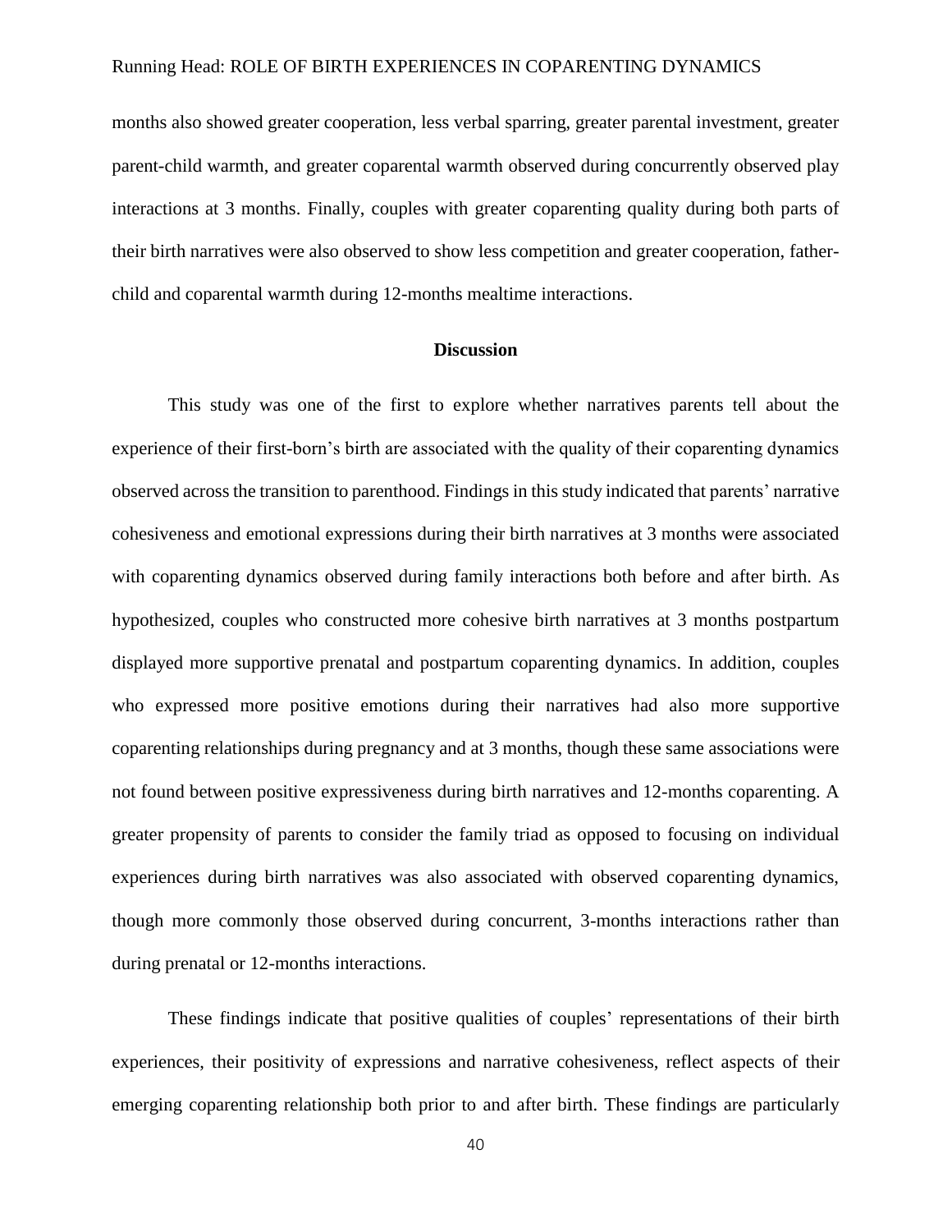months also showed greater cooperation, less verbal sparring, greater parental investment, greater parent-child warmth, and greater coparental warmth observed during concurrently observed play interactions at 3 months. Finally, couples with greater coparenting quality during both parts of their birth narratives were also observed to show less competition and greater cooperation, father-child and coparental warmth during 12-months mealtime interactions.

## Discussion

This study was one of the first to explore whether narratives parents tell about the experience of their first-born's birth are associated with the quality of their coparenting dynamics observed across the transition to parenthood. Findings in this study indicated that parents' narrative cohesiveness and emotional expressions during their birth narratives at 3 months were associated with coparenting dynamics observed during family interactions both before and after birth. As hypothesized, couples who constructed more cohesive birth narratives at 3 months postpartum displayed more supportive prenatal and postpartum coparenting dynamics. In addition, couples who expressed more positive emotions during their narratives had also more supportive coparenting relationships during pregnancy and at 3 months, though these same associations were not found between positive expressiveness during birth narratives and 12-months coparenting. A greater propensity of parents to consider the family triad as opposed to focusing on individual experiences during birth narratives was also associated with observed coparenting dynamics, though more commonly those observed during concurrent, 3-months interactions rather than during prenatal or 12-months interactions.

These findings indicate that positive qualities of couples' representations of their birth experiences, their positivity of expressions and narrative cohesiveness, reflect aspects of their emerging coparenting relationship both prior to and after birth. These findings are particularly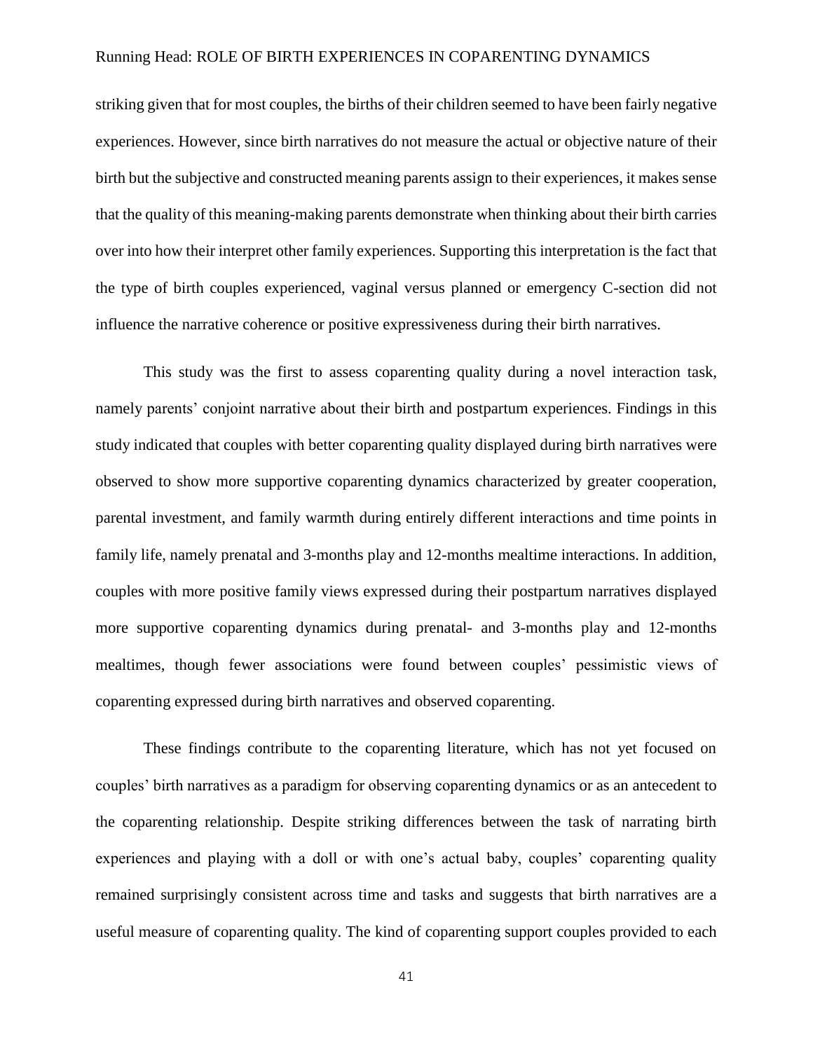striking given that for most couples, the births of their children seemed to have been fairly negative experiences. However, since birth narratives do not measure the actual or objective nature of their birth but the subjective and constructed meaning parents assign to their experiences, it makes sense that the quality of this meaning-making parents demonstrate when thinking about their birth carries over into how their interpret other family experiences. Supporting this interpretation is the fact that the type of birth couples experienced, vaginal versus planned or emergency C-section did not influence the narrative coherence or positive expressiveness during their birth narratives.

This study was the first to assess coparenting quality during a novel interaction task, namely parents' conjoint narrative about their birth and postpartum experiences. Findings in this study indicated that couples with better coparenting quality displayed during birth narratives were observed to show more supportive coparenting dynamics characterized by greater cooperation, parental investment, and family warmth during entirely different interactions and time points in family life, namely prenatal and 3-months play and 12-months mealtime interactions. In addition, couples with more positive family views expressed during their postpartum narratives displayed more supportive coparenting dynamics during prenatal- and 3-months play and 12-months mealtimes, though fewer associations were found between couples' pessimistic views of coparenting expressed during birth narratives and observed coparenting.

These findings contribute to the coparenting literature, which has not yet focused on couples' birth narratives as a paradigm for observing coparenting dynamics or as an antecedent to the coparenting relationship. Despite striking differences between the task of narrating birth experiences and playing with a doll or with one's actual baby, couples' coparenting quality remained surprisingly consistent across time and tasks and suggests that birth narratives are a useful measure of coparenting quality. The kind of coparenting support couples provided to each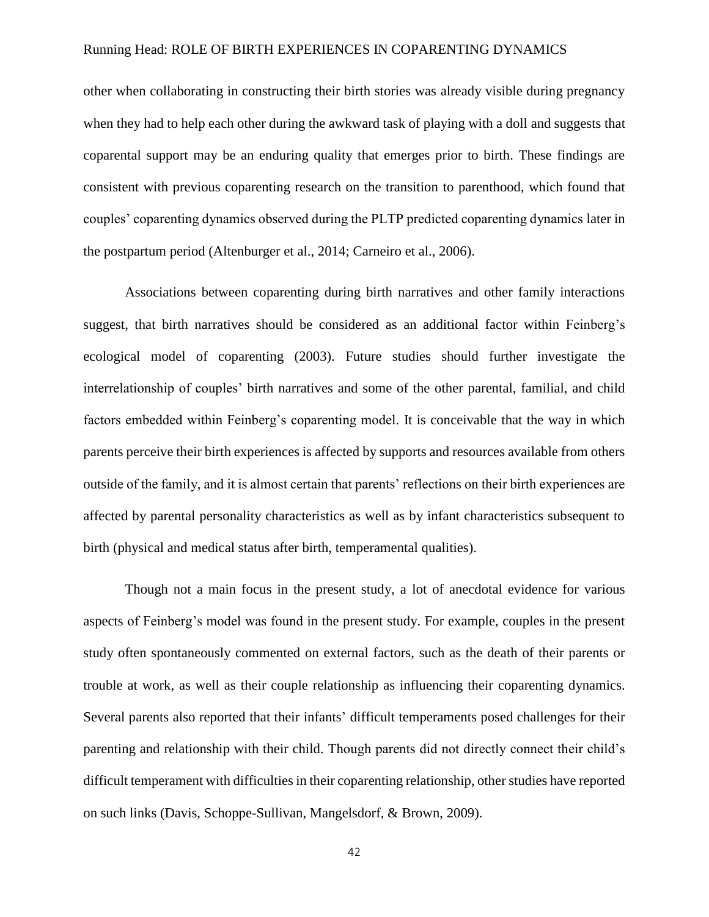other when collaborating in constructing their birth stories was already visible during pregnancy when they had to help each other during the awkward task of playing with a doll and suggests that coparental support may be an enduring quality that emerges prior to birth. These findings are consistent with previous coparenting research on the transition to parenthood, which found that couples' coparenting dynamics observed during the PLTP predicted coparenting dynamics later in the postpartum period (Altenburger et al., 2014; Carneiro et al., 2006).

Associations between coparenting during birth narratives and other family interactions suggest, that birth narratives should be considered as an additional factor within Feinberg's ecological model of coparenting (2003). Future studies should further investigate the interrelationship of couples' birth narratives and some of the other parental, familial, and child factors embedded within Feinberg's coparenting model. It is conceivable that the way in which parents perceive their birth experiences is affected by supports and resources available from others outside of the family, and it is almost certain that parents' reflections on their birth experiences are affected by parental personality characteristics as well as by infant characteristics subsequent to birth (physical and medical status after birth, temperamental qualities).

Though not a main focus in the present study, a lot of anecdotal evidence for various aspects of Feinberg's model was found in the present study. For example, couples in the present study often spontaneously commented on external factors, such as the death of their parents or trouble at work, as well as their couple relationship as influencing their coparenting dynamics. Several parents also reported that their infants' difficult temperaments posed challenges for their parenting and relationship with their child. Though parents did not directly connect their child's difficult temperament with difficulties in their coparenting relationship, other studies have reported on such links (Davis, Schoppe-Sullivan, Mangelsdorf, & Brown, 2009).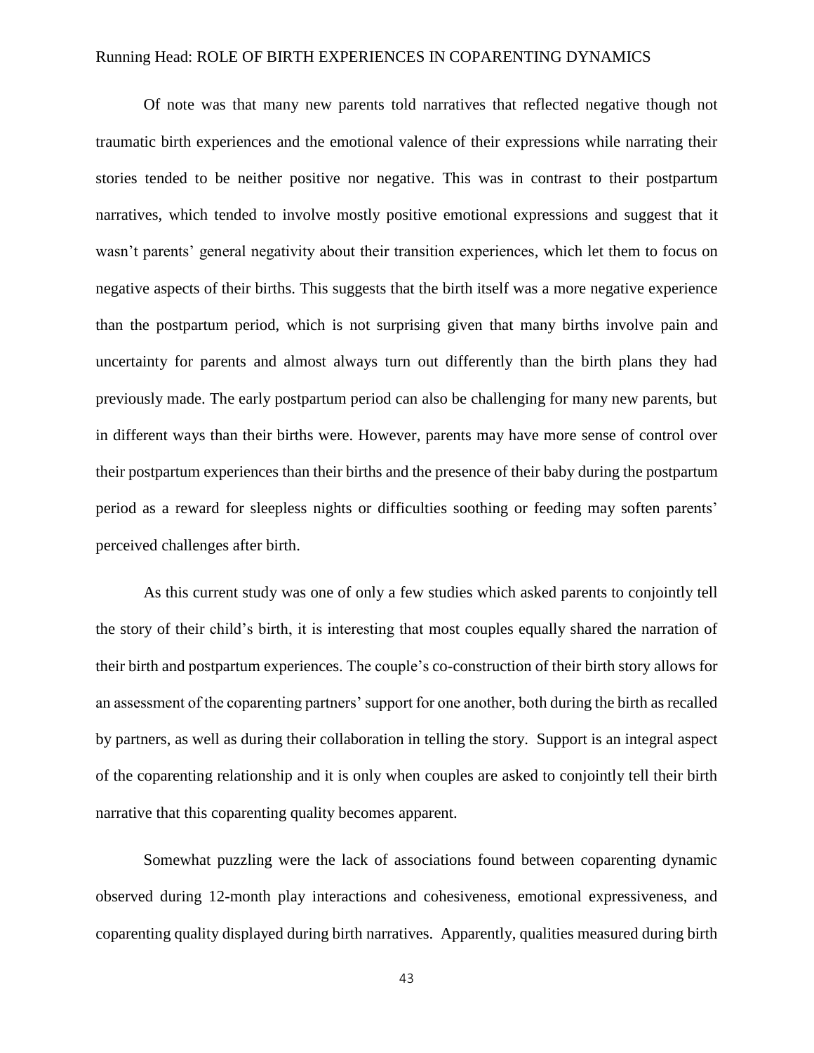Of note was that many new parents told narratives that reflected negative though not traumatic birth experiences and the emotional valence of their expressions while narrating their stories tended to be neither positive nor negative. This was in contrast to their postpartum narratives, which tended to involve mostly positive emotional expressions and suggest that it wasn't parents' general negativity about their transition experiences, which let them to focus on negative aspects of their births. This suggests that the birth itself was a more negative experience than the postpartum period, which is not surprising given that many births involve pain and uncertainty for parents and almost always turn out differently than the birth plans they had previously made. The early postpartum period can also be challenging for many new parents, but in different ways than their births were. However, parents may have more sense of control over their postpartum experiences than their births and the presence of their baby during the postpartum period as a reward for sleepless nights or difficulties soothing or feeding may soften parents' perceived challenges after birth.

As this current study was one of only a few studies which asked parents to conjointly tell the story of their child's birth, it is interesting that most couples equally shared the narration of their birth and postpartum experiences. The couple's co-construction of their birth story allows for an assessment of the coparenting partners' support for one another, both during the birth as recalled by partners, as well as during their collaboration in telling the story. Support is an integral aspect of the coparenting relationship and it is only when couples are asked to conjointly tell their birth narrative that this coparenting quality becomes apparent.

Somewhat puzzling were the lack of associations found between coparenting dynamic observed during 12-month play interactions and cohesiveness, emotional expressiveness, and coparenting quality displayed during birth narratives. Apparently, qualities measured during birth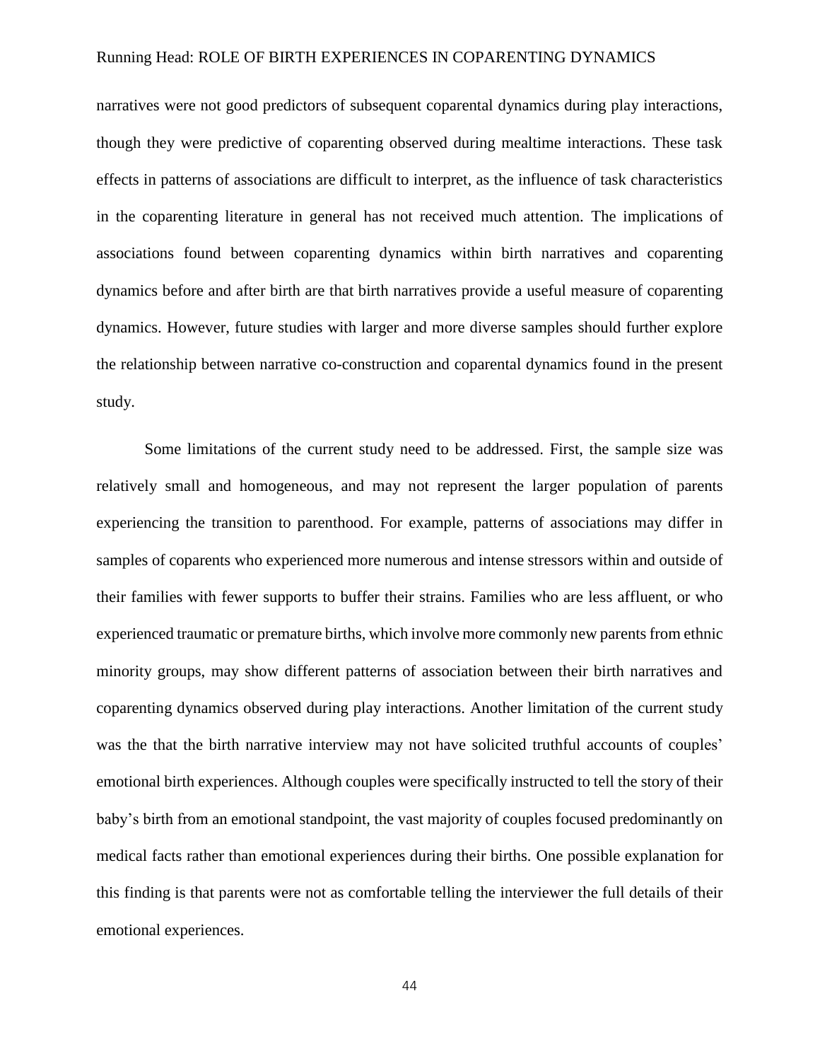narratives were not good predictors of subsequent coparental dynamics during play interactions, though they were predictive of coparenting observed during mealtime interactions. These task effects in patterns of associations are difficult to interpret, as the influence of task characteristics in the coparenting literature in general has not received much attention. The implications of associations found between coparenting dynamics within birth narratives and coparenting dynamics before and after birth are that birth narratives provide a useful measure of coparenting dynamics. However, future studies with larger and more diverse samples should further explore the relationship between narrative co-construction and coparental dynamics found in the present study.

Some limitations of the current study need to be addressed. First, the sample size was relatively small and homogeneous, and may not represent the larger population of parents experiencing the transition to parenthood. For example, patterns of associations may differ in samples of coparents who experienced more numerous and intense stressors within and outside of their families with fewer supports to buffer their strains. Families who are less affluent, or who experienced traumatic or premature births, which involve more commonly new parents from ethnic minority groups, may show different patterns of association between their birth narratives and coparenting dynamics observed during play interactions. Another limitation of the current study was the that the birth narrative interview may not have solicited truthful accounts of couples' emotional birth experiences. Although couples were specifically instructed to tell the story of their baby's birth from an emotional standpoint, the vast majority of couples focused predominantly on medical facts rather than emotional experiences during their births. One possible explanation for this finding is that parents were not as comfortable telling the interviewer the full details of their emotional experiences.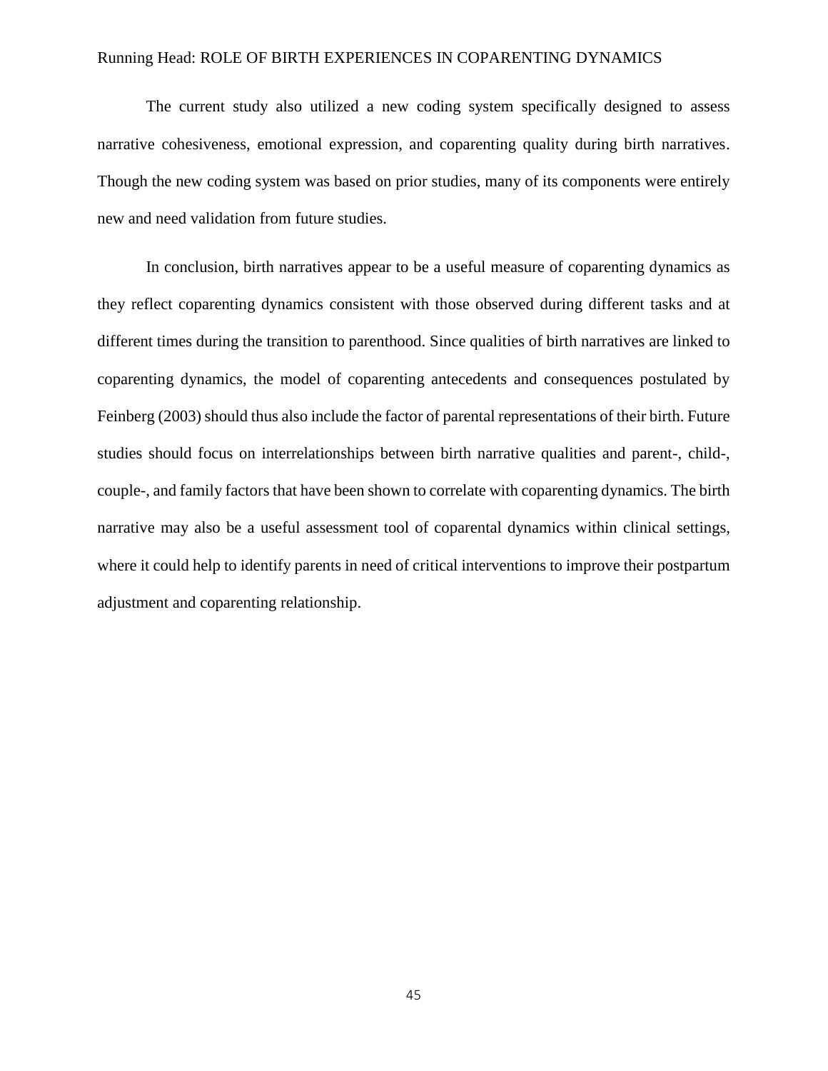The current study also utilized a new coding system specifically designed to assess narrative cohesiveness, emotional expression, and coparenting quality during birth narratives. Though the new coding system was based on prior studies, many of its components were entirely new and need validation from future studies.

In conclusion, birth narratives appear to be a useful measure of coparenting dynamics as they reflect coparenting dynamics consistent with those observed during different tasks and at different times during the transition to parenthood. Since qualities of birth narratives are linked to coparenting dynamics, the model of coparenting antecedents and consequences postulated by Feinberg (2003) should thus also include the factor of parental representations of their birth. Future studies should focus on interrelationships between birth narrative qualities and parent-, child-, couple-, and family factors that have been shown to correlate with coparenting dynamics. The birth narrative may also be a useful assessment tool of coparental dynamics within clinical settings, where it could help to identify parents in need of critical interventions to improve their postpartum adjustment and coparenting relationship.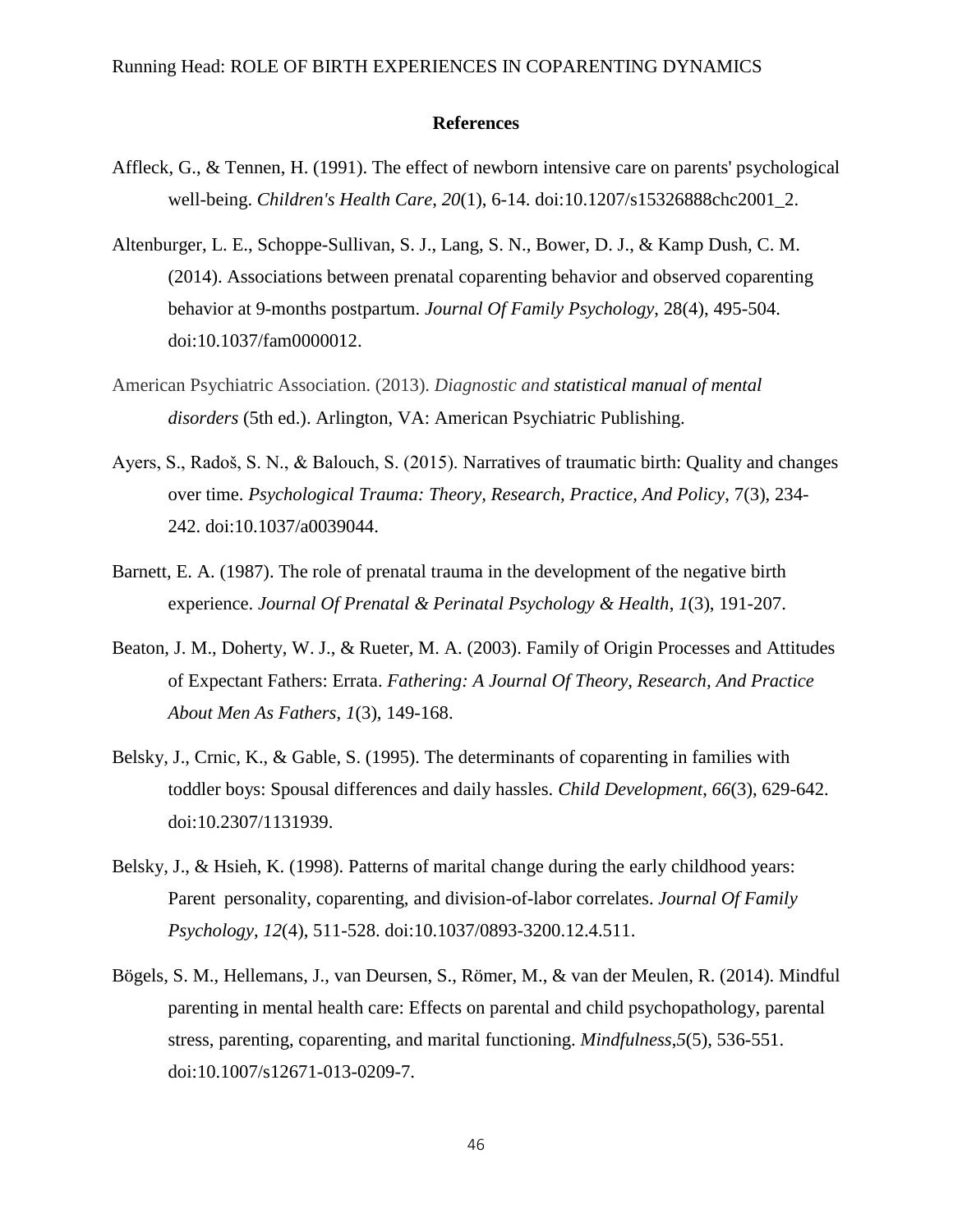# References

Affleck, G., & Tennen, H. (1991). The effect of newborn intensive care on parents' psychological well-being. *Children's Health Care*, *20*(1), 6-14. doi:10.1207/s15326888chc2001_2.

Altenburger, L. E., Schoppe-Sullivan, S. J., Lang, S. N., Bower, D. J., & Kamp Dush, C. M. (2014). Associations between prenatal coparenting behavior and observed coparenting behavior at 9-months postpartum. *Journal Of Family Psychology*, 28(4), 495-504. doi:10.1037/fam0000012.

American Psychiatric Association. (2013). *Diagnostic and **statistical manual of mental disorders*** (5th ed.). Arlington, VA: American Psychiatric Publishing.

Ayers, S., Radoš, S. N., & Balouch, S. (2015). Narratives of traumatic birth: Quality and changes over time. *Psychological Trauma: Theory, Research, Practice, And Policy*, 7(3), 234-242. doi:10.1037/a0039044.

Barnett, E. A. (1987). The role of prenatal trauma in the development of the negative birth experience. *Journal Of Prenatal & Perinatal Psychology & Health*, *1*(3), 191-207.

Beaton, J. M., Doherty, W. J., & Rueter, M. A. (2003). Family of Origin Processes and Attitudes of Expectant Fathers: Errata. *Fathering: A Journal Of Theory, Research, And Practice About Men As Fathers*, *1*(3), 149-168.

Belsky, J., Crnic, K., & Gable, S. (1995). The determinants of coparenting in families with toddler boys: Spousal differences and daily hassles. *Child Development*, *66*(3), 629-642. doi:10.2307/1131939.

Belsky, J., & Hsieh, K. (1998). Patterns of marital change during the early childhood years: Parent personality, coparenting, and division-of-labor correlates. *Journal Of Family Psychology*, *12*(4), 511-528. doi:10.1037/0893-3200.12.4.511.

Bögels, S. M., Hellemans, J., van Deursen, S., Römer, M., & van der Meulen, R. (2014). Mindful parenting in mental health care: Effects on parental and child psychopathology, parental stress, parenting, coparenting, and marital functioning. *Mindfulness*,*5*(5), 536-551. doi:10.1007/s12671-013-0209-7.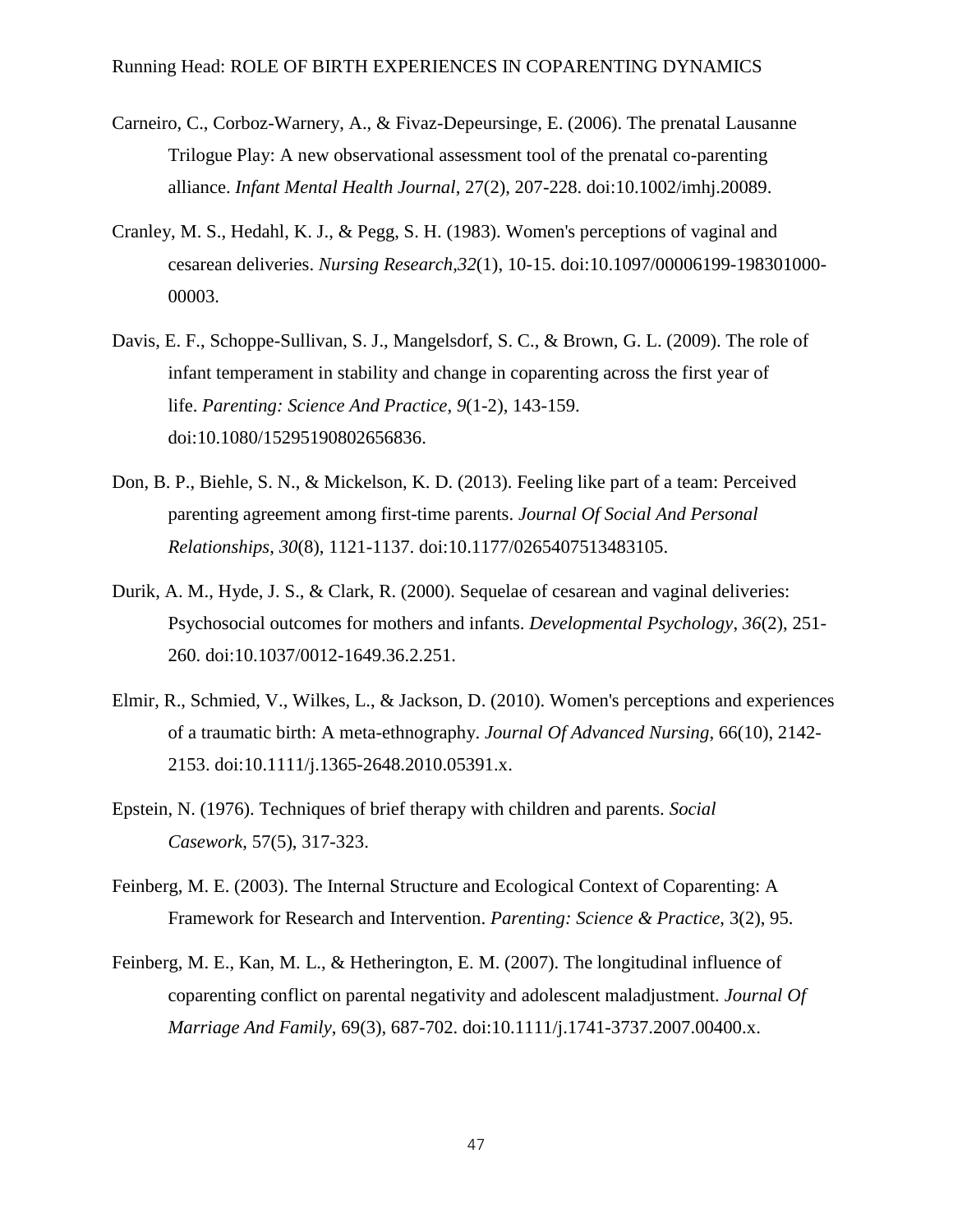Carneiro, C., Corboz-Warnery, A., & Fivaz-Depeursinge, E. (2006). The prenatal Lausanne Trilogue Play: A new observational assessment tool of the prenatal co-parenting alliance. *Infant Mental Health Journal*, 27(2), 207-228. doi:10.1002/imhj.20089.

Cranley, M. S., Hedahl, K. J., & Pegg, S. H. (1983). Women's perceptions of vaginal and cesarean deliveries. *Nursing Research*,*32*(1), 10-15. doi:10.1097/00006199-198301000-00003.

Davis, E. F., Schoppe-Sullivan, S. J., Mangelsdorf, S. C., & Brown, G. L. (2009). The role of infant temperament in stability and change in coparenting across the first year of life. *Parenting: Science And Practice*, *9*(1-2), 143-159. doi:10.1080/15295190802656836.

Don, B. P., Biehle, S. N., & Mickelson, K. D. (2013). Feeling like part of a team: Perceived parenting agreement among first-time parents. *Journal Of Social And Personal Relationships*, *30*(8), 1121-1137. doi:10.1177/0265407513483105.

Durik, A. M., Hyde, J. S., & Clark, R. (2000). Sequelae of cesarean and vaginal deliveries: Psychosocial outcomes for mothers and infants. *Developmental Psychology*, *36*(2), 251-260. doi:10.1037/0012-1649.36.2.251.

Elmir, R., Schmied, V., Wilkes, L., & Jackson, D. (2010). Women's perceptions and experiences of a traumatic birth: A meta-ethnography. *Journal Of Advanced Nursing*, 66(10), 2142-2153. doi:10.1111/j.1365-2648.2010.05391.x.

Epstein, N. (1976). Techniques of brief therapy with children and parents. *Social Casework*, 57(5), 317-323.

Feinberg, M. E. (2003). The Internal Structure and Ecological Context of Coparenting: A Framework for Research and Intervention. *Parenting: Science & Practice*, 3(2), 95.

Feinberg, M. E., Kan, M. L., & Hetherington, E. M. (2007). The longitudinal influence of coparenting conflict on parental negativity and adolescent maladjustment. *Journal Of Marriage And Family*, 69(3), 687-702. doi:10.1111/j.1741-3737.2007.00400.x.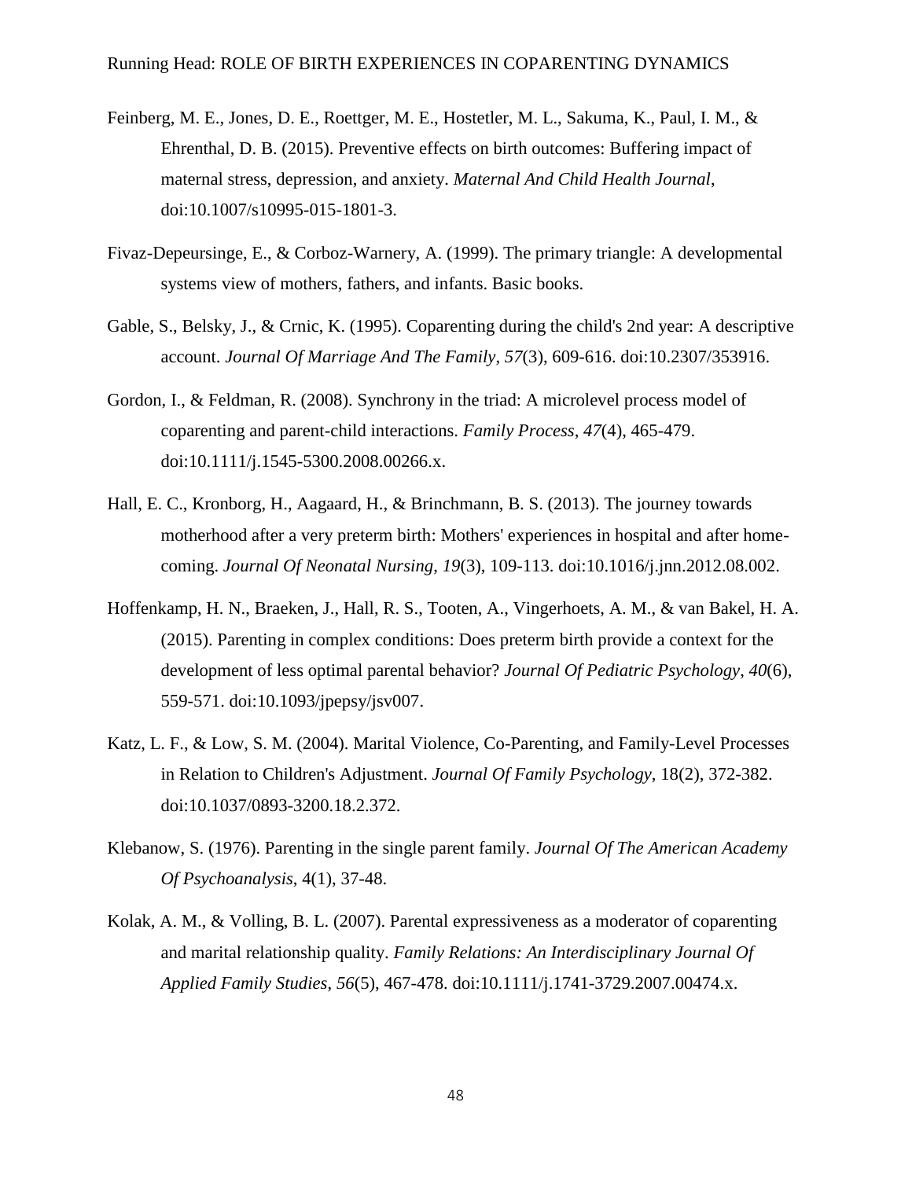Feinberg, M. E., Jones, D. E., Roettger, M. E., Hostetler, M. L., Sakuma, K., Paul, I. M., & Ehrenthal, D. B. (2015). Preventive effects on birth outcomes: Buffering impact of maternal stress, depression, and anxiety. *Maternal And Child Health Journal*, doi:10.1007/s10995-015-1801-3.

Fivaz-Depeursinge, E., & Corboz-Warnery, A. (1999). The primary triangle: A developmental systems view of mothers, fathers, and infants. Basic books.

Gable, S., Belsky, J., & Crnic, K. (1995). Coparenting during the child's 2nd year: A descriptive account. *Journal Of Marriage And The Family*, *57*(3), 609-616. doi:10.2307/353916.

Gordon, I., & Feldman, R. (2008). Synchrony in the triad: A microlevel process model of coparenting and parent-child interactions. *Family Process*, *47*(4), 465-479. doi:10.1111/j.1545-5300.2008.00266.x.

Hall, E. C., Kronborg, H., Aagaard, H., & Brinchmann, B. S. (2013). The journey towards motherhood after a very preterm birth: Mothers' experiences in hospital and after home-coming. *Journal Of Neonatal Nursing*, *19*(3), 109-113. doi:10.1016/j.jnn.2012.08.002.

Hoffenkamp, H. N., Braeken, J., Hall, R. S., Tooten, A., Vingerhoets, A. M., & van Bakel, H. A. (2015). Parenting in complex conditions: Does preterm birth provide a context for the development of less optimal parental behavior? *Journal Of Pediatric Psychology*, *40*(6), 559-571. doi:10.1093/jpepsy/jsv007.

Katz, L. F., & Low, S. M. (2004). Marital Violence, Co-Parenting, and Family-Level Processes in Relation to Children's Adjustment. *Journal Of Family Psychology*, 18(2), 372-382. doi:10.1037/0893-3200.18.2.372.

Klebanow, S. (1976). Parenting in the single parent family. *Journal Of The American Academy Of Psychoanalysis*, 4(1), 37-48.

Kolak, A. M., & Volling, B. L. (2007). Parental expressiveness as a moderator of coparenting and marital relationship quality. *Family Relations: An Interdisciplinary Journal Of Applied Family Studies*, *56*(5), 467-478. doi:10.1111/j.1741-3729.2007.00474.x.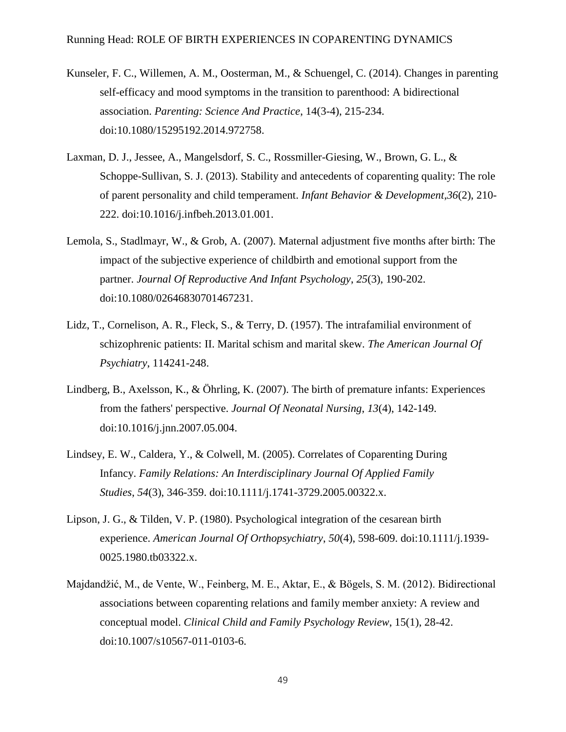Kunseler, F. C., Willemen, A. M., Oosterman, M., & Schuengel, C. (2014). Changes in parenting self-efficacy and mood symptoms in the transition to parenthood: A bidirectional association. *Parenting: Science And Practice*, 14(3-4), 215-234. doi:10.1080/15295192.2014.972758.

Laxman, D. J., Jessee, A., Mangelsdorf, S. C., Rossmiller-Giesing, W., Brown, G. L., & Schoppe-Sullivan, S. J. (2013). Stability and antecedents of coparenting quality: The role of parent personality and child temperament. *Infant Behavior & Development*,*36*(2), 210-222. doi:10.1016/j.infbeh.2013.01.001.

Lemola, S., Stadlmayr, W., & Grob, A. (2007). Maternal adjustment five months after birth: The impact of the subjective experience of childbirth and emotional support from the partner. *Journal Of Reproductive And Infant Psychology*, *25*(3), 190-202. doi:10.1080/02646830701467231.

Lidz, T., Cornelison, A. R., Fleck, S., & Terry, D. (1957). The intrafamilial environment of schizophrenic patients: II. Marital schism and marital skew. *The American Journal Of Psychiatry*, 114241-248.

Lindberg, B., Axelsson, K., & Öhrling, K. (2007). The birth of premature infants: Experiences from the fathers' perspective. *Journal Of Neonatal Nursing*, *13*(4), 142-149. doi:10.1016/j.jnn.2007.05.004.

Lindsey, E. W., Caldera, Y., & Colwell, M. (2005). Correlates of Coparenting During Infancy. *Family Relations: An Interdisciplinary Journal Of Applied Family Studies*, *54*(3), 346-359. doi:10.1111/j.1741-3729.2005.00322.x.

Lipson, J. G., & Tilden, V. P. (1980). Psychological integration of the cesarean birth experience. *American Journal Of Orthopsychiatry*, *50*(4), 598-609. doi:10.1111/j.1939-0025.1980.tb03322.x.

Majdandžić, M., de Vente, W., Feinberg, M. E., Aktar, E., & Bögels, S. M. (2012). Bidirectional associations between coparenting relations and family member anxiety: A review and conceptual model. *Clinical Child and Family Psychology Review*, 15(1), 28-42. doi:10.1007/s10567-011-0103-6.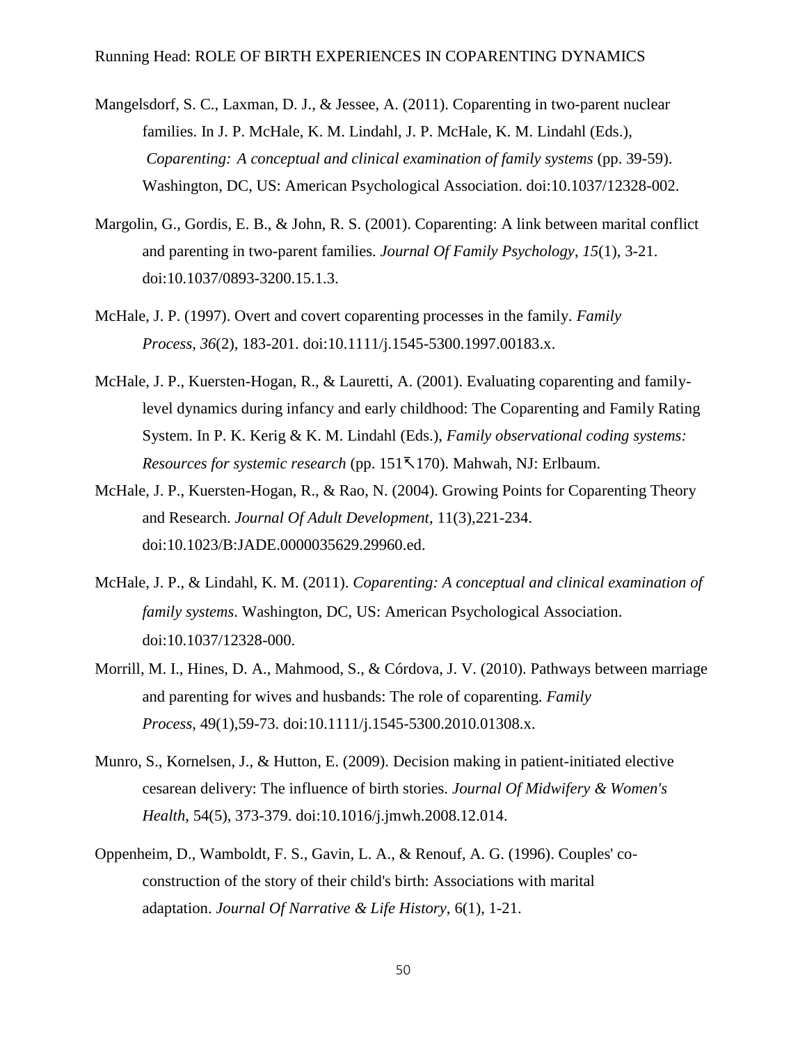Mangelsdorf, S. C., Laxman, D. J., & Jessee, A. (2011). Coparenting in two-parent nuclear families. In J. P. McHale, K. M. Lindahl, J. P. McHale, K. M. Lindahl (Eds.), *Coparenting: A conceptual and clinical examination of family systems* (pp. 39-59). Washington, DC, US: American Psychological Association. doi:10.1037/12328-002.

Margolin, G., Gordis, E. B., & John, R. S. (2001). Coparenting: A link between marital conflict and parenting in two-parent families. *Journal Of Family Psychology*, *15*(1), 3-21. doi:10.1037/0893-3200.15.1.3.

McHale, J. P. (1997). Overt and covert coparenting processes in the family. *Family Process*, *36*(2), 183-201. doi:10.1111/j.1545-5300.1997.00183.x.

McHale, J. P., Kuersten-Hogan, R., & Lauretti, A. (2001). Evaluating coparenting and family-level dynamics during infancy and early childhood: The Coparenting and Family Rating System. In P. K. Kerig & K. M. Lindahl (Eds.), *Family observational coding systems: Resources for systemic research* (pp. 151↖170). Mahwah, NJ: Erlbaum.

McHale, J. P., Kuersten-Hogan, R., & Rao, N. (2004). Growing Points for Coparenting Theory and Research. *Journal Of Adult Development*, 11(3),221-234. doi:10.1023/B:JADE.0000035629.29960.ed.

McHale, J. P., & Lindahl, K. M. (2011). *Coparenting: A conceptual and clinical examination of family systems*. Washington, DC, US: American Psychological Association. doi:10.1037/12328-000.

Morrill, M. I., Hines, D. A., Mahmood, S., & Córdova, J. V. (2010). Pathways between marriage and parenting for wives and husbands: The role of coparenting. *Family Process*, 49(1),59-73. doi:10.1111/j.1545-5300.2010.01308.x.

Munro, S., Kornelsen, J., & Hutton, E. (2009). Decision making in patient-initiated elective cesarean delivery: The influence of birth stories. *Journal Of Midwifery & Women's Health*, 54(5), 373-379. doi:10.1016/j.jmwh.2008.12.014.

Oppenheim, D., Wamboldt, F. S., Gavin, L. A., & Renouf, A. G. (1996). Couples' co-construction of the story of their child's birth: Associations with marital adaptation. *Journal Of Narrative & Life History*, 6(1), 1-21.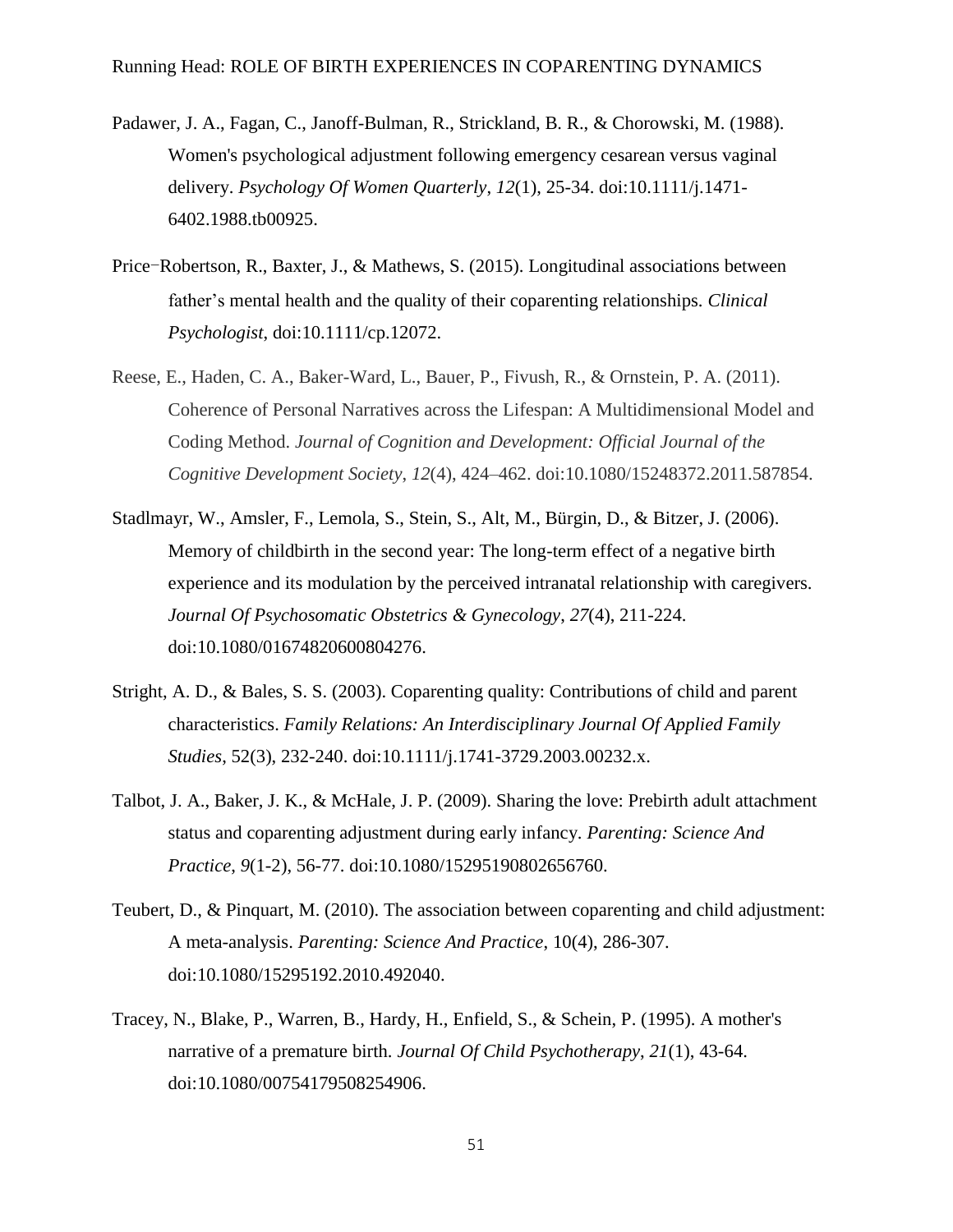Padawer, J. A., Fagan, C., Janoff-Bulman, R., Strickland, B. R., & Chorowski, M. (1988). Women's psychological adjustment following emergency cesarean versus vaginal delivery. *Psychology Of Women Quarterly*, *12*(1), 25-34. doi:10.1111/j.1471-6402.1988.tb00925.

Price‑Robertson, R., Baxter, J., & Mathews, S. (2015). Longitudinal associations between father's mental health and the quality of their coparenting relationships. *Clinical Psychologist*, doi:10.1111/cp.12072.

Reese, E., Haden, C. A., Baker-Ward, L., Bauer, P., Fivush, R., & Ornstein, P. A. (2011). Coherence of Personal Narratives across the Lifespan: A Multidimensional Model and Coding Method. *Journal of Cognition and Development: Official Journal of the Cognitive Development Society*, *12*(4), 424–462. doi:10.1080/15248372.2011.587854.

Stadlmayr, W., Amsler, F., Lemola, S., Stein, S., Alt, M., Bürgin, D., & Bitzer, J. (2006). Memory of childbirth in the second year: The long-term effect of a negative birth experience and its modulation by the perceived intranatal relationship with caregivers. *Journal Of Psychosomatic Obstetrics & Gynecology*, *27*(4), 211-224. doi:10.1080/01674820600804276.

Stright, A. D., & Bales, S. S. (2003). Coparenting quality: Contributions of child and parent characteristics. *Family Relations: An Interdisciplinary Journal Of Applied Family Studies*, 52(3), 232-240. doi:10.1111/j.1741-3729.2003.00232.x.

Talbot, J. A., Baker, J. K., & McHale, J. P. (2009). Sharing the love: Prebirth adult attachment status and coparenting adjustment during early infancy. *Parenting: Science And Practice*, *9*(1-2), 56-77. doi:10.1080/15295190802656760.

Teubert, D., & Pinquart, M. (2010). The association between coparenting and child adjustment: A meta-analysis. *Parenting: Science And Practice*, 10(4), 286-307. doi:10.1080/15295192.2010.492040.

Tracey, N., Blake, P., Warren, B., Hardy, H., Enfield, S., & Schein, P. (1995). A mother's narrative of a premature birth. *Journal Of Child Psychotherapy*, *21*(1), 43-64. doi:10.1080/00754179508254906.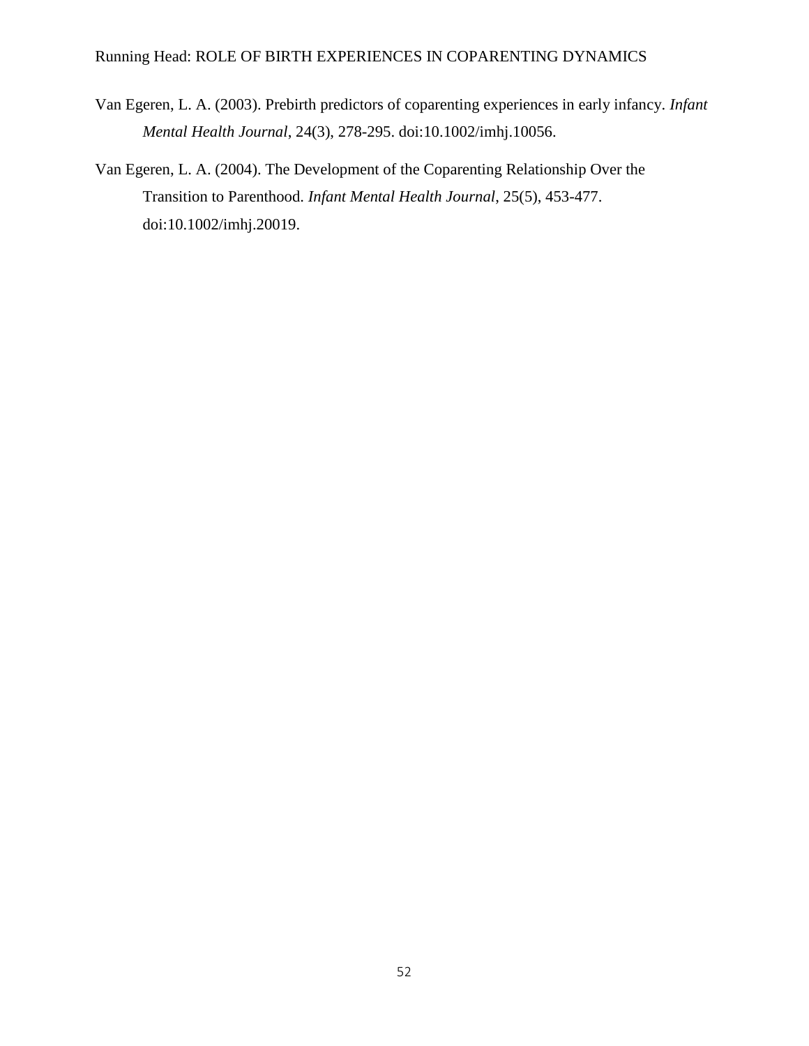Van Egeren, L. A. (2003). Prebirth predictors of coparenting experiences in early infancy. *Infant Mental Health Journal*, 24(3), 278-295. doi:10.1002/imhj.10056.

Van Egeren, L. A. (2004). The Development of the Coparenting Relationship Over the Transition to Parenthood. *Infant Mental Health Journal*, 25(5), 453-477. doi:10.1002/imhj.20019.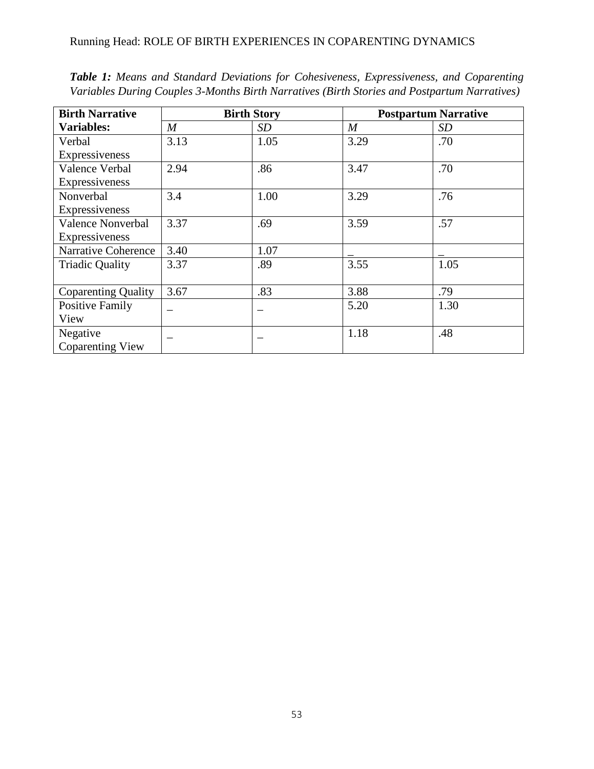***Table 1:*** *Means and Standard Deviations for Cohesiveness, Expressiveness, and Coparenting Variables During Couples 3-Months Birth Narratives (Birth Stories and Postpartum Narratives)*

| **Birth Narrative Variables:** | **Birth Story** | | **Postpartum Narrative** | |
|---|---|---|---|---|
| | *M* | *SD* | *M* | *SD* |
| Verbal Expressiveness | 3.13 | 1.05 | 3.29 | .70 |
| Valence Verbal Expressiveness | 2.94 | .86 | 3.47 | .70 |
| Nonverbal Expressiveness | 3.4 | 1.00 | 3.29 | .76 |
| Valence Nonverbal Expressiveness | 3.37 | .69 | 3.59 | .57 |
| Narrative Coherence | 3.40 | 1.07 | _ | _ |
| Triadic Quality | 3.37 | .89 | 3.55 | 1.05 |
| Coparenting Quality | 3.67 | .83 | 3.88 | .79 |
| Positive Family View | _ | _ | 5.20 | 1.30 |
| Negative Coparenting View | _ | _ | 1.18 | .48 |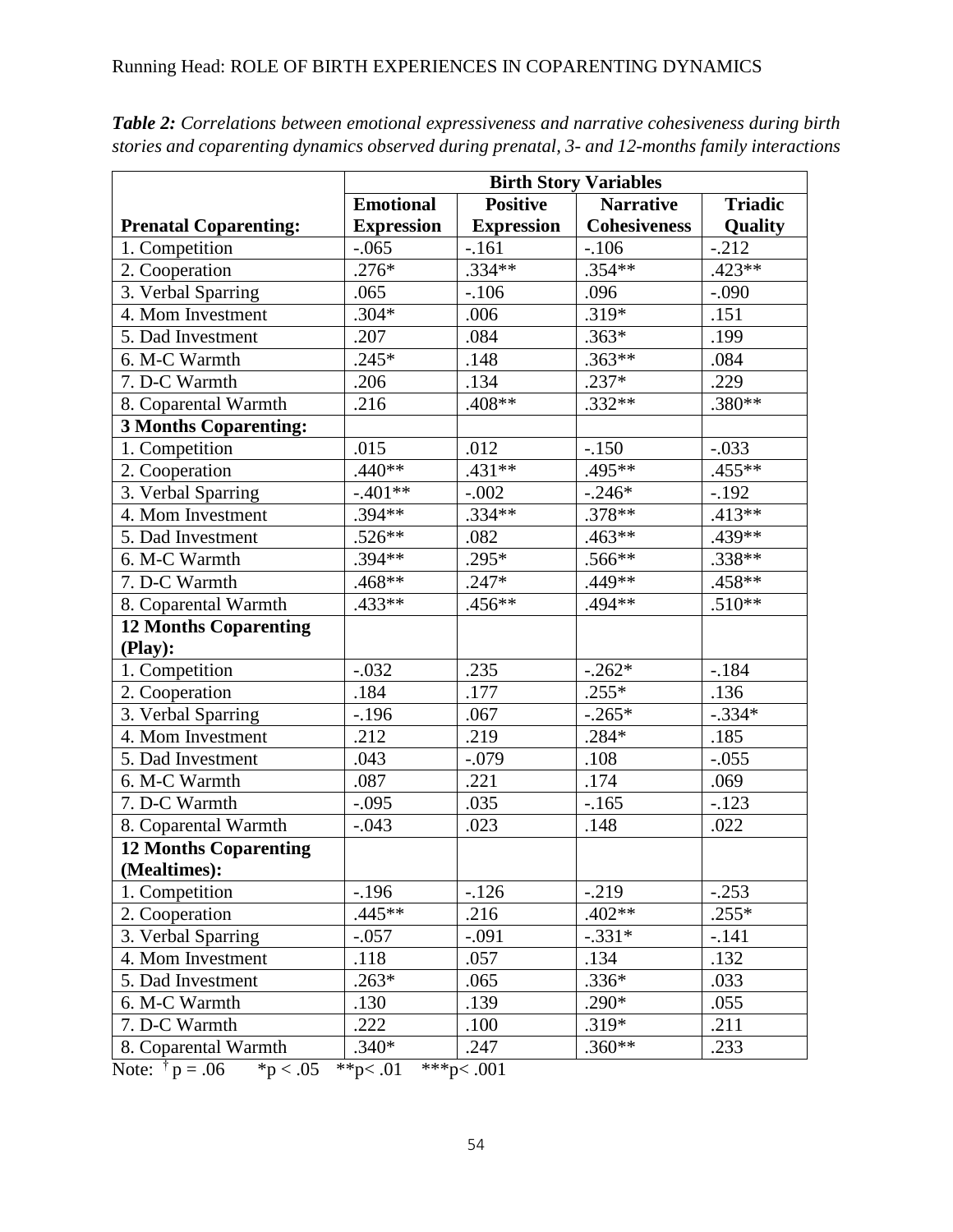***Table 2:*** *Correlations between emotional expressiveness and narrative cohesiveness during birth stories and coparenting dynamics observed during prenatal, 3- and 12-months family interactions*

| | **Birth Story Variables** | | | |
|---|---|---|---|---|
| **Prenatal Coparenting:** | **Emotional Expression** | **Positive Expression** | **Narrative Cohesiveness** | **Triadic Quality** |
| 1. Competition | -.065 | -.161 | -.106 | -.212 |
| 2. Cooperation | .276* | .334** | .354** | .423** |
| 3. Verbal Sparring | .065 | -.106 | .096 | -.090 |
| 4. Mom Investment | .304* | .006 | .319* | .151 |
| 5. Dad Investment | .207 | .084 | .363* | .199 |
| 6. M-C Warmth | .245* | .148 | .363** | .084 |
| 7. D-C Warmth | .206 | .134 | .237* | .229 |
| 8. Coparental Warmth | .216 | .408** | .332** | .380** |
| **3 Months Coparenting:** | | | | |
| 1. Competition | .015 | .012 | -.150 | -.033 |
| 2. Cooperation | .440** | .431** | .495** | .455** |
| 3. Verbal Sparring | -.401** | -.002 | -.246* | -.192 |
| 4. Mom Investment | .394** | .334** | .378** | .413** |
| 5. Dad Investment | .526** | .082 | .463** | .439** |
| 6. M-C Warmth | .394** | .295* | .566** | .338** |
| 7. D-C Warmth | .468** | .247* | .449** | .458** |
| 8. Coparental Warmth | .433** | .456** | .494** | .510** |
| **12 Months Coparenting (Play):** | | | | |
| 1. Competition | -.032 | .235 | -.262* | -.184 |
| 2. Cooperation | .184 | .177 | .255* | .136 |
| 3. Verbal Sparring | -.196 | .067 | -.265* | -.334* |
| 4. Mom Investment | .212 | .219 | .284* | .185 |
| 5. Dad Investment | .043 | -.079 | .108 | -.055 |
| 6. M-C Warmth | .087 | .221 | .174 | .069 |
| 7. D-C Warmth | -.095 | .035 | -.165 | -.123 |
| 8. Coparental Warmth | -.043 | .023 | .148 | .022 |
| **12 Months Coparenting (Mealtimes):** | | | | |
| 1. Competition | -.196 | -.126 | -.219 | -.253 |
| 2. Cooperation | .445** | .216 | .402** | .255* |
| 3. Verbal Sparring | -.057 | -.091 | -.331* | -.141 |
| 4. Mom Investment | .118 | .057 | .134 | .132 |
| 5. Dad Investment | .263* | .065 | .336* | .033 |
| 6. M-C Warmth | .130 | .139 | .290* | .055 |
| 7. D-C Warmth | .222 | .100 | .319* | .211 |
| 8. Coparental Warmth | .340* | .247 | .360** | .233 |

Note: † p = .06 *p < .05 **p< .01 ***p< .001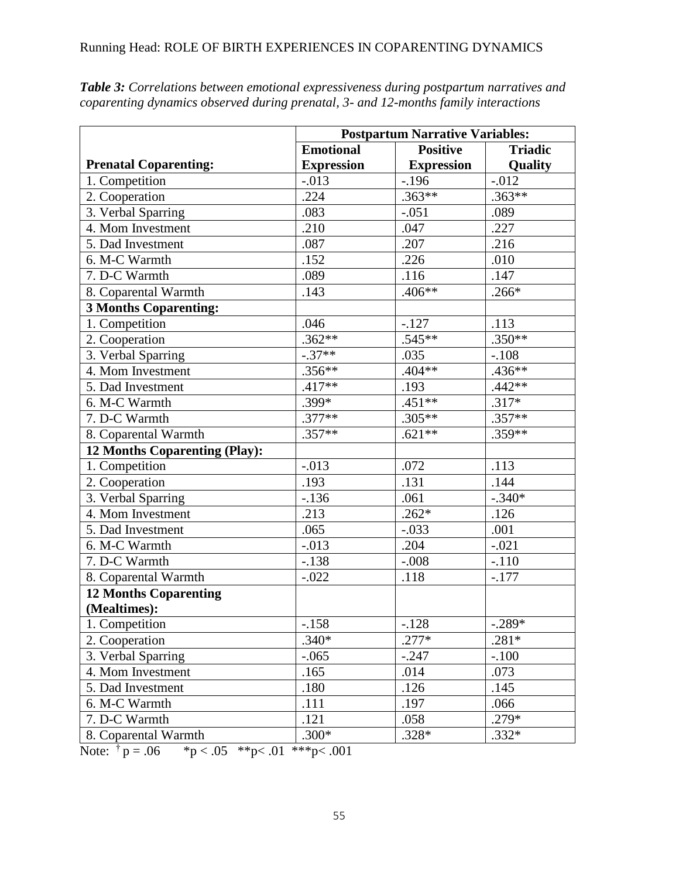***Table 3:*** *Correlations between emotional expressiveness during postpartum narratives and coparenting dynamics observed during prenatal, 3- and 12-months family interactions*

| | **Postpartum Narrative Variables:** | | |
|---|---|---|---|
| **Prenatal Coparenting:** | **Emotional Expression** | **Positive Expression** | **Triadic Quality** |
| 1. Competition | -.013 | -.196 | -.012 |
| 2. Cooperation | .224 | .363** | .363** |
| 3. Verbal Sparring | .083 | -.051 | .089 |
| 4. Mom Investment | .210 | .047 | .227 |
| 5. Dad Investment | .087 | .207 | .216 |
| 6. M-C Warmth | .152 | .226 | .010 |
| 7. D-C Warmth | .089 | .116 | .147 |
| 8. Coparental Warmth | .143 | .406** | .266* |
| **3 Months Coparenting:** | | | |
| 1. Competition | .046 | -.127 | .113 |
| 2. Cooperation | .362** | .545** | .350** |
| 3. Verbal Sparring | -.37** | .035 | -.108 |
| 4. Mom Investment | .356** | .404** | .436** |
| 5. Dad Investment | .417** | .193 | .442** |
| 6. M-C Warmth | .399* | .451** | .317* |
| 7. D-C Warmth | .377** | .305** | .357** |
| 8. Coparental Warmth | .357** | .621** | .359** |
| **12 Months Coparenting (Play):** | | | |
| 1. Competition | -.013 | .072 | .113 |
| 2. Cooperation | .193 | .131 | .144 |
| 3. Verbal Sparring | -.136 | .061 | -.340* |
| 4. Mom Investment | .213 | .262* | .126 |
| 5. Dad Investment | .065 | -.033 | .001 |
| 6. M-C Warmth | -.013 | .204 | -.021 |
| 7. D-C Warmth | -.138 | -.008 | -.110 |
| 8. Coparental Warmth | -.022 | .118 | -.177 |
| **12 Months Coparenting (Mealtimes):** | | | |
| 1. Competition | -.158 | -.128 | -.289* |
| 2. Cooperation | .340* | .277* | .281* |
| 3. Verbal Sparring | -.065 | -.247 | -.100 |
| 4. Mom Investment | .165 | .014 | .073 |
| 5. Dad Investment | .180 | .126 | .145 |
| 6. M-C Warmth | .111 | .197 | .066 |
| 7. D-C Warmth | .121 | .058 | .279* |
| 8. Coparental Warmth | .300* | .328* | .332* |

Note: † $p = .06$ \* $p < .05$ \*\* $p < .01$ \*\*\* $p < .001$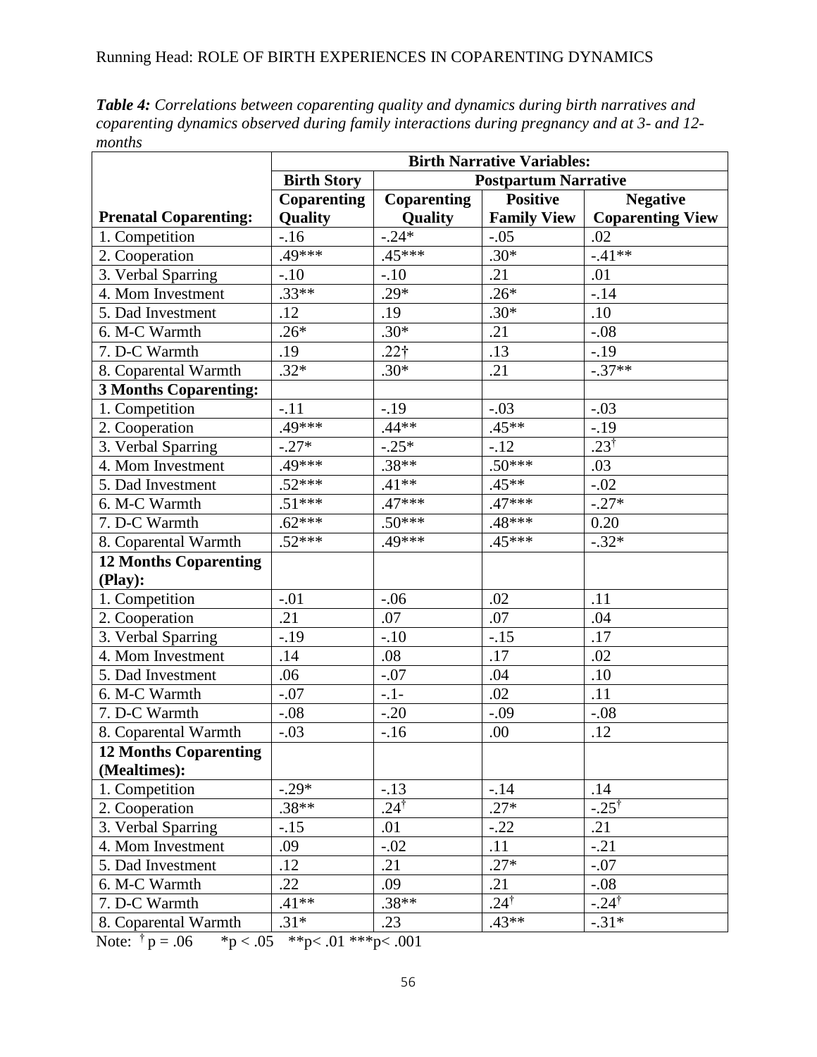***Table 4:*** *Correlations between coparenting quality and dynamics during birth narratives and coparenting dynamics observed during family interactions during pregnancy and at 3- and 12-months*

| | **Birth Narrative Variables:** | | | |
|---|---|---|---|---|
| | **Birth Story** | **Postpartum Narrative** | | |
| **Prenatal Coparenting:** | **Coparenting Quality** | **Coparenting Quality** | **Positive Family View** | **Negative Coparenting View** |
| 1. Competition | -.16 | -.24* | -.05 | .02 |
| 2. Cooperation | .49*** | .45*** | .30* | -.41** |
| 3. Verbal Sparring | -.10 | -.10 | .21 | .01 |
| 4. Mom Investment | .33** | .29* | .26* | -.14 |
| 5. Dad Investment | .12 | .19 | .30* | .10 |
| 6. M-C Warmth | .26* | .30* | .21 | -.08 |
| 7. D-C Warmth | .19 | .22† | .13 | -.19 |
| 8. Coparental Warmth | .32* | .30* | .21 | -.37** |
| **3 Months Coparenting:** | | | | |
| 1. Competition | -.11 | -.19 | -.03 | -.03 |
| 2. Cooperation | .49*** | .44** | .45** | -.19 |
| 3. Verbal Sparring | -.27* | -.25* | -.12 | .23† |
| 4. Mom Investment | .49*** | .38** | .50*** | .03 |
| 5. Dad Investment | .52*** | .41** | .45** | -.02 |
| 6. M-C Warmth | .51*** | .47*** | .47*** | -.27* |
| 7. D-C Warmth | .62*** | .50*** | .48*** | 0.20 |
| 8. Coparental Warmth | .52*** | .49*** | .45*** | -.32* |
| **12 Months Coparenting (Play):** | | | | |
| 1. Competition | -.01 | -.06 | .02 | .11 |
| 2. Cooperation | .21 | .07 | .07 | .04 |
| 3. Verbal Sparring | -.19 | -.10 | -.15 | .17 |
| 4. Mom Investment | .14 | .08 | .17 | .02 |
| 5. Dad Investment | .06 | -.07 | .04 | .10 |
| 6. M-C Warmth | -.07 | -.1- | .02 | .11 |
| 7. D-C Warmth | -.08 | -.20 | -.09 | -.08 |
| 8. Coparental Warmth | -.03 | -.16 | .00 | .12 |
| **12 Months Coparenting (Mealtimes):** | | | | |
| 1. Competition | -.29* | -.13 | -.14 | .14 |
| 2. Cooperation | .38** | .24† | .27* | -.25† |
| 3. Verbal Sparring | -.15 | .01 | -.22 | .21 |
| 4. Mom Investment | .09 | -.02 | .11 | -.21 |
| 5. Dad Investment | .12 | .21 | .27* | -.07 |
| 6. M-C Warmth | .22 | .09 | .21 | -.08 |
| 7. D-C Warmth | .41** | .38** | .24† | -.24† |
| 8. Coparental Warmth | .31* | .23 | .43** | -.31* |

Note: † $p = .06$ &nbsp;&nbsp; * $p < .05$ &nbsp;&nbsp; ** $p < .01$ &nbsp;&nbsp; *** $p < .001$